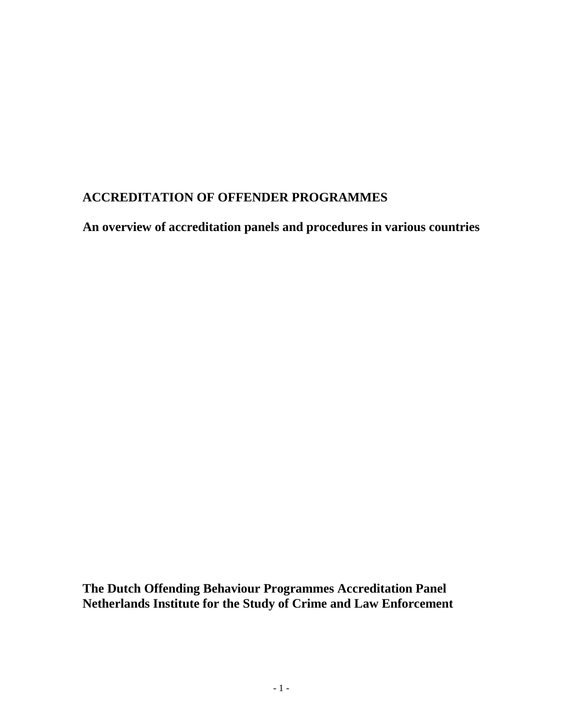# ACCREDITATION OF OFFENDER PROGRAMMES

## An overview of accreditation panels and procedures in various countries

**The Dutch Offending Behaviour Programmes Accreditation Panel**
**Netherlands Institute for the Study of Crime and Law Enforcement**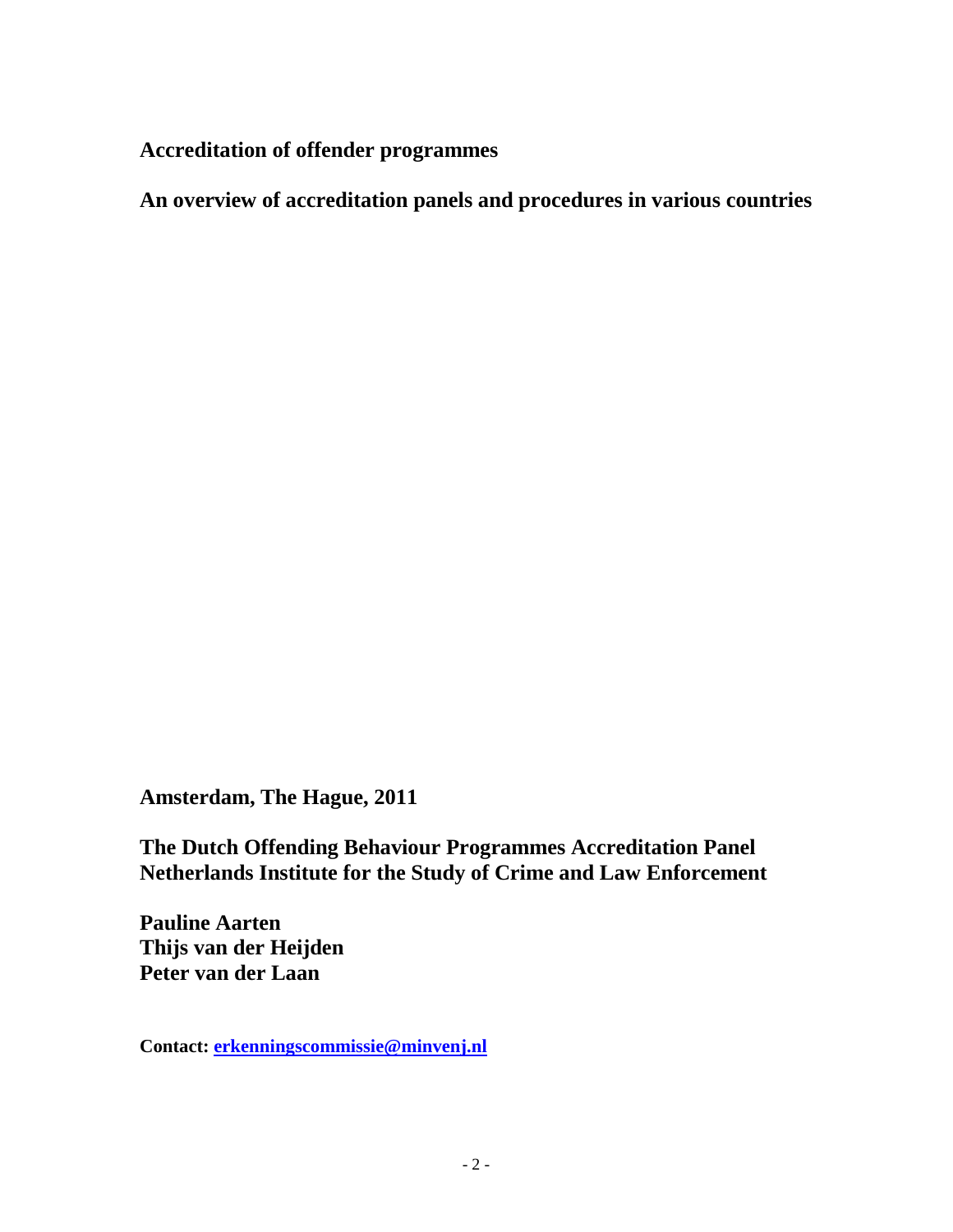**Accreditation of offender programmes**

**An overview of accreditation panels and procedures in various countries**

**Amsterdam, The Hague, 2011**

**The Dutch Offending Behaviour Programmes Accreditation Panel**
**Netherlands Institute for the Study of Crime and Law Enforcement**

**Pauline Aarten**
**Thijs van der Heijden**
**Peter van der Laan**

**Contact: erkenningscommissie@minvenj.nl**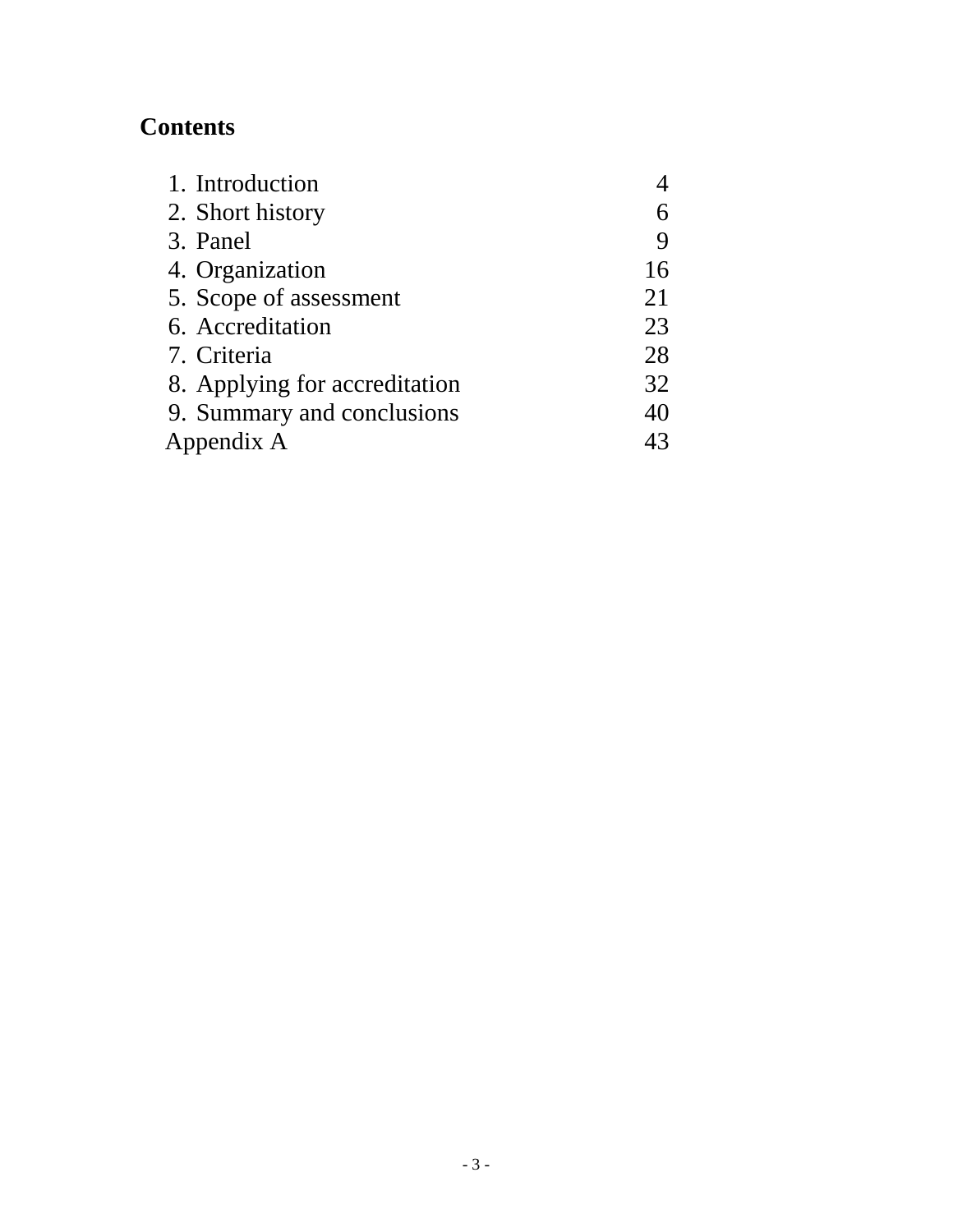## Contents

| | |
|---|---|
| 1. Introduction | 4 |
| 2. Short history | 6 |
| 3. Panel | 9 |
| 4. Organization | 16 |
| 5. Scope of assessment | 21 |
| 6. Accreditation | 23 |
| 7. Criteria | 28 |
| 8. Applying for accreditation | 32 |
| 9. Summary and conclusions | 40 |
| Appendix A | 43 |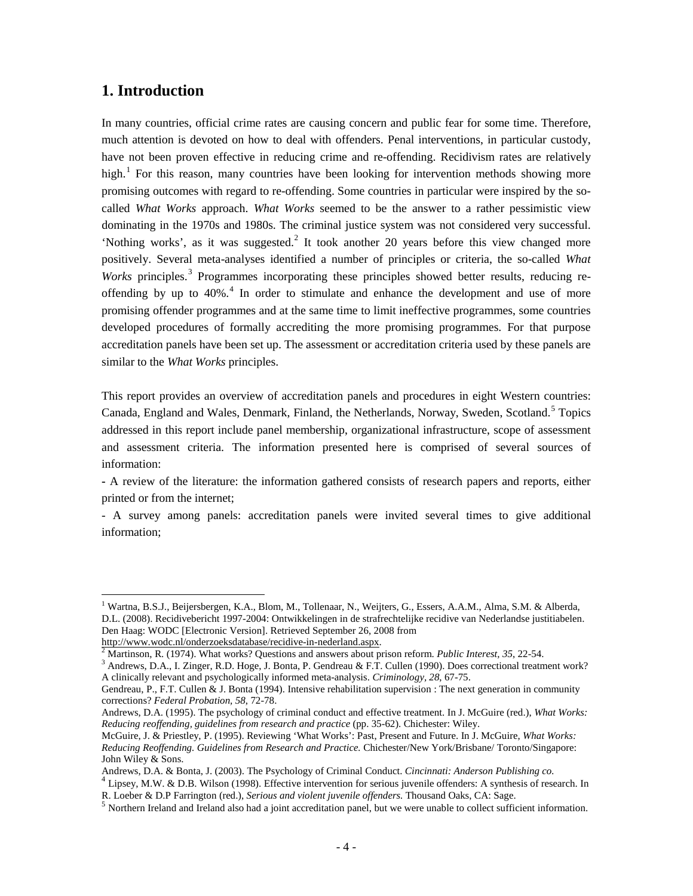## 1. Introduction

In many countries, official crime rates are causing concern and public fear for some time. Therefore, much attention is devoted on how to deal with offenders. Penal interventions, in particular custody, have not been proven effective in reducing crime and re-offending. Recidivism rates are relatively high.[1] For this reason, many countries have been looking for intervention methods showing more promising outcomes with regard to re-offending. Some countries in particular were inspired by the so-called *What Works* approach. *What Works* seemed to be the answer to a rather pessimistic view dominating in the 1970s and 1980s. The criminal justice system was not considered very successful. 'Nothing works', as it was suggested.[2] It took another 20 years before this view changed more positively. Several meta-analyses identified a number of principles or criteria, the so-called *What Works* principles.[3] Programmes incorporating these principles showed better results, reducing re-offending by up to 40%.[4] In order to stimulate and enhance the development and use of more promising offender programmes and at the same time to limit ineffective programmes, some countries developed procedures of formally accrediting the more promising programmes. For that purpose accreditation panels have been set up. The assessment or accreditation criteria used by these panels are similar to the *What Works* principles.

This report provides an overview of accreditation panels and procedures in eight Western countries: Canada, England and Wales, Denmark, Finland, the Netherlands, Norway, Sweden, Scotland.[5] Topics addressed in this report include panel membership, organizational infrastructure, scope of assessment and assessment criteria. The information presented here is comprised of several sources of information:

- A review of the literature: the information gathered consists of research papers and reports, either printed or from the internet;
- A survey among panels: accreditation panels were invited several times to give additional information;

---

[1] Wartna, B.S.J., Beijersbergen, K.A., Blom, M., Tollenaar, N., Weijters, G., Essers, A.A.M., Alma, S.M. & Alberda, D.L. (2008). Recidivebericht 1997-2004: Ontwikkelingen in de strafrechtelijke recidive van Nederlandse justitiabelen. Den Haag: WODC [Electronic Version]. Retrieved September 26, 2008 from http://www.wodc.nl/onderzoeksdatabase/recidive-in-nederland.aspx.

[2] Martinson, R. (1974). What works? Questions and answers about prison reform. *Public Interest, 35*, 22-54.

[3] Andrews, D.A., I. Zinger, R.D. Hoge, J. Bonta, P. Gendreau & F.T. Cullen (1990). Does correctional treatment work? A clinically relevant and psychologically informed meta-analysis. *Criminology, 28*, 67-75.

Gendreau, P., F.T. Cullen & J. Bonta (1994). Intensive rehabilitation supervision : The next generation in community corrections? *Federal Probation, 58*, 72-78.

Andrews, D.A. (1995). The psychology of criminal conduct and effective treatment. In J. McGuire (red.), *What Works: Reducing reoffending, guidelines from research and practice* (pp. 35-62). Chichester: Wiley.

McGuire, J. & Priestley, P. (1995). Reviewing 'What Works': Past, Present and Future. In J. McGuire, *What Works: Reducing Reoffending. Guidelines from Research and Practice.* Chichester/New York/Brisbane/ Toronto/Singapore: John Wiley & Sons.

Andrews, D.A. & Bonta, J. (2003). The Psychology of Criminal Conduct. *Cincinnati: Anderson Publishing co.*

[4] Lipsey, M.W. & D.B. Wilson (1998). Effective intervention for serious juvenile offenders: A synthesis of research. In R. Loeber & D.P Farrington (red.), *Serious and violent juvenile offenders.* Thousand Oaks, CA: Sage.

[5] Northern Ireland and Ireland also had a joint accreditation panel, but we were unable to collect sufficient information.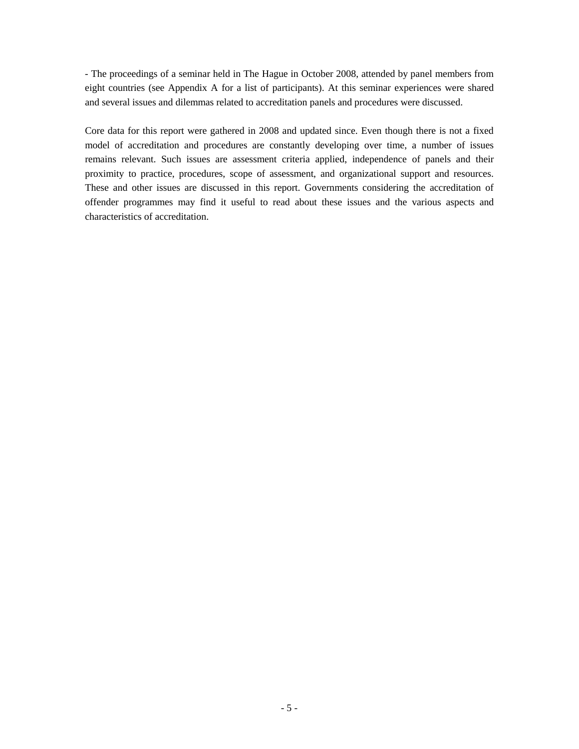- The proceedings of a seminar held in The Hague in October 2008, attended by panel members from eight countries (see Appendix A for a list of participants). At this seminar experiences were shared and several issues and dilemmas related to accreditation panels and procedures were discussed.

Core data for this report were gathered in 2008 and updated since. Even though there is not a fixed model of accreditation and procedures are constantly developing over time, a number of issues remains relevant. Such issues are assessment criteria applied, independence of panels and their proximity to practice, procedures, scope of assessment, and organizational support and resources. These and other issues are discussed in this report. Governments considering the accreditation of offender programmes may find it useful to read about these issues and the various aspects and characteristics of accreditation.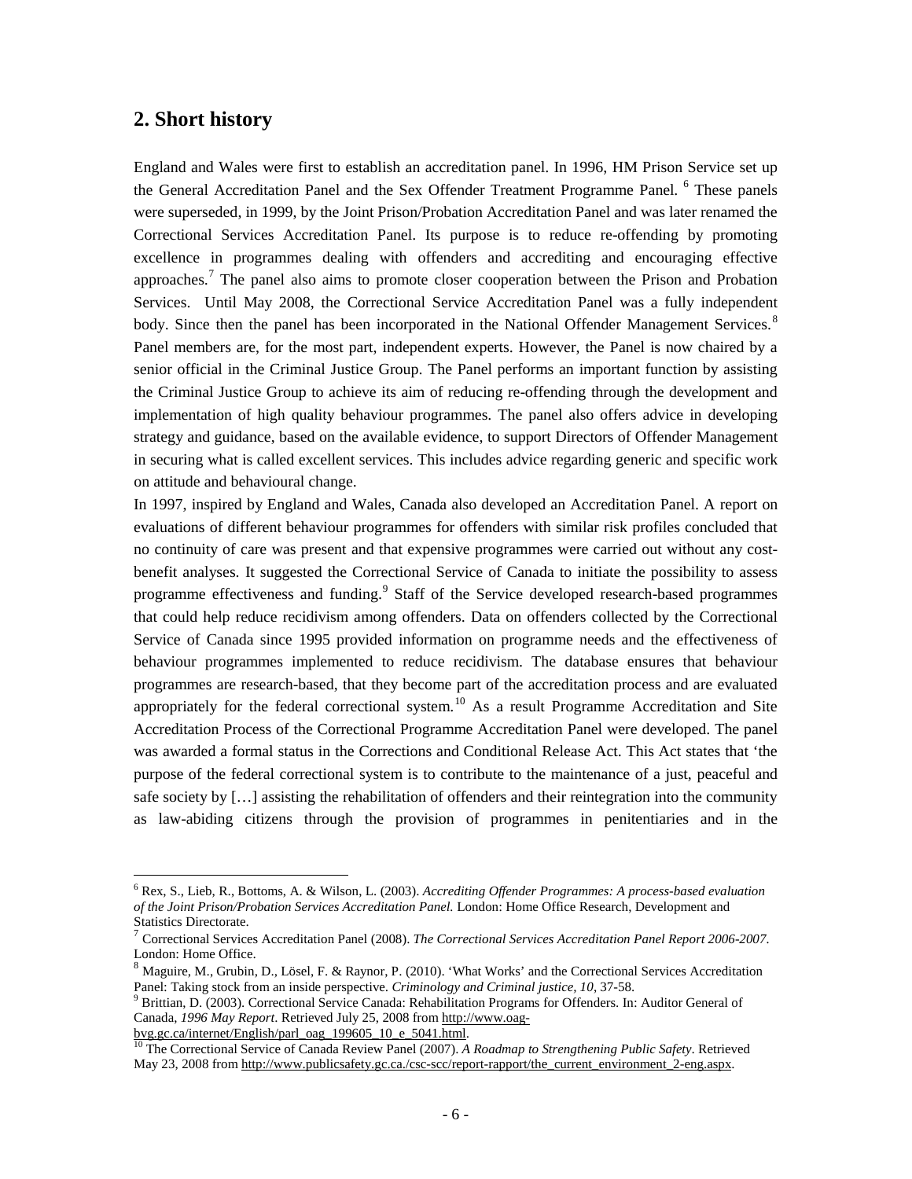## 2. Short history

England and Wales were first to establish an accreditation panel. In 1996, HM Prison Service set up the General Accreditation Panel and the Sex Offender Treatment Programme Panel. [6] These panels were superseded, in 1999, by the Joint Prison/Probation Accreditation Panel and was later renamed the Correctional Services Accreditation Panel. Its purpose is to reduce re-offending by promoting excellence in programmes dealing with offenders and accrediting and encouraging effective approaches.[7] The panel also aims to promote closer cooperation between the Prison and Probation Services. Until May 2008, the Correctional Service Accreditation Panel was a fully independent body. Since then the panel has been incorporated in the National Offender Management Services.[8] Panel members are, for the most part, independent experts. However, the Panel is now chaired by a senior official in the Criminal Justice Group. The Panel performs an important function by assisting the Criminal Justice Group to achieve its aim of reducing re-offending through the development and implementation of high quality behaviour programmes. The panel also offers advice in developing strategy and guidance, based on the available evidence, to support Directors of Offender Management in securing what is called excellent services. This includes advice regarding generic and specific work on attitude and behavioural change.

In 1997, inspired by England and Wales, Canada also developed an Accreditation Panel. A report on evaluations of different behaviour programmes for offenders with similar risk profiles concluded that no continuity of care was present and that expensive programmes were carried out without any cost-benefit analyses. It suggested the Correctional Service of Canada to initiate the possibility to assess programme effectiveness and funding.[9] Staff of the Service developed research-based programmes that could help reduce recidivism among offenders. Data on offenders collected by the Correctional Service of Canada since 1995 provided information on programme needs and the effectiveness of behaviour programmes implemented to reduce recidivism. The database ensures that behaviour programmes are research-based, that they become part of the accreditation process and are evaluated appropriately for the federal correctional system.[10] As a result Programme Accreditation and Site Accreditation Process of the Correctional Programme Accreditation Panel were developed. The panel was awarded a formal status in the Corrections and Conditional Release Act. This Act states that 'the purpose of the federal correctional system is to contribute to the maintenance of a just, peaceful and safe society by […] assisting the rehabilitation of offenders and their reintegration into the community as law-abiding citizens through the provision of programmes in penitentiaries and in the

---

[6] Rex, S., Lieb, R., Bottoms, A. & Wilson, L. (2003). *Accrediting Offender Programmes: A process-based evaluation of the Joint Prison/Probation Services Accreditation Panel.* London: Home Office Research, Development and Statistics Directorate.

[7] Correctional Services Accreditation Panel (2008). *The Correctional Services Accreditation Panel Report 2006-2007*. London: Home Office.

[8] Maguire, M., Grubin, D., Lösel, F. & Raynor, P. (2010). 'What Works' and the Correctional Services Accreditation Panel: Taking stock from an inside perspective. *Criminology and Criminal justice, 10*, 37-58.

[9] Brittian, D. (2003). Correctional Service Canada: Rehabilitation Programs for Offenders. In: Auditor General of Canada, *1996 May Report*. Retrieved July 25, 2008 from http://www.oag-bvg.gc.ca/internet/English/parl_oag_199605_10_e_5041.html.

[10] The Correctional Service of Canada Review Panel (2007). *A Roadmap to Strengthening Public Safety*. Retrieved May 23, 2008 from http://www.publicsafety.gc.ca./csc-scc/report-rapport/the_current_environment_2-eng.aspx.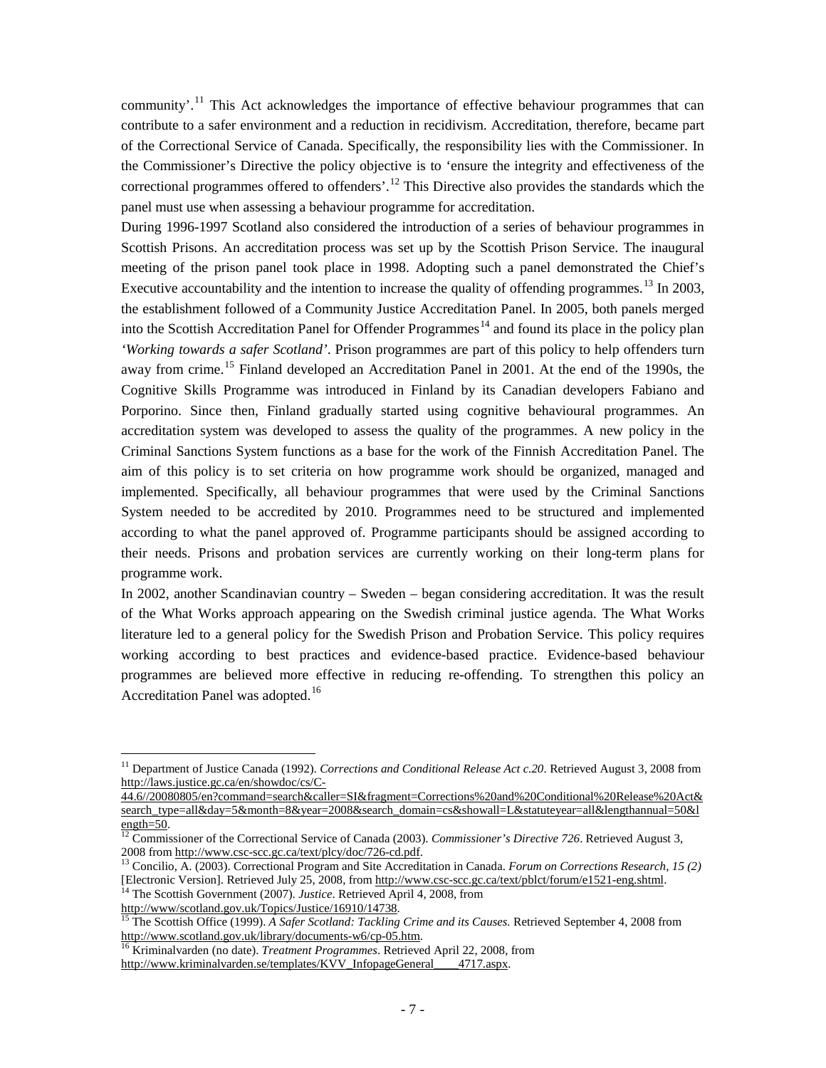community'.[11] This Act acknowledges the importance of effective behaviour programmes that can contribute to a safer environment and a reduction in recidivism. Accreditation, therefore, became part of the Correctional Service of Canada. Specifically, the responsibility lies with the Commissioner. In the Commissioner's Directive the policy objective is to 'ensure the integrity and effectiveness of the correctional programmes offered to offenders'.[12] This Directive also provides the standards which the panel must use when assessing a behaviour programme for accreditation.

During 1996-1997 Scotland also considered the introduction of a series of behaviour programmes in Scottish Prisons. An accreditation process was set up by the Scottish Prison Service. The inaugural meeting of the prison panel took place in 1998. Adopting such a panel demonstrated the Chief's Executive accountability and the intention to increase the quality of offending programmes.[13] In 2003, the establishment followed of a Community Justice Accreditation Panel. In 2005, both panels merged into the Scottish Accreditation Panel for Offender Programmes[14] and found its place in the policy plan *'Working towards a safer Scotland'*. Prison programmes are part of this policy to help offenders turn away from crime.[15] Finland developed an Accreditation Panel in 2001. At the end of the 1990s, the Cognitive Skills Programme was introduced in Finland by its Canadian developers Fabiano and Porporino. Since then, Finland gradually started using cognitive behavioural programmes. An accreditation system was developed to assess the quality of the programmes. A new policy in the Criminal Sanctions System functions as a base for the work of the Finnish Accreditation Panel. The aim of this policy is to set criteria on how programme work should be organized, managed and implemented. Specifically, all behaviour programmes that were used by the Criminal Sanctions System needed to be accredited by 2010. Programmes need to be structured and implemented according to what the panel approved of. Programme participants should be assigned according to their needs. Prisons and probation services are currently working on their long-term plans for programme work.

In 2002, another Scandinavian country – Sweden – began considering accreditation. It was the result of the What Works approach appearing on the Swedish criminal justice agenda. The What Works literature led to a general policy for the Swedish Prison and Probation Service. This policy requires working according to best practices and evidence-based practice. Evidence-based behaviour programmes are believed more effective in reducing re-offending. To strengthen this policy an Accreditation Panel was adopted.[16]

---

[11] Department of Justice Canada (1992). *Corrections and Conditional Release Act c.20*. Retrieved August 3, 2008 from http://laws.justice.gc.ca/en/showdoc/cs/C-44.6//20080805/en?command=search&caller=SI&fragment=Corrections%20and%20Conditional%20Release%20Act&search_type=all&day=5&month=8&year=2008&search_domain=cs&showall=L&statuteyear=all&lengthannual=50&length=50.

[12] Commissioner of the Correctional Service of Canada (2003). *Commissioner's Directive 726*. Retrieved August 3, 2008 from http://www.csc-scc.gc.ca/text/plcy/doc/726-cd.pdf.

[13] Concilio, A. (2003). Correctional Program and Site Accreditation in Canada. *Forum on Corrections Research, 15 (2)* [Electronic Version]. Retrieved July 25, 2008, from http://www.csc-scc.gc.ca/text/pblct/forum/e1521-eng.shtml.

[14] The Scottish Government (2007). *Justice*. Retrieved April 4, 2008, from http://www/scotland.gov.uk/Topics/Justice/16910/14738.

[15] The Scottish Office (1999). *A Safer Scotland: Tackling Crime and its Causes.* Retrieved September 4, 2008 from http://www.scotland.gov.uk/library/documents-w6/cp-05.htm.

[16] Kriminalvarden (no date). *Treatment Programmes*. Retrieved April 22, 2008, from http://www.kriminalvarden.se/templates/KVV_InfopageGeneral____4717.aspx.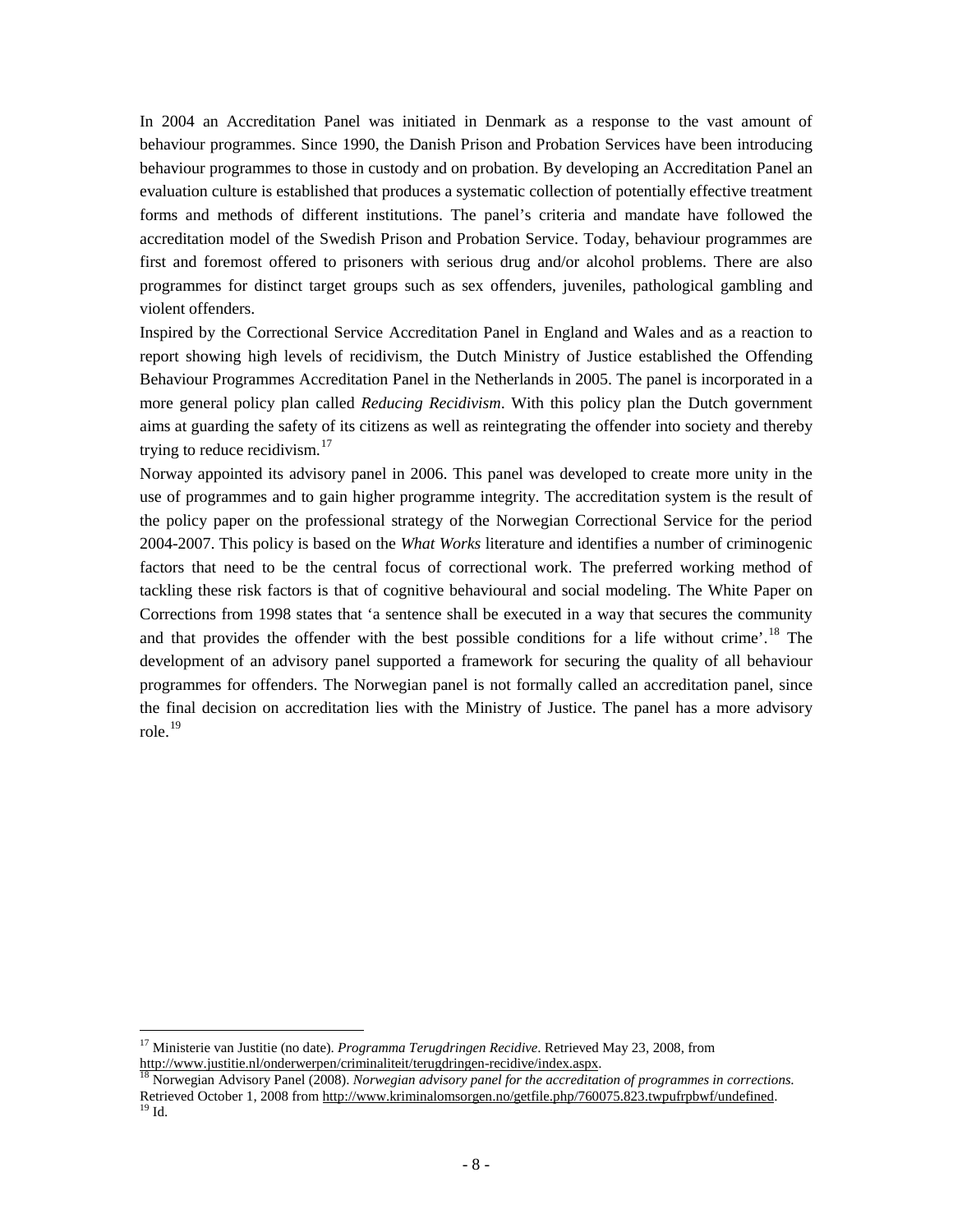In 2004 an Accreditation Panel was initiated in Denmark as a response to the vast amount of behaviour programmes. Since 1990, the Danish Prison and Probation Services have been introducing behaviour programmes to those in custody and on probation. By developing an Accreditation Panel an evaluation culture is established that produces a systematic collection of potentially effective treatment forms and methods of different institutions. The panel's criteria and mandate have followed the accreditation model of the Swedish Prison and Probation Service. Today, behaviour programmes are first and foremost offered to prisoners with serious drug and/or alcohol problems. There are also programmes for distinct target groups such as sex offenders, juveniles, pathological gambling and violent offenders.

Inspired by the Correctional Service Accreditation Panel in England and Wales and as a reaction to report showing high levels of recidivism, the Dutch Ministry of Justice established the Offending Behaviour Programmes Accreditation Panel in the Netherlands in 2005. The panel is incorporated in a more general policy plan called *Reducing Recidivism*. With this policy plan the Dutch government aims at guarding the safety of its citizens as well as reintegrating the offender into society and thereby trying to reduce recidivism.[17]

Norway appointed its advisory panel in 2006. This panel was developed to create more unity in the use of programmes and to gain higher programme integrity. The accreditation system is the result of the policy paper on the professional strategy of the Norwegian Correctional Service for the period 2004-2007. This policy is based on the *What Works* literature and identifies a number of criminogenic factors that need to be the central focus of correctional work. The preferred working method of tackling these risk factors is that of cognitive behavioural and social modeling. The White Paper on Corrections from 1998 states that 'a sentence shall be executed in a way that secures the community and that provides the offender with the best possible conditions for a life without crime'.[18] The development of an advisory panel supported a framework for securing the quality of all behaviour programmes for offenders. The Norwegian panel is not formally called an accreditation panel, since the final decision on accreditation lies with the Ministry of Justice. The panel has a more advisory role.[19]

---

[17] Ministerie van Justitie (no date). *Programma Terugdringen Recidive*. Retrieved May 23, 2008, from http://www.justitie.nl/onderwerpen/criminaliteit/terugdringen-recidive/index.aspx.

[18] Norwegian Advisory Panel (2008). *Norwegian advisory panel for the accreditation of programmes in corrections.* Retrieved October 1, 2008 from http://www.kriminalomsorgen.no/getfile.php/760075.823.twpufrpbwf/undefined.

[19] Id.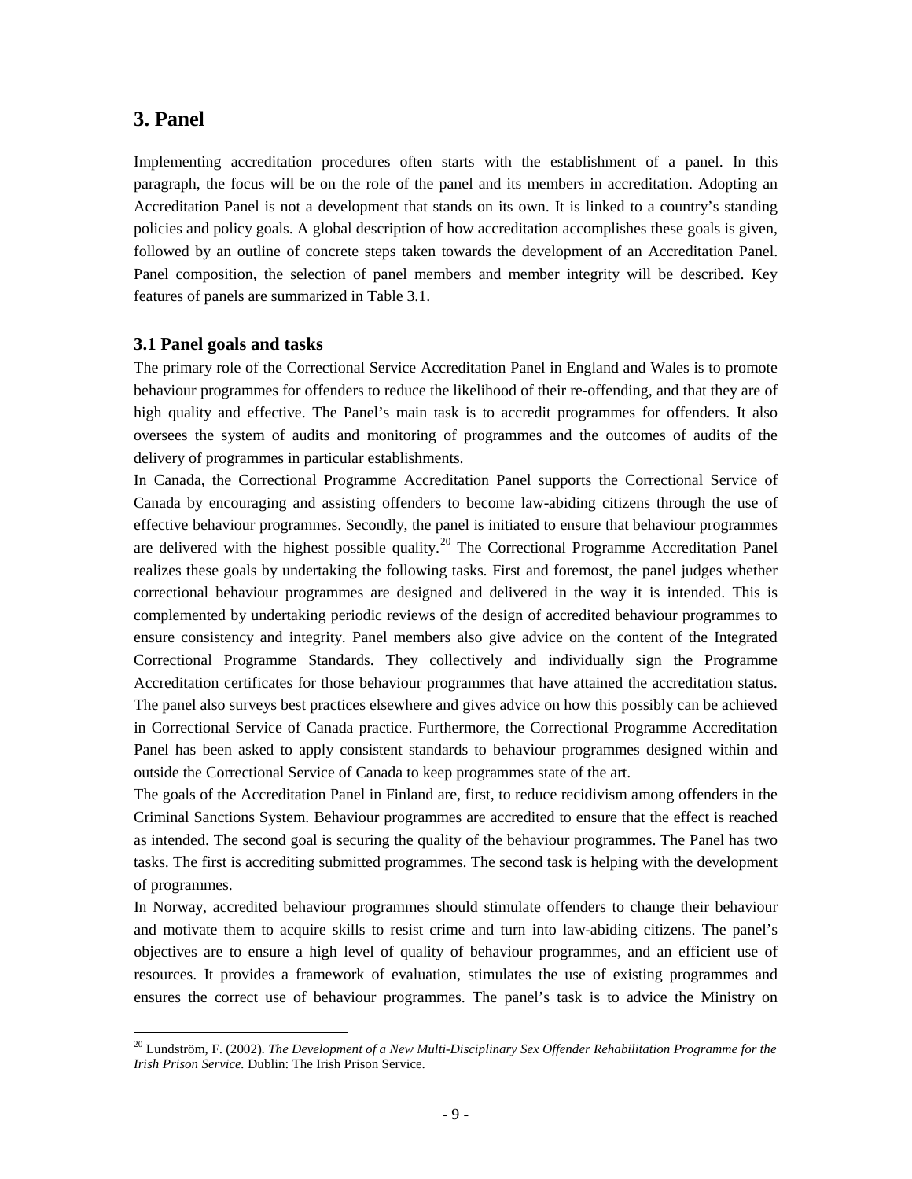# 3. Panel

Implementing accreditation procedures often starts with the establishment of a panel. In this paragraph, the focus will be on the role of the panel and its members in accreditation. Adopting an Accreditation Panel is not a development that stands on its own. It is linked to a country's standing policies and policy goals. A global description of how accreditation accomplishes these goals is given, followed by an outline of concrete steps taken towards the development of an Accreditation Panel. Panel composition, the selection of panel members and member integrity will be described. Key features of panels are summarized in Table 3.1.

## 3.1 Panel goals and tasks

The primary role of the Correctional Service Accreditation Panel in England and Wales is to promote behaviour programmes for offenders to reduce the likelihood of their re-offending, and that they are of high quality and effective. The Panel's main task is to accredit programmes for offenders. It also oversees the system of audits and monitoring of programmes and the outcomes of audits of the delivery of programmes in particular establishments.

In Canada, the Correctional Programme Accreditation Panel supports the Correctional Service of Canada by encouraging and assisting offenders to become law-abiding citizens through the use of effective behaviour programmes. Secondly, the panel is initiated to ensure that behaviour programmes are delivered with the highest possible quality.[20] The Correctional Programme Accreditation Panel realizes these goals by undertaking the following tasks. First and foremost, the panel judges whether correctional behaviour programmes are designed and delivered in the way it is intended. This is complemented by undertaking periodic reviews of the design of accredited behaviour programmes to ensure consistency and integrity. Panel members also give advice on the content of the Integrated Correctional Programme Standards. They collectively and individually sign the Programme Accreditation certificates for those behaviour programmes that have attained the accreditation status. The panel also surveys best practices elsewhere and gives advice on how this possibly can be achieved in Correctional Service of Canada practice. Furthermore, the Correctional Programme Accreditation Panel has been asked to apply consistent standards to behaviour programmes designed within and outside the Correctional Service of Canada to keep programmes state of the art.

The goals of the Accreditation Panel in Finland are, first, to reduce recidivism among offenders in the Criminal Sanctions System. Behaviour programmes are accredited to ensure that the effect is reached as intended. The second goal is securing the quality of the behaviour programmes. The Panel has two tasks. The first is accrediting submitted programmes. The second task is helping with the development of programmes.

In Norway, accredited behaviour programmes should stimulate offenders to change their behaviour and motivate them to acquire skills to resist crime and turn into law-abiding citizens. The panel's objectives are to ensure a high level of quality of behaviour programmes, and an efficient use of resources. It provides a framework of evaluation, stimulates the use of existing programmes and ensures the correct use of behaviour programmes. The panel's task is to advice the Ministry on

[20] Lundström, F. (2002). *The Development of a New Multi-Disciplinary Sex Offender Rehabilitation Programme for the Irish Prison Service.* Dublin: The Irish Prison Service.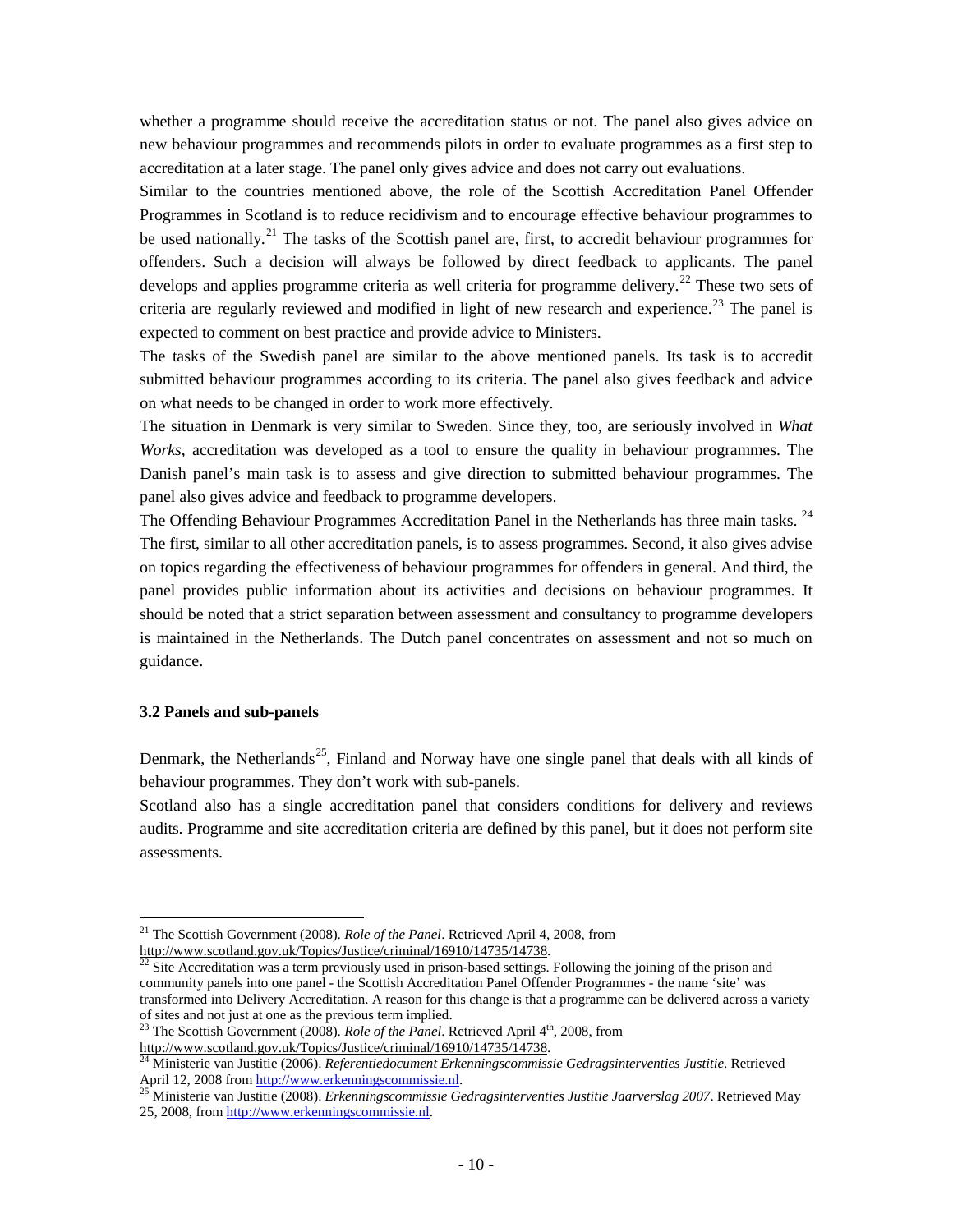whether a programme should receive the accreditation status or not. The panel also gives advice on new behaviour programmes and recommends pilots in order to evaluate programmes as a first step to accreditation at a later stage. The panel only gives advice and does not carry out evaluations.

Similar to the countries mentioned above, the role of the Scottish Accreditation Panel Offender Programmes in Scotland is to reduce recidivism and to encourage effective behaviour programmes to be used nationally.[21] The tasks of the Scottish panel are, first, to accredit behaviour programmes for offenders. Such a decision will always be followed by direct feedback to applicants. The panel develops and applies programme criteria as well criteria for programme delivery.[22] These two sets of criteria are regularly reviewed and modified in light of new research and experience.[23] The panel is expected to comment on best practice and provide advice to Ministers.

The tasks of the Swedish panel are similar to the above mentioned panels. Its task is to accredit submitted behaviour programmes according to its criteria. The panel also gives feedback and advice on what needs to be changed in order to work more effectively.

The situation in Denmark is very similar to Sweden. Since they, too, are seriously involved in *What Works*, accreditation was developed as a tool to ensure the quality in behaviour programmes. The Danish panel's main task is to assess and give direction to submitted behaviour programmes. The panel also gives advice and feedback to programme developers.

The Offending Behaviour Programmes Accreditation Panel in the Netherlands has three main tasks. [24] The first, similar to all other accreditation panels, is to assess programmes. Second, it also gives advise on topics regarding the effectiveness of behaviour programmes for offenders in general. And third, the panel provides public information about its activities and decisions on behaviour programmes. It should be noted that a strict separation between assessment and consultancy to programme developers is maintained in the Netherlands. The Dutch panel concentrates on assessment and not so much on guidance.

### 3.2 Panels and sub-panels

Denmark, the Netherlands[25], Finland and Norway have one single panel that deals with all kinds of behaviour programmes. They don't work with sub-panels.

Scotland also has a single accreditation panel that considers conditions for delivery and reviews audits. Programme and site accreditation criteria are defined by this panel, but it does not perform site assessments.

---

[21] The Scottish Government (2008). *Role of the Panel*. Retrieved April 4, 2008, from http://www.scotland.gov.uk/Topics/Justice/criminal/16910/14735/14738.

[22] Site Accreditation was a term previously used in prison-based settings. Following the joining of the prison and community panels into one panel - the Scottish Accreditation Panel Offender Programmes - the name 'site' was transformed into Delivery Accreditation. A reason for this change is that a programme can be delivered across a variety of sites and not just at one as the previous term implied.

[23] The Scottish Government (2008). *Role of the Panel*. Retrieved April 4th, 2008, from http://www.scotland.gov.uk/Topics/Justice/criminal/16910/14735/14738.

[24] Ministerie van Justitie (2006). *Referentiedocument Erkenningscommissie Gedragsinterventies Justitie*. Retrieved April 12, 2008 from http://www.erkenningscommissie.nl.

[25] Ministerie van Justitie (2008). *Erkenningscommissie Gedragsinterventies Justitie Jaarverslag 2007*. Retrieved May 25, 2008, from http://www.erkenningscommissie.nl.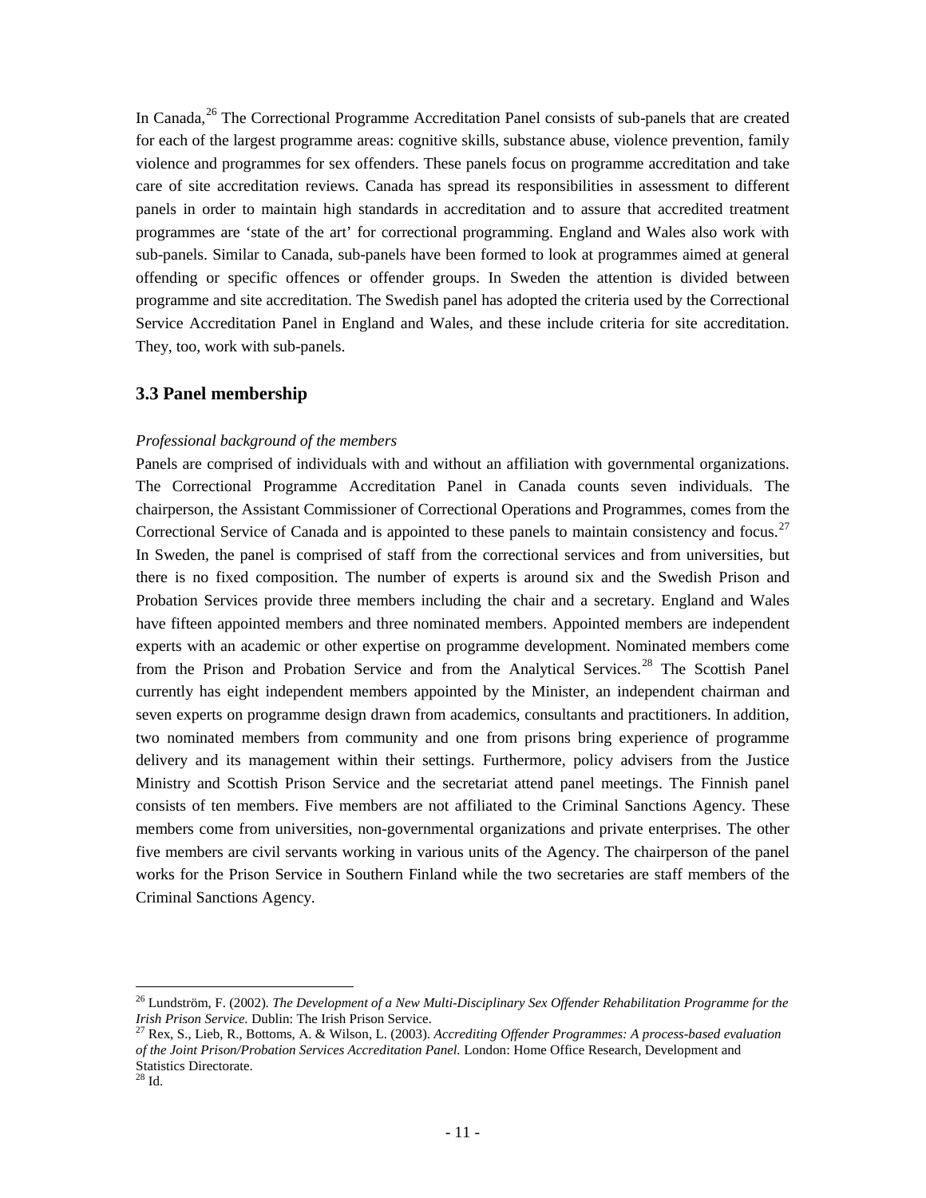In Canada,[26] The Correctional Programme Accreditation Panel consists of sub-panels that are created for each of the largest programme areas: cognitive skills, substance abuse, violence prevention, family violence and programmes for sex offenders. These panels focus on programme accreditation and take care of site accreditation reviews. Canada has spread its responsibilities in assessment to different panels in order to maintain high standards in accreditation and to assure that accredited treatment programmes are 'state of the art' for correctional programming. England and Wales also work with sub-panels. Similar to Canada, sub-panels have been formed to look at programmes aimed at general offending or specific offences or offender groups. In Sweden the attention is divided between programme and site accreditation. The Swedish panel has adopted the criteria used by the Correctional Service Accreditation Panel in England and Wales, and these include criteria for site accreditation. They, too, work with sub-panels.

### 3.3 Panel membership

*Professional background of the members*

Panels are comprised of individuals with and without an affiliation with governmental organizations. The Correctional Programme Accreditation Panel in Canada counts seven individuals. The chairperson, the Assistant Commissioner of Correctional Operations and Programmes, comes from the Correctional Service of Canada and is appointed to these panels to maintain consistency and focus.[27] In Sweden, the panel is comprised of staff from the correctional services and from universities, but there is no fixed composition. The number of experts is around six and the Swedish Prison and Probation Services provide three members including the chair and a secretary. England and Wales have fifteen appointed members and three nominated members. Appointed members are independent experts with an academic or other expertise on programme development. Nominated members come from the Prison and Probation Service and from the Analytical Services.[28] The Scottish Panel currently has eight independent members appointed by the Minister, an independent chairman and seven experts on programme design drawn from academics, consultants and practitioners. In addition, two nominated members from community and one from prisons bring experience of programme delivery and its management within their settings. Furthermore, policy advisers from the Justice Ministry and Scottish Prison Service and the secretariat attend panel meetings. The Finnish panel consists of ten members. Five members are not affiliated to the Criminal Sanctions Agency. These members come from universities, non-governmental organizations and private enterprises. The other five members are civil servants working in various units of the Agency. The chairperson of the panel works for the Prison Service in Southern Finland while the two secretaries are staff members of the Criminal Sanctions Agency.

---

[26] Lundström, F. (2002). *The Development of a New Multi-Disciplinary Sex Offender Rehabilitation Programme for the Irish Prison Service.* Dublin: The Irish Prison Service.

[27] Rex, S., Lieb, R., Bottoms, A. & Wilson, L. (2003). *Accrediting Offender Programmes: A process-based evaluation of the Joint Prison/Probation Services Accreditation Panel.* London: Home Office Research, Development and Statistics Directorate.

[28] Id.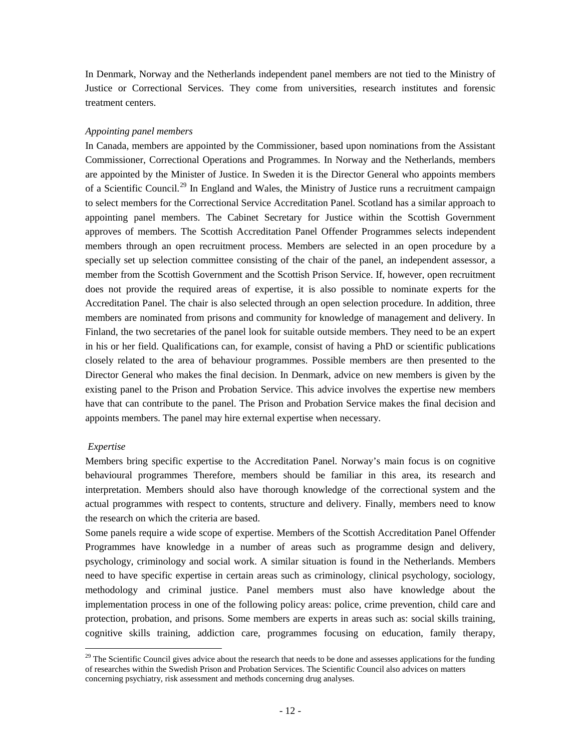In Denmark, Norway and the Netherlands independent panel members are not tied to the Ministry of Justice or Correctional Services. They come from universities, research institutes and forensic treatment centers.

*Appointing panel members*

In Canada, members are appointed by the Commissioner, based upon nominations from the Assistant Commissioner, Correctional Operations and Programmes. In Norway and the Netherlands, members are appointed by the Minister of Justice. In Sweden it is the Director General who appoints members of a Scientific Council.[29] In England and Wales, the Ministry of Justice runs a recruitment campaign to select members for the Correctional Service Accreditation Panel. Scotland has a similar approach to appointing panel members. The Cabinet Secretary for Justice within the Scottish Government approves of members. The Scottish Accreditation Panel Offender Programmes selects independent members through an open recruitment process. Members are selected in an open procedure by a specially set up selection committee consisting of the chair of the panel, an independent assessor, a member from the Scottish Government and the Scottish Prison Service. If, however, open recruitment does not provide the required areas of expertise, it is also possible to nominate experts for the Accreditation Panel. The chair is also selected through an open selection procedure. In addition, three members are nominated from prisons and community for knowledge of management and delivery. In Finland, the two secretaries of the panel look for suitable outside members. They need to be an expert in his or her field. Qualifications can, for example, consist of having a PhD or scientific publications closely related to the area of behaviour programmes. Possible members are then presented to the Director General who makes the final decision. In Denmark, advice on new members is given by the existing panel to the Prison and Probation Service. This advice involves the expertise new members have that can contribute to the panel. The Prison and Probation Service makes the final decision and appoints members. The panel may hire external expertise when necessary.

*Expertise*

Members bring specific expertise to the Accreditation Panel. Norway's main focus is on cognitive behavioural programmes Therefore, members should be familiar in this area, its research and interpretation. Members should also have thorough knowledge of the correctional system and the actual programmes with respect to contents, structure and delivery. Finally, members need to know the research on which the criteria are based.

Some panels require a wide scope of expertise. Members of the Scottish Accreditation Panel Offender Programmes have knowledge in a number of areas such as programme design and delivery, psychology, criminology and social work. A similar situation is found in the Netherlands. Members need to have specific expertise in certain areas such as criminology, clinical psychology, sociology, methodology and criminal justice. Panel members must also have knowledge about the implementation process in one of the following policy areas: police, crime prevention, child care and protection, probation, and prisons. Some members are experts in areas such as: social skills training, cognitive skills training, addiction care, programmes focusing on education, family therapy,

---

[29] The Scientific Council gives advice about the research that needs to be done and assesses applications for the funding of researches within the Swedish Prison and Probation Services. The Scientific Council also advices on matters concerning psychiatry, risk assessment and methods concerning drug analyses.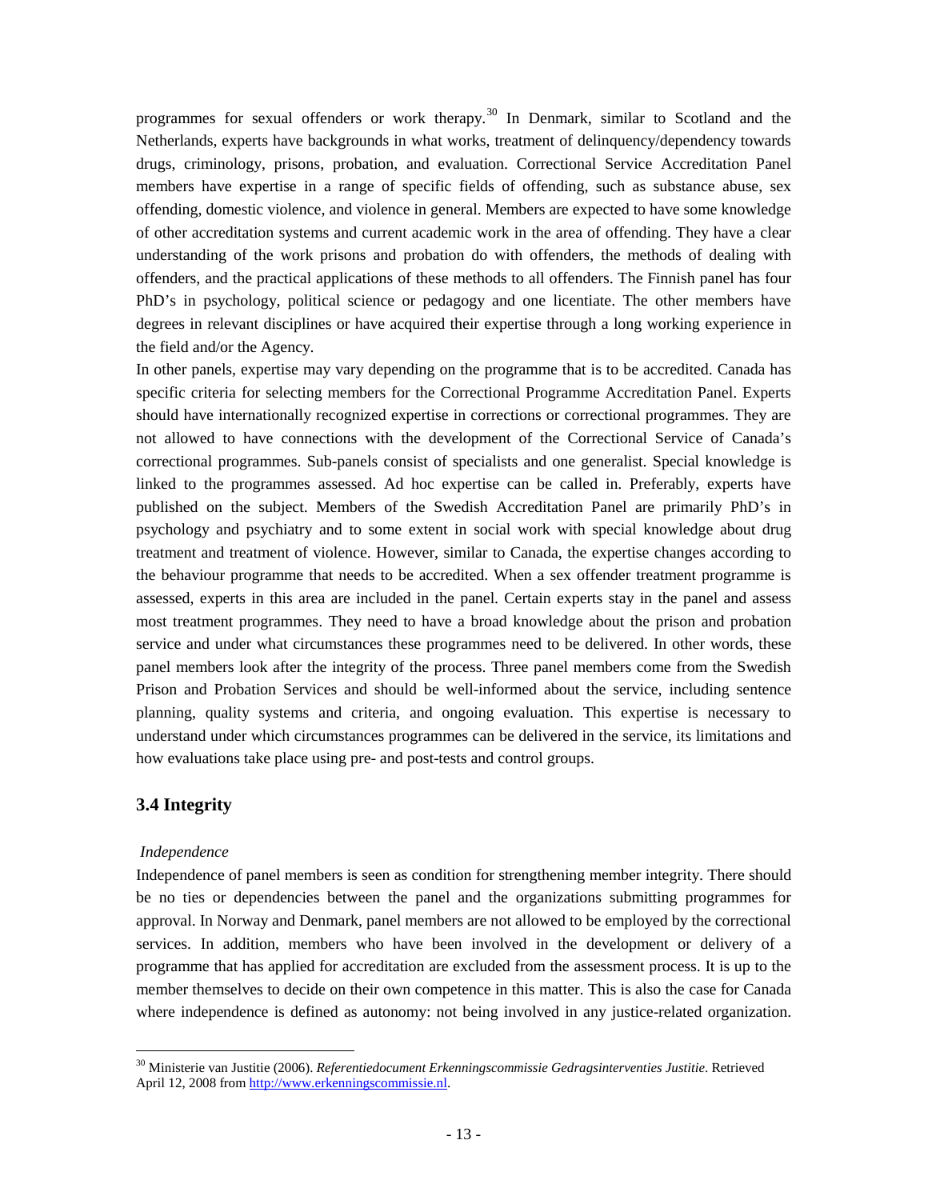programmes for sexual offenders or work therapy.[30] In Denmark, similar to Scotland and the Netherlands, experts have backgrounds in what works, treatment of delinquency/dependency towards drugs, criminology, prisons, probation, and evaluation. Correctional Service Accreditation Panel members have expertise in a range of specific fields of offending, such as substance abuse, sex offending, domestic violence, and violence in general. Members are expected to have some knowledge of other accreditation systems and current academic work in the area of offending. They have a clear understanding of the work prisons and probation do with offenders, the methods of dealing with offenders, and the practical applications of these methods to all offenders. The Finnish panel has four PhD's in psychology, political science or pedagogy and one licentiate. The other members have degrees in relevant disciplines or have acquired their expertise through a long working experience in the field and/or the Agency.

In other panels, expertise may vary depending on the programme that is to be accredited. Canada has specific criteria for selecting members for the Correctional Programme Accreditation Panel. Experts should have internationally recognized expertise in corrections or correctional programmes. They are not allowed to have connections with the development of the Correctional Service of Canada's correctional programmes. Sub-panels consist of specialists and one generalist. Special knowledge is linked to the programmes assessed. Ad hoc expertise can be called in. Preferably, experts have published on the subject. Members of the Swedish Accreditation Panel are primarily PhD's in psychology and psychiatry and to some extent in social work with special knowledge about drug treatment and treatment of violence. However, similar to Canada, the expertise changes according to the behaviour programme that needs to be accredited. When a sex offender treatment programme is assessed, experts in this area are included in the panel. Certain experts stay in the panel and assess most treatment programmes. They need to have a broad knowledge about the prison and probation service and under what circumstances these programmes need to be delivered. In other words, these panel members look after the integrity of the process. Three panel members come from the Swedish Prison and Probation Services and should be well-informed about the service, including sentence planning, quality systems and criteria, and ongoing evaluation. This expertise is necessary to understand under which circumstances programmes can be delivered in the service, its limitations and how evaluations take place using pre- and post-tests and control groups.

## 3.4 Integrity

*Independence*

Independence of panel members is seen as condition for strengthening member integrity. There should be no ties or dependencies between the panel and the organizations submitting programmes for approval. In Norway and Denmark, panel members are not allowed to be employed by the correctional services. In addition, members who have been involved in the development or delivery of a programme that has applied for accreditation are excluded from the assessment process. It is up to the member themselves to decide on their own competence in this matter. This is also the case for Canada where independence is defined as autonomy: not being involved in any justice-related organization.

---

[30] Ministerie van Justitie (2006). *Referentiedocument Erkenningscommissie Gedragsinterventies Justitie*. Retrieved April 12, 2008 from http://www.erkenningscommissie.nl.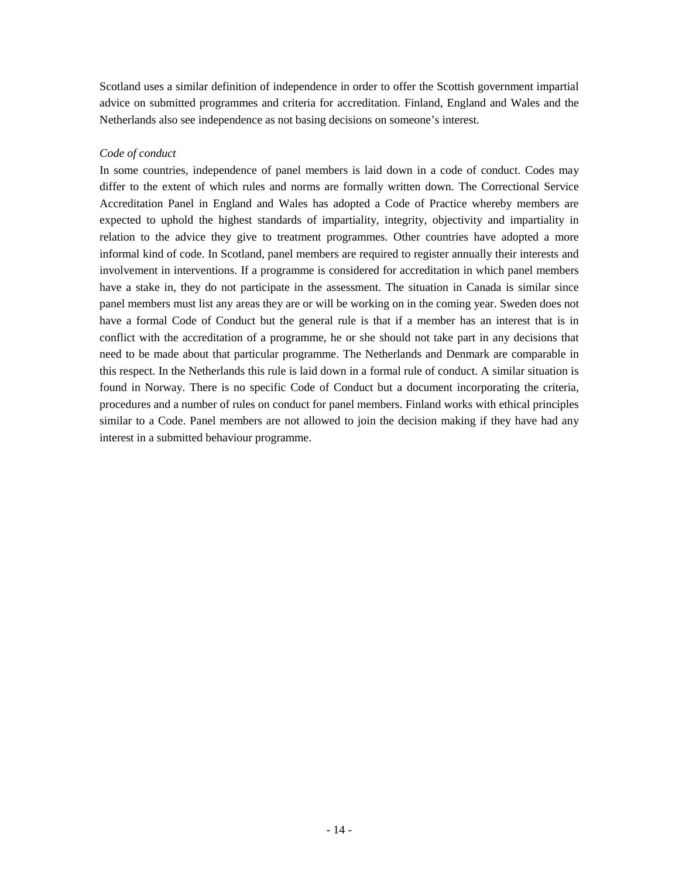Scotland uses a similar definition of independence in order to offer the Scottish government impartial advice on submitted programmes and criteria for accreditation. Finland, England and Wales and the Netherlands also see independence as not basing decisions on someone's interest.

*Code of conduct*

In some countries, independence of panel members is laid down in a code of conduct. Codes may differ to the extent of which rules and norms are formally written down. The Correctional Service Accreditation Panel in England and Wales has adopted a Code of Practice whereby members are expected to uphold the highest standards of impartiality, integrity, objectivity and impartiality in relation to the advice they give to treatment programmes. Other countries have adopted a more informal kind of code. In Scotland, panel members are required to register annually their interests and involvement in interventions. If a programme is considered for accreditation in which panel members have a stake in, they do not participate in the assessment. The situation in Canada is similar since panel members must list any areas they are or will be working on in the coming year. Sweden does not have a formal Code of Conduct but the general rule is that if a member has an interest that is in conflict with the accreditation of a programme, he or she should not take part in any decisions that need to be made about that particular programme. The Netherlands and Denmark are comparable in this respect. In the Netherlands this rule is laid down in a formal rule of conduct. A similar situation is found in Norway. There is no specific Code of Conduct but a document incorporating the criteria, procedures and a number of rules on conduct for panel members. Finland works with ethical principles similar to a Code. Panel members are not allowed to join the decision making if they have had any interest in a submitted behaviour programme.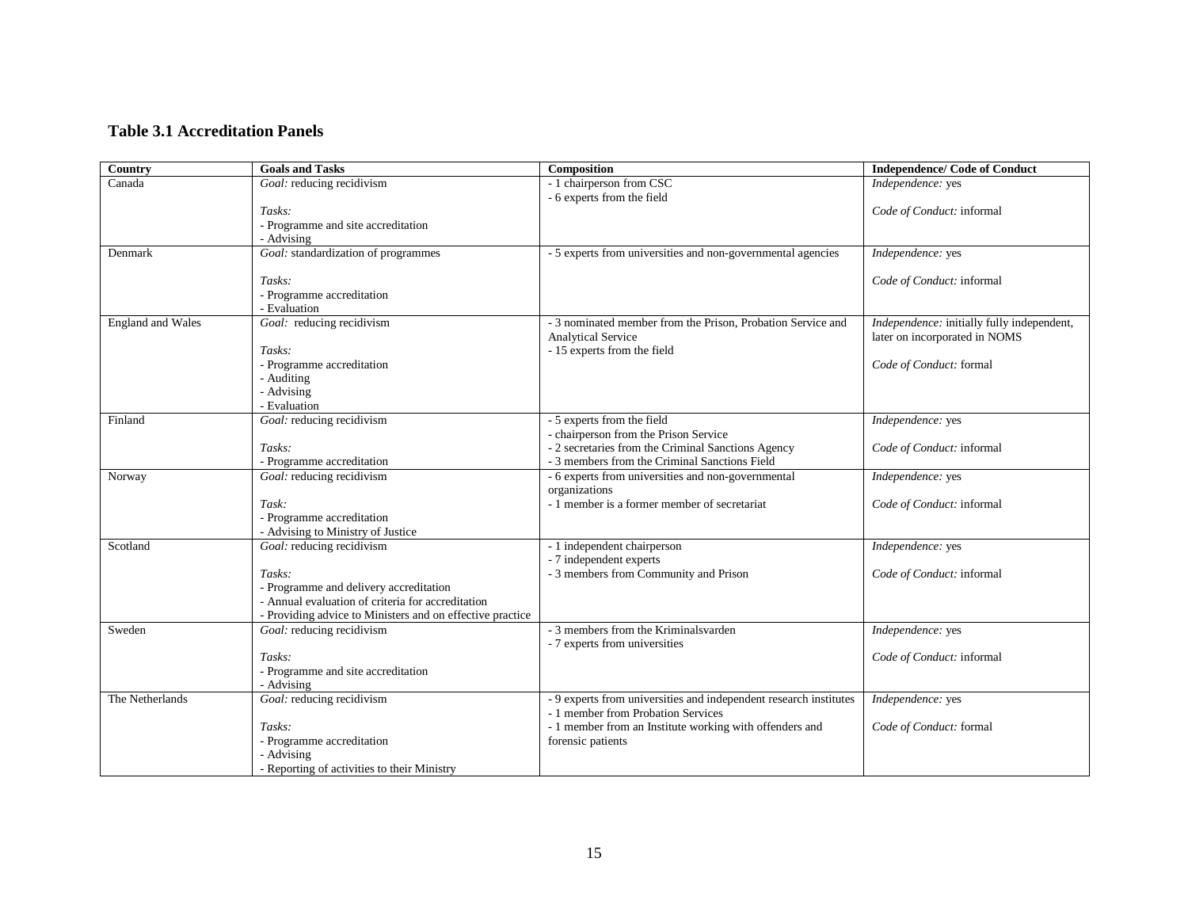### Table 3.1 Accreditation Panels

| Country | Goals and Tasks | Composition | Independence/ Code of Conduct |
|---|---|---|---|
| Canada | *Goal:* reducing recidivism<br><br>*Tasks:*<br>- Programme and site accreditation<br>- Advising | - 1 chairperson from CSC<br>- 6 experts from the field | *Independence:* yes<br><br>*Code of Conduct:* informal |
| Denmark | *Goal:* standardization of programmes<br><br>*Tasks:*<br>- Programme accreditation<br>- Evaluation | - 5 experts from universities and non-governmental agencies | *Independence:* yes<br><br>*Code of Conduct:* informal |
| England and Wales | *Goal:* reducing recidivism<br><br>*Tasks:*<br>- Programme accreditation<br>- Auditing<br>- Advising<br>- Evaluation | - 3 nominated member from the Prison, Probation Service and Analytical Service<br>- 15 experts from the field | *Independence:* initially fully independent, later on incorporated in NOMS<br><br>*Code of Conduct:* formal |
| Finland | *Goal:* reducing recidivism<br><br>*Tasks:*<br>- Programme accreditation | - 5 experts from the field<br>- chairperson from the Prison Service<br>- 2 secretaries from the Criminal Sanctions Agency<br>- 3 members from the Criminal Sanctions Field | *Independence:* yes<br><br>*Code of Conduct:* informal |
| Norway | *Goal:* reducing recidivism<br><br>*Task:*<br>- Programme accreditation<br>- Advising to Ministry of Justice | - 6 experts from universities and non-governmental organizations<br>- 1 member is a former member of secretariat | *Independence:* yes<br><br>*Code of Conduct:* informal |
| Scotland | *Goal:* reducing recidivism<br><br>*Tasks:*<br>- Programme and delivery accreditation<br>- Annual evaluation of criteria for accreditation<br>- Providing advice to Ministers and on effective practice | - 1 independent chairperson<br>- 7 independent experts<br>- 3 members from Community and Prison | *Independence:* yes<br><br>*Code of Conduct:* informal |
| Sweden | *Goal:* reducing recidivism<br><br>*Tasks:*<br>- Programme and site accreditation<br>- Advising | - 3 members from the Kriminalsvarden<br>- 7 experts from universities | *Independence:* yes<br><br>*Code of Conduct:* informal |
| The Netherlands | *Goal:* reducing recidivism<br><br>*Tasks:*<br>- Programme accreditation<br>- Advising<br>- Reporting of activities to their Ministry | - 9 experts from universities and independent research institutes<br>- 1 member from Probation Services<br>- 1 member from an Institute working with offenders and forensic patients | *Independence:* yes<br><br>*Code of Conduct:* formal |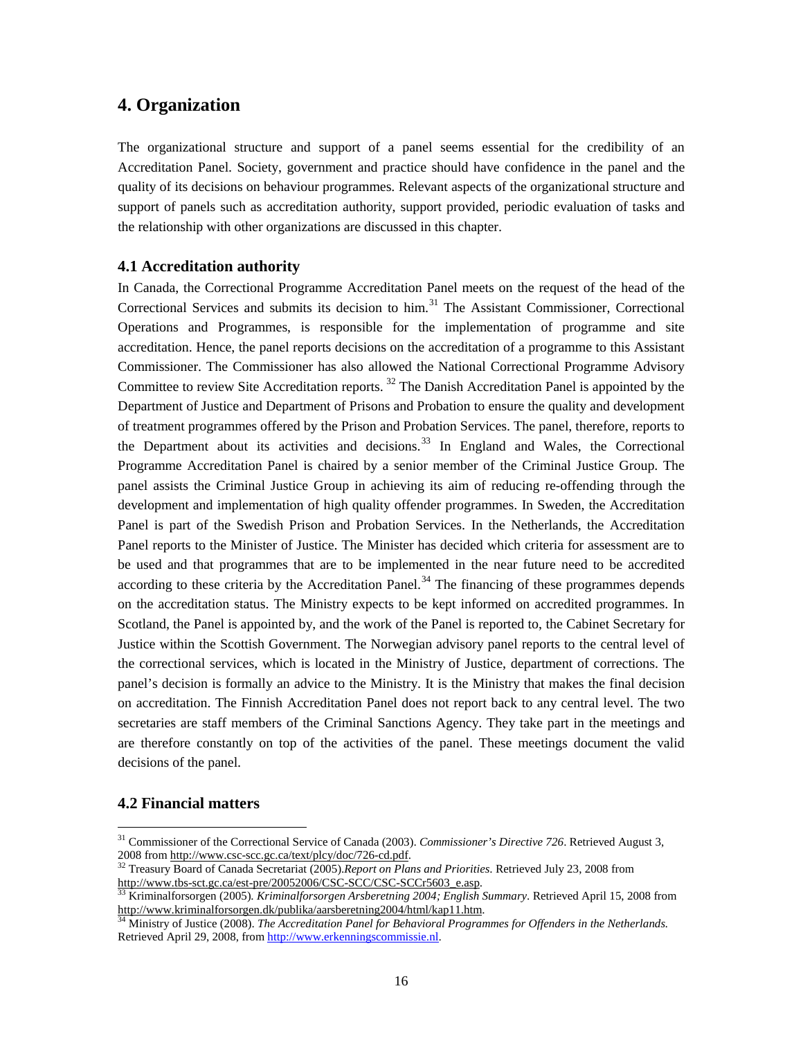## 4. Organization

The organizational structure and support of a panel seems essential for the credibility of an Accreditation Panel. Society, government and practice should have confidence in the panel and the quality of its decisions on behaviour programmes. Relevant aspects of the organizational structure and support of panels such as accreditation authority, support provided, periodic evaluation of tasks and the relationship with other organizations are discussed in this chapter.

### 4.1 Accreditation authority

In Canada, the Correctional Programme Accreditation Panel meets on the request of the head of the Correctional Services and submits its decision to him.[31] The Assistant Commissioner, Correctional Operations and Programmes, is responsible for the implementation of programme and site accreditation. Hence, the panel reports decisions on the accreditation of a programme to this Assistant Commissioner. The Commissioner has also allowed the National Correctional Programme Advisory Committee to review Site Accreditation reports. [32] The Danish Accreditation Panel is appointed by the Department of Justice and Department of Prisons and Probation to ensure the quality and development of treatment programmes offered by the Prison and Probation Services. The panel, therefore, reports to the Department about its activities and decisions.[33] In England and Wales, the Correctional Programme Accreditation Panel is chaired by a senior member of the Criminal Justice Group. The panel assists the Criminal Justice Group in achieving its aim of reducing re-offending through the development and implementation of high quality offender programmes. In Sweden, the Accreditation Panel is part of the Swedish Prison and Probation Services. In the Netherlands, the Accreditation Panel reports to the Minister of Justice. The Minister has decided which criteria for assessment are to be used and that programmes that are to be implemented in the near future need to be accredited according to these criteria by the Accreditation Panel.[34] The financing of these programmes depends on the accreditation status. The Ministry expects to be kept informed on accredited programmes. In Scotland, the Panel is appointed by, and the work of the Panel is reported to, the Cabinet Secretary for Justice within the Scottish Government. The Norwegian advisory panel reports to the central level of the correctional services, which is located in the Ministry of Justice, department of corrections. The panel's decision is formally an advice to the Ministry. It is the Ministry that makes the final decision on accreditation. The Finnish Accreditation Panel does not report back to any central level. The two secretaries are staff members of the Criminal Sanctions Agency. They take part in the meetings and are therefore constantly on top of the activities of the panel. These meetings document the valid decisions of the panel.

### 4.2 Financial matters

---

[31] Commissioner of the Correctional Service of Canada (2003). *Commissioner's Directive 726*. Retrieved August 3, 2008 from http://www.csc-scc.gc.ca/text/plcy/doc/726-cd.pdf.

[32] Treasury Board of Canada Secretariat (2005).*Report on Plans and Priorities*. Retrieved July 23, 2008 from http://www.tbs-sct.gc.ca/est-pre/20052006/CSC-SCC/CSC-SCCr5603_e.asp.

[33] Kriminalforsorgen (2005). *Kriminalforsorgen Arsberetning 2004; English Summary*. Retrieved April 15, 2008 from http://www.kriminalforsorgen.dk/publika/aarsberetning2004/html/kap11.htm.

[34] Ministry of Justice (2008). *The Accreditation Panel for Behavioral Programmes for Offenders in the Netherlands.* Retrieved April 29, 2008, from http://www.erkenningscommissie.nl.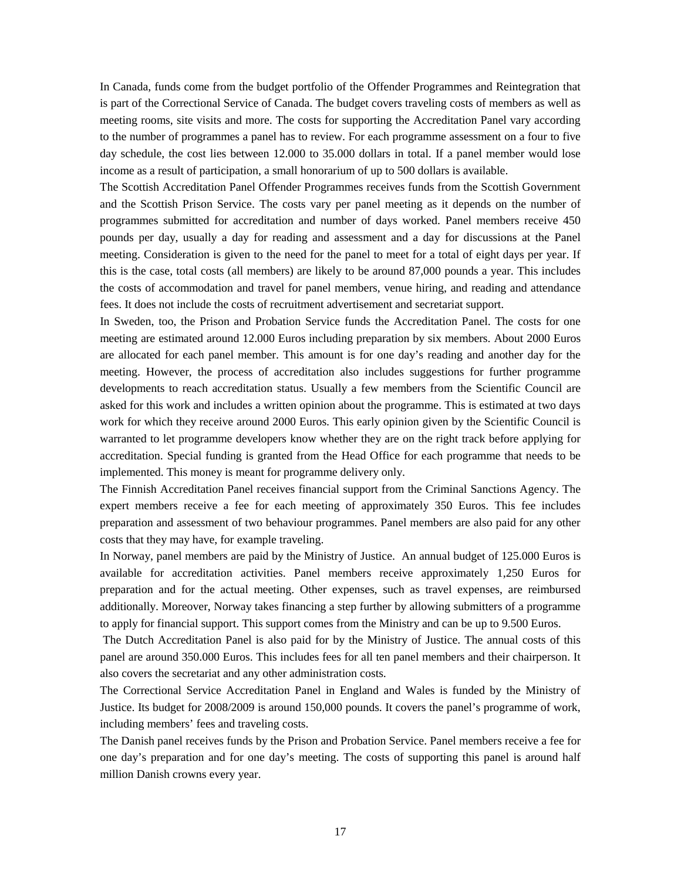In Canada, funds come from the budget portfolio of the Offender Programmes and Reintegration that is part of the Correctional Service of Canada. The budget covers traveling costs of members as well as meeting rooms, site visits and more. The costs for supporting the Accreditation Panel vary according to the number of programmes a panel has to review. For each programme assessment on a four to five day schedule, the cost lies between 12.000 to 35.000 dollars in total. If a panel member would lose income as a result of participation, a small honorarium of up to 500 dollars is available.

The Scottish Accreditation Panel Offender Programmes receives funds from the Scottish Government and the Scottish Prison Service. The costs vary per panel meeting as it depends on the number of programmes submitted for accreditation and number of days worked. Panel members receive 450 pounds per day, usually a day for reading and assessment and a day for discussions at the Panel meeting. Consideration is given to the need for the panel to meet for a total of eight days per year. If this is the case, total costs (all members) are likely to be around 87,000 pounds a year. This includes the costs of accommodation and travel for panel members, venue hiring, and reading and attendance fees. It does not include the costs of recruitment advertisement and secretariat support.

In Sweden, too, the Prison and Probation Service funds the Accreditation Panel. The costs for one meeting are estimated around 12.000 Euros including preparation by six members. About 2000 Euros are allocated for each panel member. This amount is for one day's reading and another day for the meeting. However, the process of accreditation also includes suggestions for further programme developments to reach accreditation status. Usually a few members from the Scientific Council are asked for this work and includes a written opinion about the programme. This is estimated at two days work for which they receive around 2000 Euros. This early opinion given by the Scientific Council is warranted to let programme developers know whether they are on the right track before applying for accreditation. Special funding is granted from the Head Office for each programme that needs to be implemented. This money is meant for programme delivery only.

The Finnish Accreditation Panel receives financial support from the Criminal Sanctions Agency. The expert members receive a fee for each meeting of approximately 350 Euros. This fee includes preparation and assessment of two behaviour programmes. Panel members are also paid for any other costs that they may have, for example traveling.

In Norway, panel members are paid by the Ministry of Justice. An annual budget of 125.000 Euros is available for accreditation activities. Panel members receive approximately 1,250 Euros for preparation and for the actual meeting. Other expenses, such as travel expenses, are reimbursed additionally. Moreover, Norway takes financing a step further by allowing submitters of a programme to apply for financial support. This support comes from the Ministry and can be up to 9.500 Euros.

The Dutch Accreditation Panel is also paid for by the Ministry of Justice. The annual costs of this panel are around 350.000 Euros. This includes fees for all ten panel members and their chairperson. It also covers the secretariat and any other administration costs.

The Correctional Service Accreditation Panel in England and Wales is funded by the Ministry of Justice. Its budget for 2008/2009 is around 150,000 pounds. It covers the panel's programme of work, including members' fees and traveling costs.

The Danish panel receives funds by the Prison and Probation Service. Panel members receive a fee for one day's preparation and for one day's meeting. The costs of supporting this panel is around half million Danish crowns every year.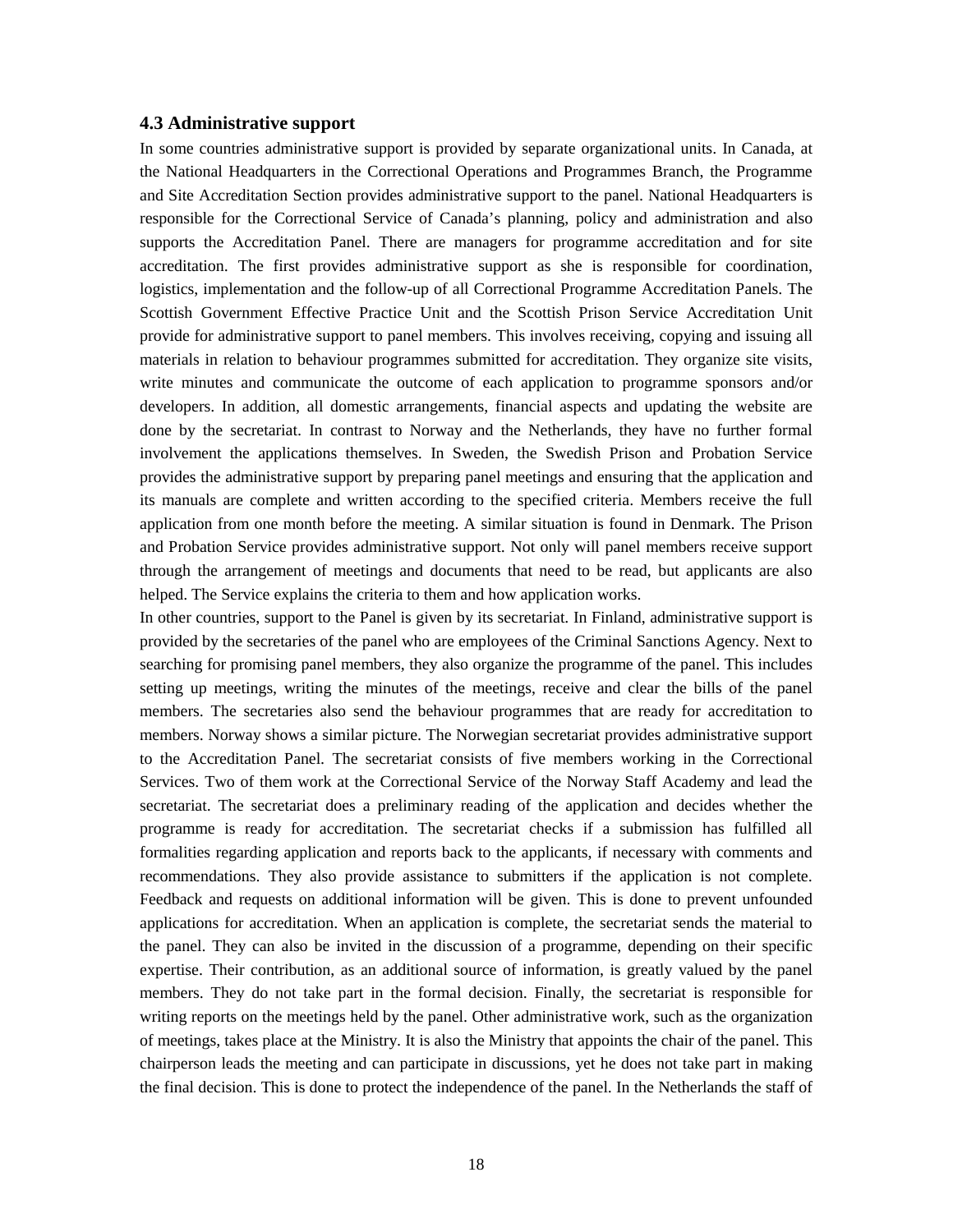### 4.3 Administrative support

In some countries administrative support is provided by separate organizational units. In Canada, at the National Headquarters in the Correctional Operations and Programmes Branch, the Programme and Site Accreditation Section provides administrative support to the panel. National Headquarters is responsible for the Correctional Service of Canada's planning, policy and administration and also supports the Accreditation Panel. There are managers for programme accreditation and for site accreditation. The first provides administrative support as she is responsible for coordination, logistics, implementation and the follow-up of all Correctional Programme Accreditation Panels. The Scottish Government Effective Practice Unit and the Scottish Prison Service Accreditation Unit provide for administrative support to panel members. This involves receiving, copying and issuing all materials in relation to behaviour programmes submitted for accreditation. They organize site visits, write minutes and communicate the outcome of each application to programme sponsors and/or developers. In addition, all domestic arrangements, financial aspects and updating the website are done by the secretariat. In contrast to Norway and the Netherlands, they have no further formal involvement the applications themselves. In Sweden, the Swedish Prison and Probation Service provides the administrative support by preparing panel meetings and ensuring that the application and its manuals are complete and written according to the specified criteria. Members receive the full application from one month before the meeting. A similar situation is found in Denmark. The Prison and Probation Service provides administrative support. Not only will panel members receive support through the arrangement of meetings and documents that need to be read, but applicants are also helped. The Service explains the criteria to them and how application works.

In other countries, support to the Panel is given by its secretariat. In Finland, administrative support is provided by the secretaries of the panel who are employees of the Criminal Sanctions Agency. Next to searching for promising panel members, they also organize the programme of the panel. This includes setting up meetings, writing the minutes of the meetings, receive and clear the bills of the panel members. The secretaries also send the behaviour programmes that are ready for accreditation to members. Norway shows a similar picture. The Norwegian secretariat provides administrative support to the Accreditation Panel. The secretariat consists of five members working in the Correctional Services. Two of them work at the Correctional Service of the Norway Staff Academy and lead the secretariat. The secretariat does a preliminary reading of the application and decides whether the programme is ready for accreditation. The secretariat checks if a submission has fulfilled all formalities regarding application and reports back to the applicants, if necessary with comments and recommendations. They also provide assistance to submitters if the application is not complete. Feedback and requests on additional information will be given. This is done to prevent unfounded applications for accreditation. When an application is complete, the secretariat sends the material to the panel. They can also be invited in the discussion of a programme, depending on their specific expertise. Their contribution, as an additional source of information, is greatly valued by the panel members. They do not take part in the formal decision. Finally, the secretariat is responsible for writing reports on the meetings held by the panel. Other administrative work, such as the organization of meetings, takes place at the Ministry. It is also the Ministry that appoints the chair of the panel. This chairperson leads the meeting and can participate in discussions, yet he does not take part in making the final decision. This is done to protect the independence of the panel. In the Netherlands the staff of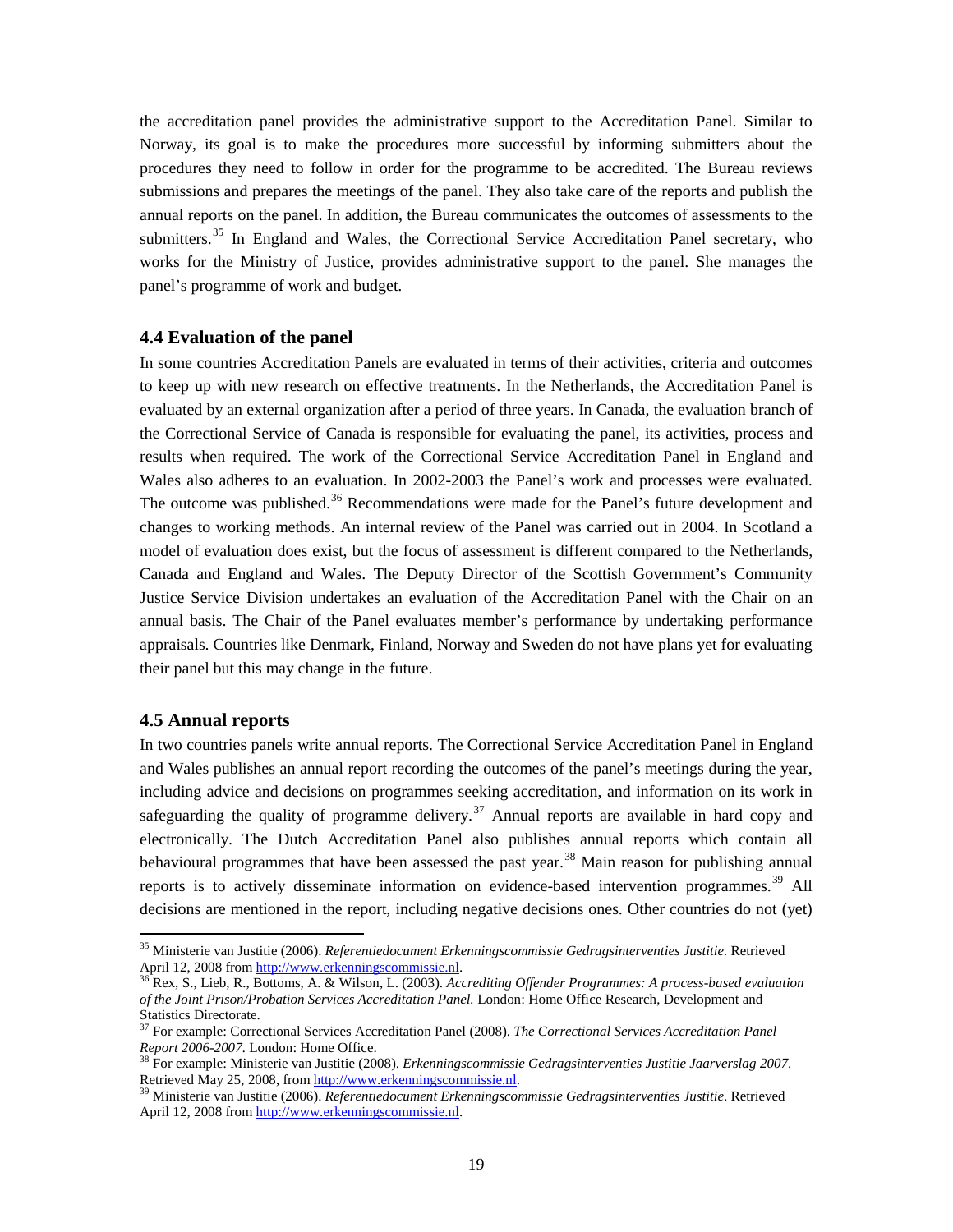the accreditation panel provides the administrative support to the Accreditation Panel. Similar to Norway, its goal is to make the procedures more successful by informing submitters about the procedures they need to follow in order for the programme to be accredited. The Bureau reviews submissions and prepares the meetings of the panel. They also take care of the reports and publish the annual reports on the panel. In addition, the Bureau communicates the outcomes of assessments to the submitters.[35] In England and Wales, the Correctional Service Accreditation Panel secretary, who works for the Ministry of Justice, provides administrative support to the panel. She manages the panel's programme of work and budget.

### 4.4 Evaluation of the panel

In some countries Accreditation Panels are evaluated in terms of their activities, criteria and outcomes to keep up with new research on effective treatments. In the Netherlands, the Accreditation Panel is evaluated by an external organization after a period of three years. In Canada, the evaluation branch of the Correctional Service of Canada is responsible for evaluating the panel, its activities, process and results when required. The work of the Correctional Service Accreditation Panel in England and Wales also adheres to an evaluation. In 2002-2003 the Panel's work and processes were evaluated. The outcome was published.[36] Recommendations were made for the Panel's future development and changes to working methods. An internal review of the Panel was carried out in 2004. In Scotland a model of evaluation does exist, but the focus of assessment is different compared to the Netherlands, Canada and England and Wales. The Deputy Director of the Scottish Government's Community Justice Service Division undertakes an evaluation of the Accreditation Panel with the Chair on an annual basis. The Chair of the Panel evaluates member's performance by undertaking performance appraisals. Countries like Denmark, Finland, Norway and Sweden do not have plans yet for evaluating their panel but this may change in the future.

### 4.5 Annual reports

In two countries panels write annual reports. The Correctional Service Accreditation Panel in England and Wales publishes an annual report recording the outcomes of the panel's meetings during the year, including advice and decisions on programmes seeking accreditation, and information on its work in safeguarding the quality of programme delivery.[37] Annual reports are available in hard copy and electronically. The Dutch Accreditation Panel also publishes annual reports which contain all behavioural programmes that have been assessed the past year.[38] Main reason for publishing annual reports is to actively disseminate information on evidence-based intervention programmes.[39] All decisions are mentioned in the report, including negative decisions ones. Other countries do not (yet)

---

[35] Ministerie van Justitie (2006). *Referentiedocument Erkenningscommissie Gedragsinterventies Justitie.* Retrieved April 12, 2008 from http://www.erkenningscommissie.nl.

[36] Rex, S., Lieb, R., Bottoms, A. & Wilson, L. (2003). *Accrediting Offender Programmes: A process-based evaluation of the Joint Prison/Probation Services Accreditation Panel.* London: Home Office Research, Development and Statistics Directorate.

[37] For example: Correctional Services Accreditation Panel (2008). *The Correctional Services Accreditation Panel Report 2006-2007.* London: Home Office.

[38] For example: Ministerie van Justitie (2008). *Erkenningscommissie Gedragsinterventies Justitie Jaarverslag 2007.* Retrieved May 25, 2008, from http://www.erkenningscommissie.nl.

[39] Ministerie van Justitie (2006). *Referentiedocument Erkenningscommissie Gedragsinterventies Justitie*. Retrieved April 12, 2008 from http://www.erkenningscommissie.nl.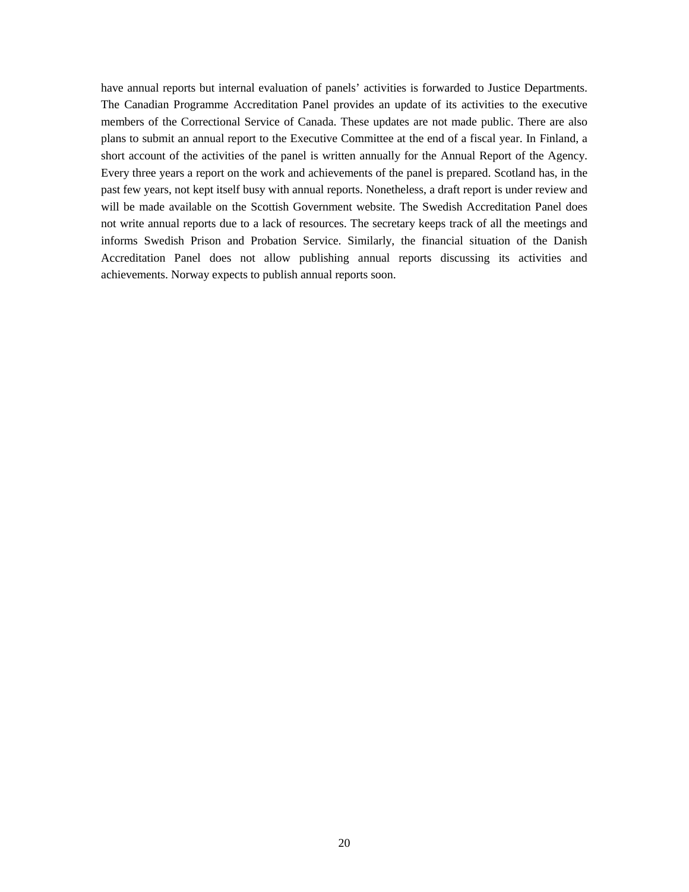have annual reports but internal evaluation of panels' activities is forwarded to Justice Departments. The Canadian Programme Accreditation Panel provides an update of its activities to the executive members of the Correctional Service of Canada. These updates are not made public. There are also plans to submit an annual report to the Executive Committee at the end of a fiscal year. In Finland, a short account of the activities of the panel is written annually for the Annual Report of the Agency. Every three years a report on the work and achievements of the panel is prepared. Scotland has, in the past few years, not kept itself busy with annual reports. Nonetheless, a draft report is under review and will be made available on the Scottish Government website. The Swedish Accreditation Panel does not write annual reports due to a lack of resources. The secretary keeps track of all the meetings and informs Swedish Prison and Probation Service. Similarly, the financial situation of the Danish Accreditation Panel does not allow publishing annual reports discussing its activities and achievements. Norway expects to publish annual reports soon.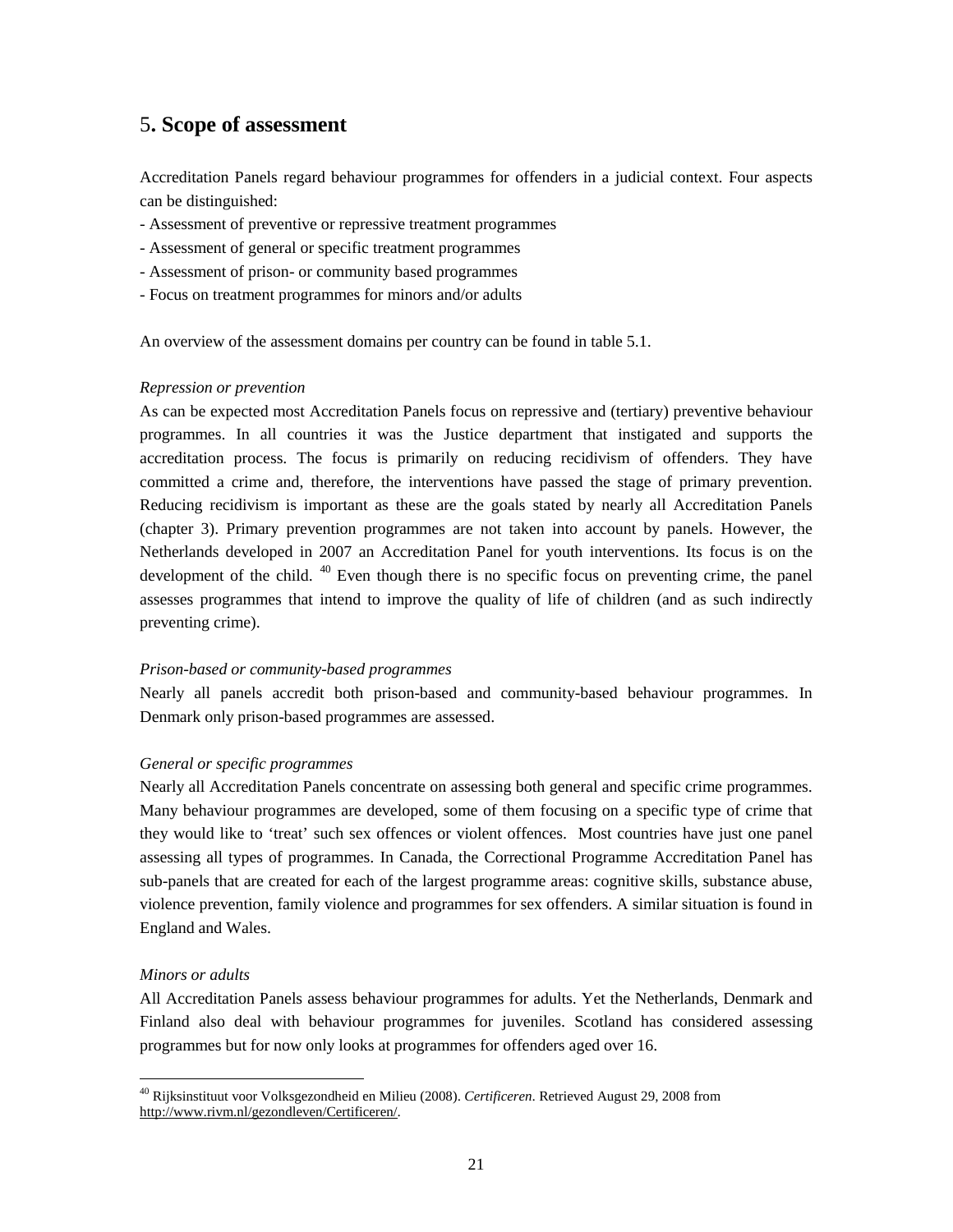# 5. Scope of assessment

Accreditation Panels regard behaviour programmes for offenders in a judicial context. Four aspects can be distinguished:

- Assessment of preventive or repressive treatment programmes
- Assessment of general or specific treatment programmes
- Assessment of prison- or community based programmes
- Focus on treatment programmes for minors and/or adults

An overview of the assessment domains per country can be found in table 5.1.

*Repression or prevention*

As can be expected most Accreditation Panels focus on repressive and (tertiary) preventive behaviour programmes. In all countries it was the Justice department that instigated and supports the accreditation process. The focus is primarily on reducing recidivism of offenders. They have committed a crime and, therefore, the interventions have passed the stage of primary prevention. Reducing recidivism is important as these are the goals stated by nearly all Accreditation Panels (chapter 3). Primary prevention programmes are not taken into account by panels. However, the Netherlands developed in 2007 an Accreditation Panel for youth interventions. Its focus is on the development of the child. [40] Even though there is no specific focus on preventing crime, the panel assesses programmes that intend to improve the quality of life of children (and as such indirectly preventing crime).

*Prison-based or community-based programmes*

Nearly all panels accredit both prison-based and community-based behaviour programmes. In Denmark only prison-based programmes are assessed.

*General or specific programmes*

Nearly all Accreditation Panels concentrate on assessing both general and specific crime programmes. Many behaviour programmes are developed, some of them focusing on a specific type of crime that they would like to 'treat' such sex offences or violent offences. Most countries have just one panel assessing all types of programmes. In Canada, the Correctional Programme Accreditation Panel has sub-panels that are created for each of the largest programme areas: cognitive skills, substance abuse, violence prevention, family violence and programmes for sex offenders. A similar situation is found in England and Wales.

*Minors or adults*

All Accreditation Panels assess behaviour programmes for adults. Yet the Netherlands, Denmark and Finland also deal with behaviour programmes for juveniles. Scotland has considered assessing programmes but for now only looks at programmes for offenders aged over 16.

---

[40] Rijksinstituut voor Volksgezondheid en Milieu (2008). *Certificeren*. Retrieved August 29, 2008 from http://www.rivm.nl/gezondleven/Certificeren/.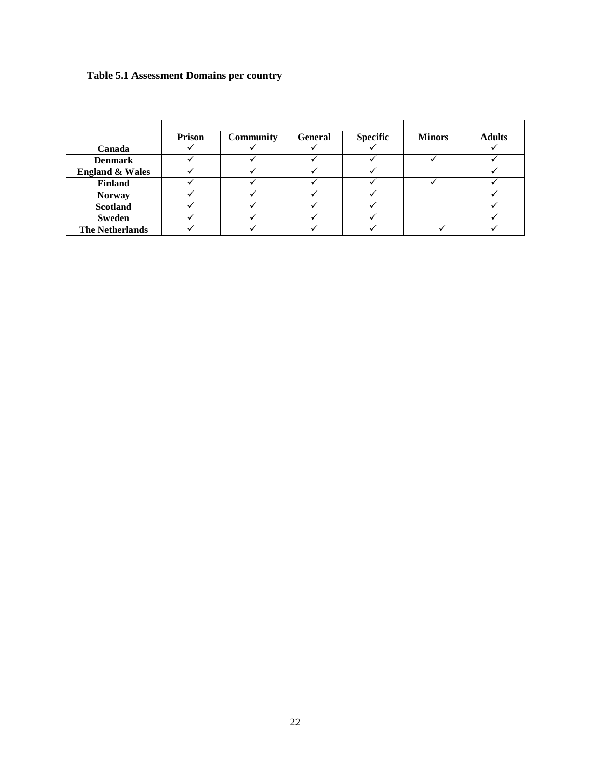**Table 5.1 Assessment Domains per country**

| | Prison | Community | General | Specific | Minors | Adults |
|---|---|---|---|---|---|---|
| **Canada** | ✓ | ✓ | ✓ | ✓ | | ✓ |
| **Denmark** | ✓ | ✓ | ✓ | ✓ | ✓ | ✓ |
| **England & Wales** | ✓ | ✓ | ✓ | ✓ | | ✓ |
| **Finland** | ✓ | ✓ | ✓ | ✓ | ✓ | ✓ |
| **Norway** | ✓ | ✓ | ✓ | ✓ | | ✓ |
| **Scotland** | ✓ | ✓ | ✓ | ✓ | | ✓ |
| **Sweden** | ✓ | ✓ | ✓ | ✓ | | ✓ |
| **The Netherlands** | ✓ | ✓ | ✓ | ✓ | ✓ | ✓ |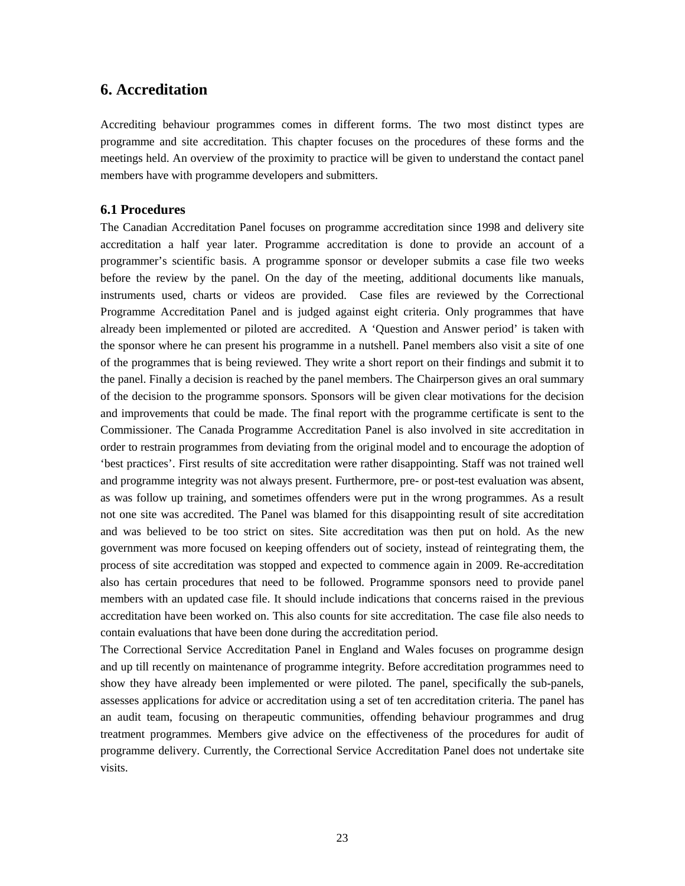# 6. Accreditation

Accrediting behaviour programmes comes in different forms. The two most distinct types are programme and site accreditation. This chapter focuses on the procedures of these forms and the meetings held. An overview of the proximity to practice will be given to understand the contact panel members have with programme developers and submitters.

## 6.1 Procedures

The Canadian Accreditation Panel focuses on programme accreditation since 1998 and delivery site accreditation a half year later. Programme accreditation is done to provide an account of a programmer's scientific basis. A programme sponsor or developer submits a case file two weeks before the review by the panel. On the day of the meeting, additional documents like manuals, instruments used, charts or videos are provided. Case files are reviewed by the Correctional Programme Accreditation Panel and is judged against eight criteria. Only programmes that have already been implemented or piloted are accredited. A 'Question and Answer period' is taken with the sponsor where he can present his programme in a nutshell. Panel members also visit a site of one of the programmes that is being reviewed. They write a short report on their findings and submit it to the panel. Finally a decision is reached by the panel members. The Chairperson gives an oral summary of the decision to the programme sponsors. Sponsors will be given clear motivations for the decision and improvements that could be made. The final report with the programme certificate is sent to the Commissioner. The Canada Programme Accreditation Panel is also involved in site accreditation in order to restrain programmes from deviating from the original model and to encourage the adoption of 'best practices'. First results of site accreditation were rather disappointing. Staff was not trained well and programme integrity was not always present. Furthermore, pre- or post-test evaluation was absent, as was follow up training, and sometimes offenders were put in the wrong programmes. As a result not one site was accredited. The Panel was blamed for this disappointing result of site accreditation and was believed to be too strict on sites. Site accreditation was then put on hold. As the new government was more focused on keeping offenders out of society, instead of reintegrating them, the process of site accreditation was stopped and expected to commence again in 2009. Re-accreditation also has certain procedures that need to be followed. Programme sponsors need to provide panel members with an updated case file. It should include indications that concerns raised in the previous accreditation have been worked on. This also counts for site accreditation. The case file also needs to contain evaluations that have been done during the accreditation period.

The Correctional Service Accreditation Panel in England and Wales focuses on programme design and up till recently on maintenance of programme integrity. Before accreditation programmes need to show they have already been implemented or were piloted. The panel, specifically the sub-panels, assesses applications for advice or accreditation using a set of ten accreditation criteria. The panel has an audit team, focusing on therapeutic communities, offending behaviour programmes and drug treatment programmes. Members give advice on the effectiveness of the procedures for audit of programme delivery. Currently, the Correctional Service Accreditation Panel does not undertake site visits.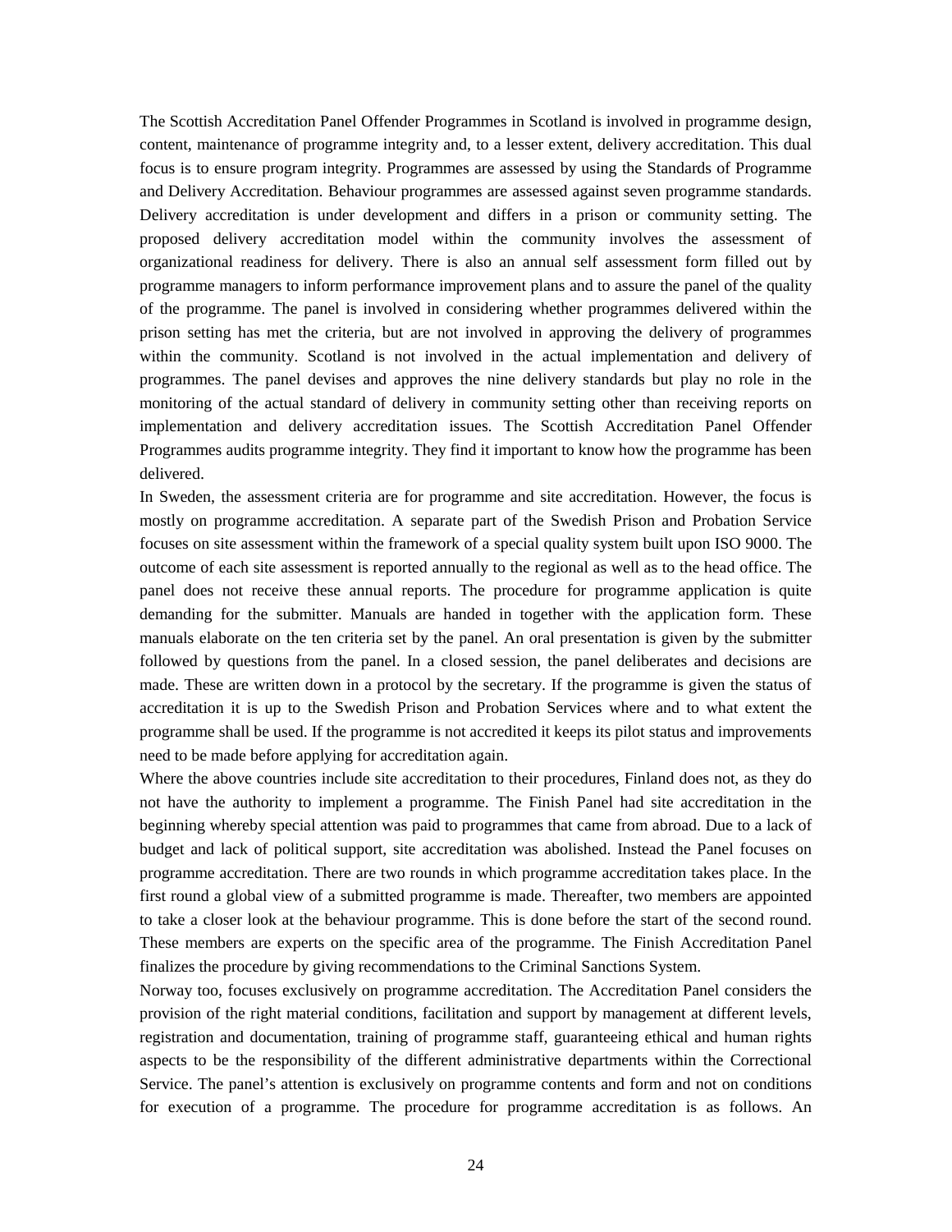The Scottish Accreditation Panel Offender Programmes in Scotland is involved in programme design, content, maintenance of programme integrity and, to a lesser extent, delivery accreditation. This dual focus is to ensure program integrity. Programmes are assessed by using the Standards of Programme and Delivery Accreditation. Behaviour programmes are assessed against seven programme standards. Delivery accreditation is under development and differs in a prison or community setting. The proposed delivery accreditation model within the community involves the assessment of organizational readiness for delivery. There is also an annual self assessment form filled out by programme managers to inform performance improvement plans and to assure the panel of the quality of the programme. The panel is involved in considering whether programmes delivered within the prison setting has met the criteria, but are not involved in approving the delivery of programmes within the community. Scotland is not involved in the actual implementation and delivery of programmes. The panel devises and approves the nine delivery standards but play no role in the monitoring of the actual standard of delivery in community setting other than receiving reports on implementation and delivery accreditation issues. The Scottish Accreditation Panel Offender Programmes audits programme integrity. They find it important to know how the programme has been delivered.

In Sweden, the assessment criteria are for programme and site accreditation. However, the focus is mostly on programme accreditation. A separate part of the Swedish Prison and Probation Service focuses on site assessment within the framework of a special quality system built upon ISO 9000. The outcome of each site assessment is reported annually to the regional as well as to the head office. The panel does not receive these annual reports. The procedure for programme application is quite demanding for the submitter. Manuals are handed in together with the application form. These manuals elaborate on the ten criteria set by the panel. An oral presentation is given by the submitter followed by questions from the panel. In a closed session, the panel deliberates and decisions are made. These are written down in a protocol by the secretary. If the programme is given the status of accreditation it is up to the Swedish Prison and Probation Services where and to what extent the programme shall be used. If the programme is not accredited it keeps its pilot status and improvements need to be made before applying for accreditation again.

Where the above countries include site accreditation to their procedures, Finland does not, as they do not have the authority to implement a programme. The Finish Panel had site accreditation in the beginning whereby special attention was paid to programmes that came from abroad. Due to a lack of budget and lack of political support, site accreditation was abolished. Instead the Panel focuses on programme accreditation. There are two rounds in which programme accreditation takes place. In the first round a global view of a submitted programme is made. Thereafter, two members are appointed to take a closer look at the behaviour programme. This is done before the start of the second round. These members are experts on the specific area of the programme. The Finish Accreditation Panel finalizes the procedure by giving recommendations to the Criminal Sanctions System.

Norway too, focuses exclusively on programme accreditation. The Accreditation Panel considers the provision of the right material conditions, facilitation and support by management at different levels, registration and documentation, training of programme staff, guaranteeing ethical and human rights aspects to be the responsibility of the different administrative departments within the Correctional Service. The panel's attention is exclusively on programme contents and form and not on conditions for execution of a programme. The procedure for programme accreditation is as follows. An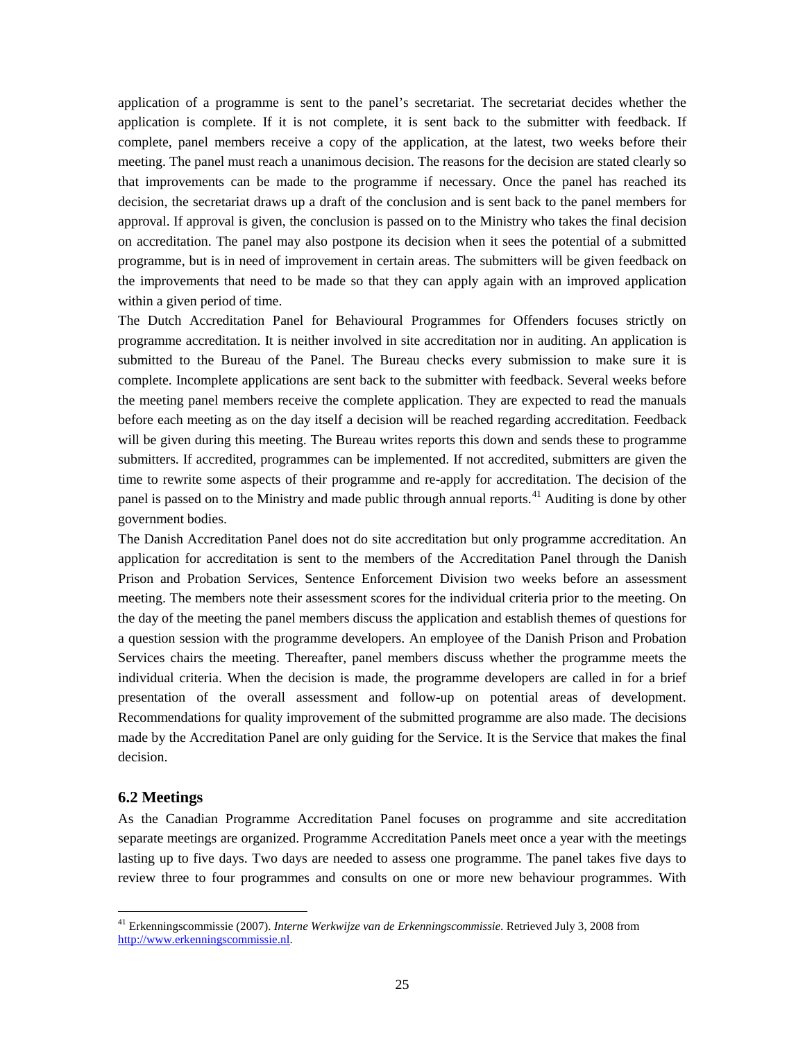application of a programme is sent to the panel's secretariat. The secretariat decides whether the application is complete. If it is not complete, it is sent back to the submitter with feedback. If complete, panel members receive a copy of the application, at the latest, two weeks before their meeting. The panel must reach a unanimous decision. The reasons for the decision are stated clearly so that improvements can be made to the programme if necessary. Once the panel has reached its decision, the secretariat draws up a draft of the conclusion and is sent back to the panel members for approval. If approval is given, the conclusion is passed on to the Ministry who takes the final decision on accreditation. The panel may also postpone its decision when it sees the potential of a submitted programme, but is in need of improvement in certain areas. The submitters will be given feedback on the improvements that need to be made so that they can apply again with an improved application within a given period of time.

The Dutch Accreditation Panel for Behavioural Programmes for Offenders focuses strictly on programme accreditation. It is neither involved in site accreditation nor in auditing. An application is submitted to the Bureau of the Panel. The Bureau checks every submission to make sure it is complete. Incomplete applications are sent back to the submitter with feedback. Several weeks before the meeting panel members receive the complete application. They are expected to read the manuals before each meeting as on the day itself a decision will be reached regarding accreditation. Feedback will be given during this meeting. The Bureau writes reports this down and sends these to programme submitters. If accredited, programmes can be implemented. If not accredited, submitters are given the time to rewrite some aspects of their programme and re-apply for accreditation. The decision of the panel is passed on to the Ministry and made public through annual reports.[41] Auditing is done by other government bodies.

The Danish Accreditation Panel does not do site accreditation but only programme accreditation. An application for accreditation is sent to the members of the Accreditation Panel through the Danish Prison and Probation Services, Sentence Enforcement Division two weeks before an assessment meeting. The members note their assessment scores for the individual criteria prior to the meeting. On the day of the meeting the panel members discuss the application and establish themes of questions for a question session with the programme developers. An employee of the Danish Prison and Probation Services chairs the meeting. Thereafter, panel members discuss whether the programme meets the individual criteria. When the decision is made, the programme developers are called in for a brief presentation of the overall assessment and follow-up on potential areas of development. Recommendations for quality improvement of the submitted programme are also made. The decisions made by the Accreditation Panel are only guiding for the Service. It is the Service that makes the final decision.

### 6.2 Meetings

As the Canadian Programme Accreditation Panel focuses on programme and site accreditation separate meetings are organized. Programme Accreditation Panels meet once a year with the meetings lasting up to five days. Two days are needed to assess one programme. The panel takes five days to review three to four programmes and consults on one or more new behaviour programmes. With

[41] Erkenningscommissie (2007). *Interne Werkwijze van de Erkenningscommissie*. Retrieved July 3, 2008 from http://www.erkenningscommissie.nl.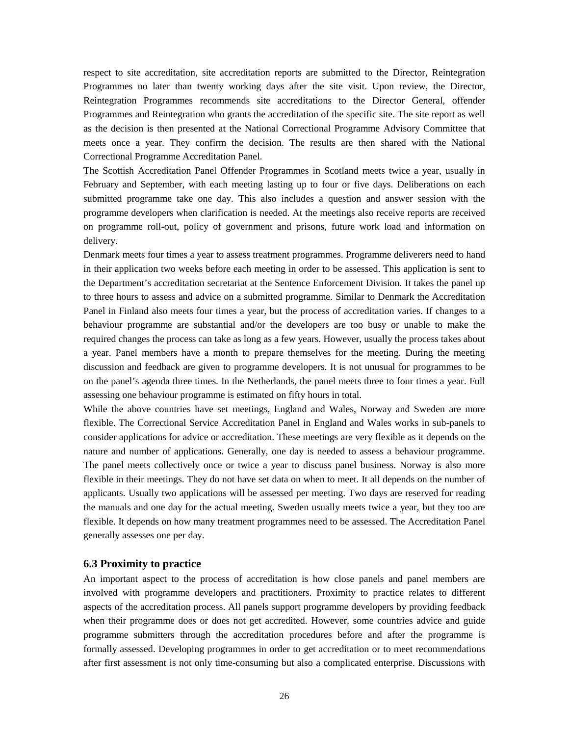respect to site accreditation, site accreditation reports are submitted to the Director, Reintegration Programmes no later than twenty working days after the site visit. Upon review, the Director, Reintegration Programmes recommends site accreditations to the Director General, offender Programmes and Reintegration who grants the accreditation of the specific site. The site report as well as the decision is then presented at the National Correctional Programme Advisory Committee that meets once a year. They confirm the decision. The results are then shared with the National Correctional Programme Accreditation Panel.

The Scottish Accreditation Panel Offender Programmes in Scotland meets twice a year, usually in February and September, with each meeting lasting up to four or five days. Deliberations on each submitted programme take one day. This also includes a question and answer session with the programme developers when clarification is needed. At the meetings also receive reports are received on programme roll-out, policy of government and prisons, future work load and information on delivery.

Denmark meets four times a year to assess treatment programmes. Programme deliverers need to hand in their application two weeks before each meeting in order to be assessed. This application is sent to the Department's accreditation secretariat at the Sentence Enforcement Division. It takes the panel up to three hours to assess and advice on a submitted programme. Similar to Denmark the Accreditation Panel in Finland also meets four times a year, but the process of accreditation varies. If changes to a behaviour programme are substantial and/or the developers are too busy or unable to make the required changes the process can take as long as a few years. However, usually the process takes about a year. Panel members have a month to prepare themselves for the meeting. During the meeting discussion and feedback are given to programme developers. It is not unusual for programmes to be on the panel's agenda three times. In the Netherlands, the panel meets three to four times a year. Full assessing one behaviour programme is estimated on fifty hours in total.

While the above countries have set meetings, England and Wales, Norway and Sweden are more flexible. The Correctional Service Accreditation Panel in England and Wales works in sub-panels to consider applications for advice or accreditation. These meetings are very flexible as it depends on the nature and number of applications. Generally, one day is needed to assess a behaviour programme. The panel meets collectively once or twice a year to discuss panel business. Norway is also more flexible in their meetings. They do not have set data on when to meet. It all depends on the number of applicants. Usually two applications will be assessed per meeting. Two days are reserved for reading the manuals and one day for the actual meeting. Sweden usually meets twice a year, but they too are flexible. It depends on how many treatment programmes need to be assessed. The Accreditation Panel generally assesses one per day.

### 6.3 Proximity to practice

An important aspect to the process of accreditation is how close panels and panel members are involved with programme developers and practitioners. Proximity to practice relates to different aspects of the accreditation process. All panels support programme developers by providing feedback when their programme does or does not get accredited. However, some countries advice and guide programme submitters through the accreditation procedures before and after the programme is formally assessed. Developing programmes in order to get accreditation or to meet recommendations after first assessment is not only time-consuming but also a complicated enterprise. Discussions with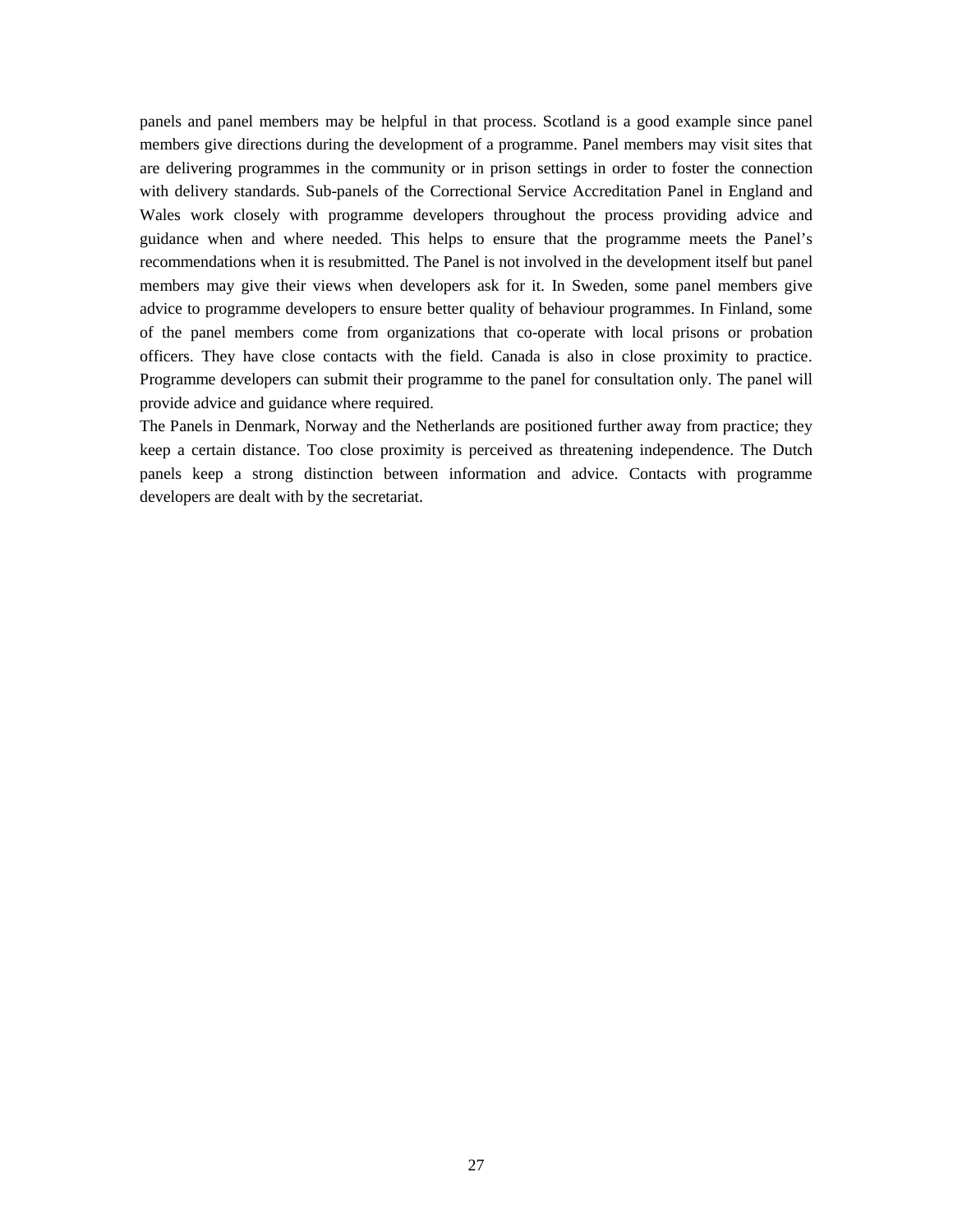panels and panel members may be helpful in that process. Scotland is a good example since panel members give directions during the development of a programme. Panel members may visit sites that are delivering programmes in the community or in prison settings in order to foster the connection with delivery standards. Sub-panels of the Correctional Service Accreditation Panel in England and Wales work closely with programme developers throughout the process providing advice and guidance when and where needed. This helps to ensure that the programme meets the Panel's recommendations when it is resubmitted. The Panel is not involved in the development itself but panel members may give their views when developers ask for it. In Sweden, some panel members give advice to programme developers to ensure better quality of behaviour programmes. In Finland, some of the panel members come from organizations that co-operate with local prisons or probation officers. They have close contacts with the field. Canada is also in close proximity to practice. Programme developers can submit their programme to the panel for consultation only. The panel will provide advice and guidance where required.

The Panels in Denmark, Norway and the Netherlands are positioned further away from practice; they keep a certain distance. Too close proximity is perceived as threatening independence. The Dutch panels keep a strong distinction between information and advice. Contacts with programme developers are dealt with by the secretariat.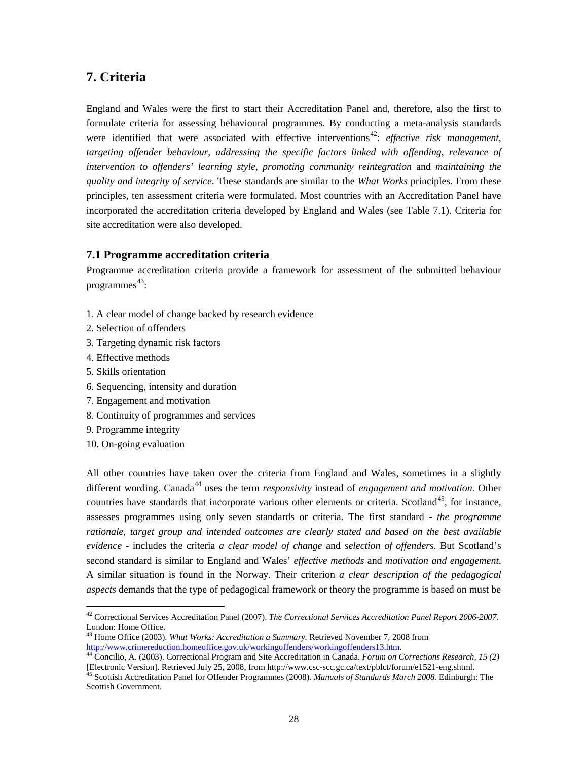## 7. Criteria

England and Wales were the first to start their Accreditation Panel and, therefore, also the first to formulate criteria for assessing behavioural programmes. By conducting a meta-analysis standards were identified that were associated with effective interventions[42]: *effective risk management*, *targeting offender behaviour*, *addressing the specific factors linked with offending*, *relevance of intervention to offenders' learning style*, *promoting community reintegration* and *maintaining the quality and integrity of service*. These standards are similar to the *What Works* principles. From these principles, ten assessment criteria were formulated. Most countries with an Accreditation Panel have incorporated the accreditation criteria developed by England and Wales (see Table 7.1). Criteria for site accreditation were also developed.

### 7.1 Programme accreditation criteria

Programme accreditation criteria provide a framework for assessment of the submitted behaviour programmes[43]:

1. A clear model of change backed by research evidence
2. Selection of offenders
3. Targeting dynamic risk factors
4. Effective methods
5. Skills orientation
6. Sequencing, intensity and duration
7. Engagement and motivation
8. Continuity of programmes and services
9. Programme integrity
10. On-going evaluation

All other countries have taken over the criteria from England and Wales, sometimes in a slightly different wording. Canada[44] uses the term *responsivity* instead of *engagement and motivation*. Other countries have standards that incorporate various other elements or criteria. Scotland[45], for instance, assesses programmes using only seven standards or criteria. The first standard - *the programme rationale, target group and intended outcomes are clearly stated and based on the best available evidence* - includes the criteria *a clear model of change* and *selection of offenders*. But Scotland's second standard is similar to England and Wales' *effective methods* and *motivation and engagement*. A similar situation is found in the Norway. Their criterion *a clear description of the pedagogical aspects* demands that the type of pedagogical framework or theory the programme is based on must be

---

[42] Correctional Services Accreditation Panel (2007). *The Correctional Services Accreditation Panel Report 2006-2007*. London: Home Office.

[43] Home Office (2003). *What Works: Accreditation a Summary.* Retrieved November 7, 2008 from http://www.crimereduction.homeoffice.gov.uk/workingoffenders/workingoffenders13.htm.

[44] Concilio, A. (2003). Correctional Program and Site Accreditation in Canada. *Forum on Corrections Research, 15 (2)* [Electronic Version]. Retrieved July 25, 2008, from http://www.csc-scc.gc.ca/text/pblct/forum/e1521-eng.shtml.

[45] Scottish Accreditation Panel for Offender Programmes (2008). *Manuals of Standards March 2008.* Edinburgh: The Scottish Government.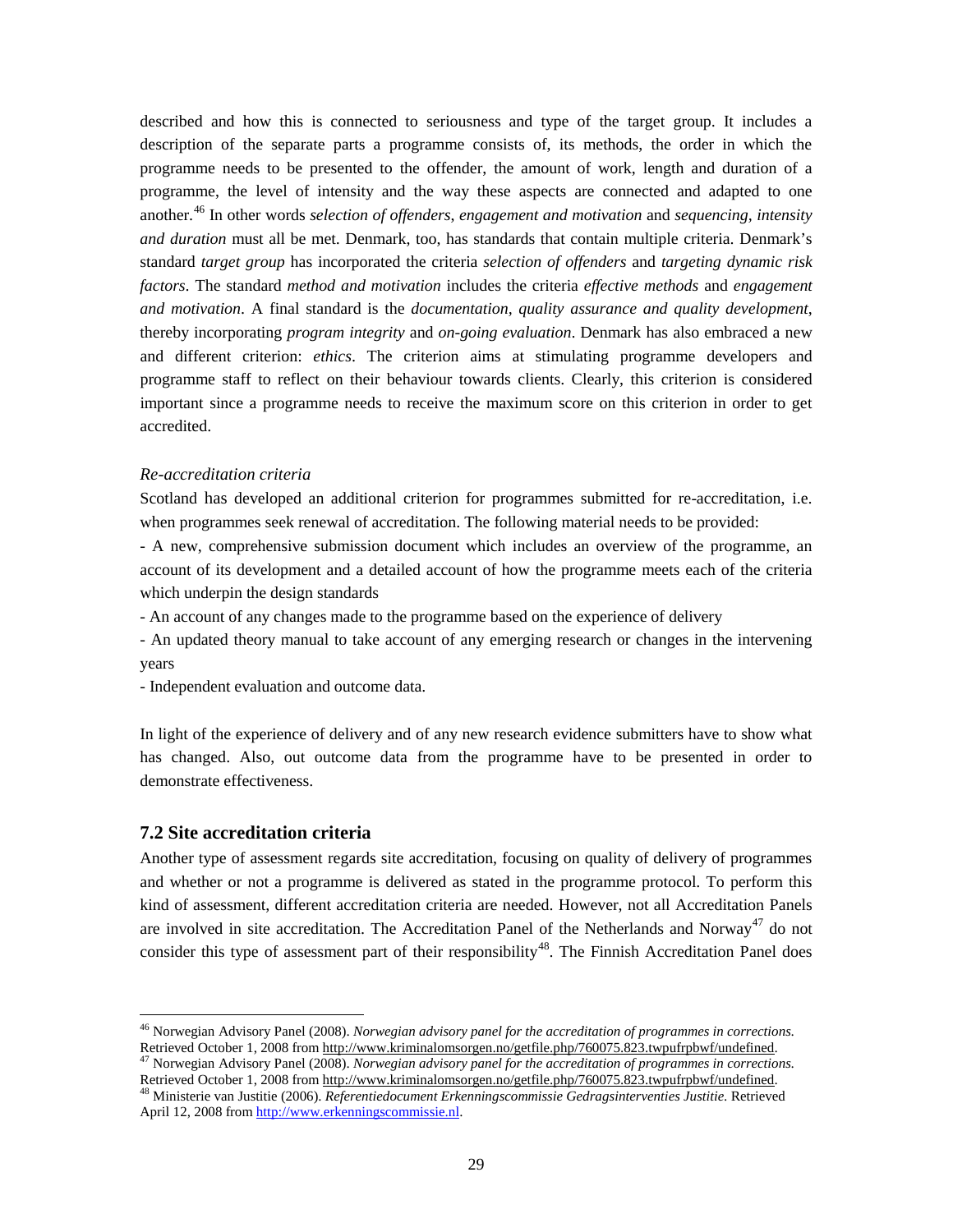described and how this is connected to seriousness and type of the target group. It includes a description of the separate parts a programme consists of, its methods, the order in which the programme needs to be presented to the offender, the amount of work, length and duration of a programme, the level of intensity and the way these aspects are connected and adapted to one another.[46] In other words *selection of offenders, engagement and motivation* and *sequencing, intensity and duration* must all be met. Denmark, too, has standards that contain multiple criteria. Denmark's standard *target group* has incorporated the criteria *selection of offenders* and *targeting dynamic risk factors*. The standard *method and motivation* includes the criteria *effective methods* and *engagement and motivation*. A final standard is the *documentation, quality assurance and quality development*, thereby incorporating *program integrity* and *on-going evaluation*. Denmark has also embraced a new and different criterion: *ethics*. The criterion aims at stimulating programme developers and programme staff to reflect on their behaviour towards clients. Clearly, this criterion is considered important since a programme needs to receive the maximum score on this criterion in order to get accredited.

*Re-accreditation criteria*

Scotland has developed an additional criterion for programmes submitted for re-accreditation, i.e. when programmes seek renewal of accreditation. The following material needs to be provided:

- A new, comprehensive submission document which includes an overview of the programme, an account of its development and a detailed account of how the programme meets each of the criteria which underpin the design standards
- An account of any changes made to the programme based on the experience of delivery
- An updated theory manual to take account of any emerging research or changes in the intervening years
- Independent evaluation and outcome data.

In light of the experience of delivery and of any new research evidence submitters have to show what has changed. Also, out outcome data from the programme have to be presented in order to demonstrate effectiveness.

## 7.2 Site accreditation criteria

Another type of assessment regards site accreditation, focusing on quality of delivery of programmes and whether or not a programme is delivered as stated in the programme protocol. To perform this kind of assessment, different accreditation criteria are needed. However, not all Accreditation Panels are involved in site accreditation. The Accreditation Panel of the Netherlands and Norway[47] do not consider this type of assessment part of their responsibility[48]. The Finnish Accreditation Panel does

---

[46] Norwegian Advisory Panel (2008). *Norwegian advisory panel for the accreditation of programmes in corrections.* Retrieved October 1, 2008 from http://www.kriminalomsorgen.no/getfile.php/760075.823.twpufrpbwf/undefined.

[47] Norwegian Advisory Panel (2008). *Norwegian advisory panel for the accreditation of programmes in corrections.* Retrieved October 1, 2008 from http://www.kriminalomsorgen.no/getfile.php/760075.823.twpufrpbwf/undefined.

[48] Ministerie van Justitie (2006). *Referentiedocument Erkenningscommissie Gedragsinterventies Justitie.* Retrieved April 12, 2008 from http://www.erkenningscommissie.nl.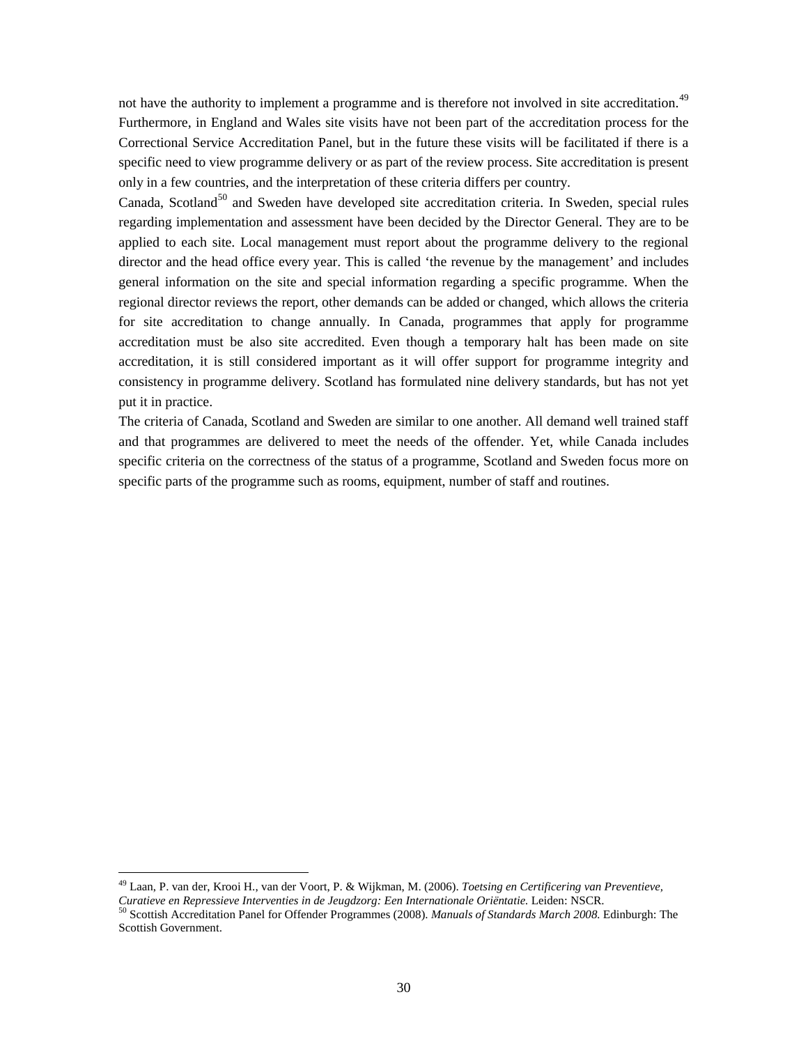not have the authority to implement a programme and is therefore not involved in site accreditation.[49] Furthermore, in England and Wales site visits have not been part of the accreditation process for the Correctional Service Accreditation Panel, but in the future these visits will be facilitated if there is a specific need to view programme delivery or as part of the review process. Site accreditation is present only in a few countries, and the interpretation of these criteria differs per country.

Canada, Scotland[50] and Sweden have developed site accreditation criteria. In Sweden, special rules regarding implementation and assessment have been decided by the Director General. They are to be applied to each site. Local management must report about the programme delivery to the regional director and the head office every year. This is called 'the revenue by the management' and includes general information on the site and special information regarding a specific programme. When the regional director reviews the report, other demands can be added or changed, which allows the criteria for site accreditation to change annually. In Canada, programmes that apply for programme accreditation must be also site accredited. Even though a temporary halt has been made on site accreditation, it is still considered important as it will offer support for programme integrity and consistency in programme delivery. Scotland has formulated nine delivery standards, but has not yet put it in practice.

The criteria of Canada, Scotland and Sweden are similar to one another. All demand well trained staff and that programmes are delivered to meet the needs of the offender. Yet, while Canada includes specific criteria on the correctness of the status of a programme, Scotland and Sweden focus more on specific parts of the programme such as rooms, equipment, number of staff and routines.

---

[49] Laan, P. van der, Krooi H., van der Voort, P. & Wijkman, M. (2006). *Toetsing en Certificering van Preventieve, Curatieve en Repressieve Interventies in de Jeugdzorg: Een Internationale Oriëntatie.* Leiden: NSCR.

[50] Scottish Accreditation Panel for Offender Programmes (2008). *Manuals of Standards March 2008.* Edinburgh: The Scottish Government.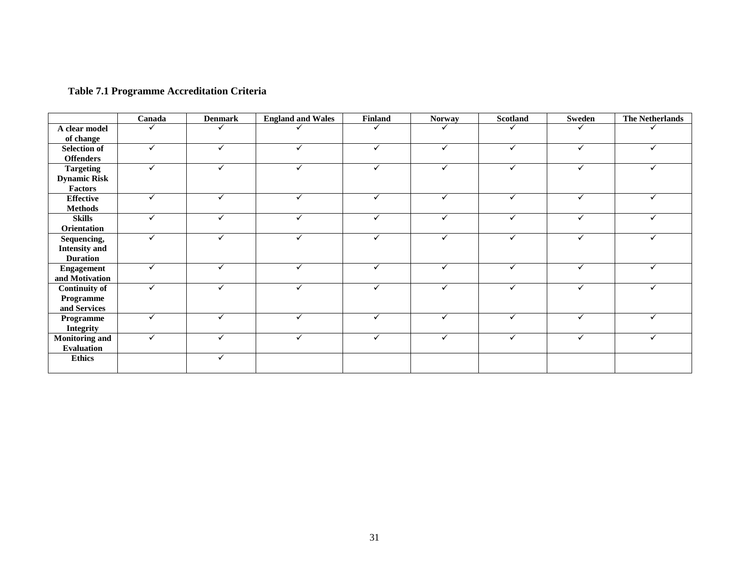**Table 7.1 Programme Accreditation Criteria**

| | Canada | Denmark | England and Wales | Finland | Norway | Scotland | Sweden | The Netherlands |
|---|---|---|---|---|---|---|---|---|
| **A clear model of change** | ✓ | ✓ | ✓ | ✓ | ✓ | ✓ | ✓ | ✓ |
| **Selection of Offenders** | ✓ | ✓ | ✓ | ✓ | ✓ | ✓ | ✓ | ✓ |
| **Targeting Dynamic Risk Factors** | ✓ | ✓ | ✓ | ✓ | ✓ | ✓ | ✓ | ✓ |
| **Effective Methods** | ✓ | ✓ | ✓ | ✓ | ✓ | ✓ | ✓ | ✓ |
| **Skills Orientation** | ✓ | ✓ | ✓ | ✓ | ✓ | ✓ | ✓ | ✓ |
| **Sequencing, Intensity and Duration** | ✓ | ✓ | ✓ | ✓ | ✓ | ✓ | ✓ | ✓ |
| **Engagement and Motivation** | ✓ | ✓ | ✓ | ✓ | ✓ | ✓ | ✓ | ✓ |
| **Continuity of Programme and Services** | ✓ | ✓ | ✓ | ✓ | ✓ | ✓ | ✓ | ✓ |
| **Programme Integrity** | ✓ | ✓ | ✓ | ✓ | ✓ | ✓ | ✓ | ✓ |
| **Monitoring and Evaluation** | ✓ | ✓ | ✓ | ✓ | ✓ | ✓ | ✓ | ✓ |
| **Ethics** | | ✓ | | | | | | |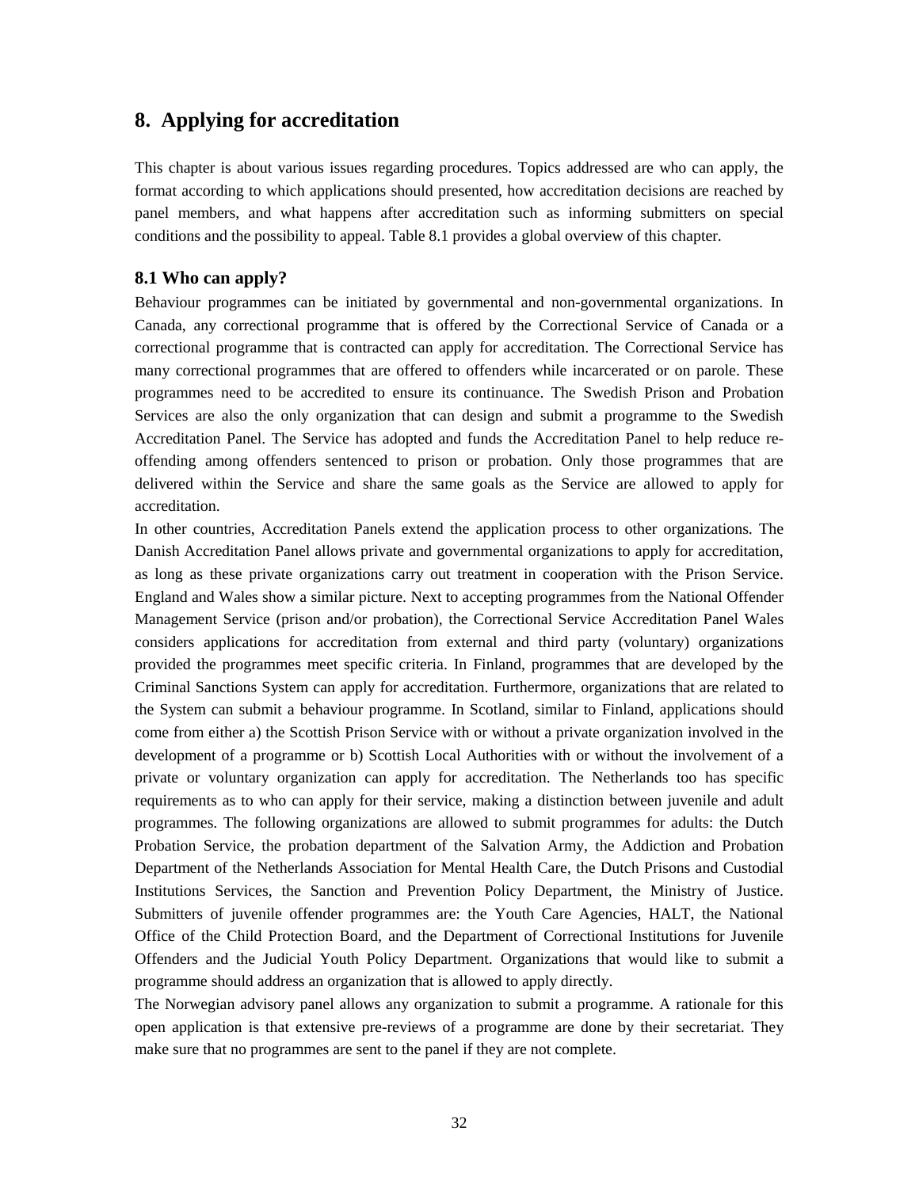# 8. Applying for accreditation

This chapter is about various issues regarding procedures. Topics addressed are who can apply, the format according to which applications should presented, how accreditation decisions are reached by panel members, and what happens after accreditation such as informing submitters on special conditions and the possibility to appeal. Table 8.1 provides a global overview of this chapter.

## 8.1 Who can apply?

Behaviour programmes can be initiated by governmental and non-governmental organizations. In Canada, any correctional programme that is offered by the Correctional Service of Canada or a correctional programme that is contracted can apply for accreditation. The Correctional Service has many correctional programmes that are offered to offenders while incarcerated or on parole. These programmes need to be accredited to ensure its continuance. The Swedish Prison and Probation Services are also the only organization that can design and submit a programme to the Swedish Accreditation Panel. The Service has adopted and funds the Accreditation Panel to help reduce re-offending among offenders sentenced to prison or probation. Only those programmes that are delivered within the Service and share the same goals as the Service are allowed to apply for accreditation.

In other countries, Accreditation Panels extend the application process to other organizations. The Danish Accreditation Panel allows private and governmental organizations to apply for accreditation, as long as these private organizations carry out treatment in cooperation with the Prison Service. England and Wales show a similar picture. Next to accepting programmes from the National Offender Management Service (prison and/or probation), the Correctional Service Accreditation Panel Wales considers applications for accreditation from external and third party (voluntary) organizations provided the programmes meet specific criteria. In Finland, programmes that are developed by the Criminal Sanctions System can apply for accreditation. Furthermore, organizations that are related to the System can submit a behaviour programme. In Scotland, similar to Finland, applications should come from either a) the Scottish Prison Service with or without a private organization involved in the development of a programme or b) Scottish Local Authorities with or without the involvement of a private or voluntary organization can apply for accreditation. The Netherlands too has specific requirements as to who can apply for their service, making a distinction between juvenile and adult programmes. The following organizations are allowed to submit programmes for adults: the Dutch Probation Service, the probation department of the Salvation Army, the Addiction and Probation Department of the Netherlands Association for Mental Health Care, the Dutch Prisons and Custodial Institutions Services, the Sanction and Prevention Policy Department, the Ministry of Justice. Submitters of juvenile offender programmes are: the Youth Care Agencies, HALT, the National Office of the Child Protection Board, and the Department of Correctional Institutions for Juvenile Offenders and the Judicial Youth Policy Department. Organizations that would like to submit a programme should address an organization that is allowed to apply directly.

The Norwegian advisory panel allows any organization to submit a programme. A rationale for this open application is that extensive pre-reviews of a programme are done by their secretariat. They make sure that no programmes are sent to the panel if they are not complete.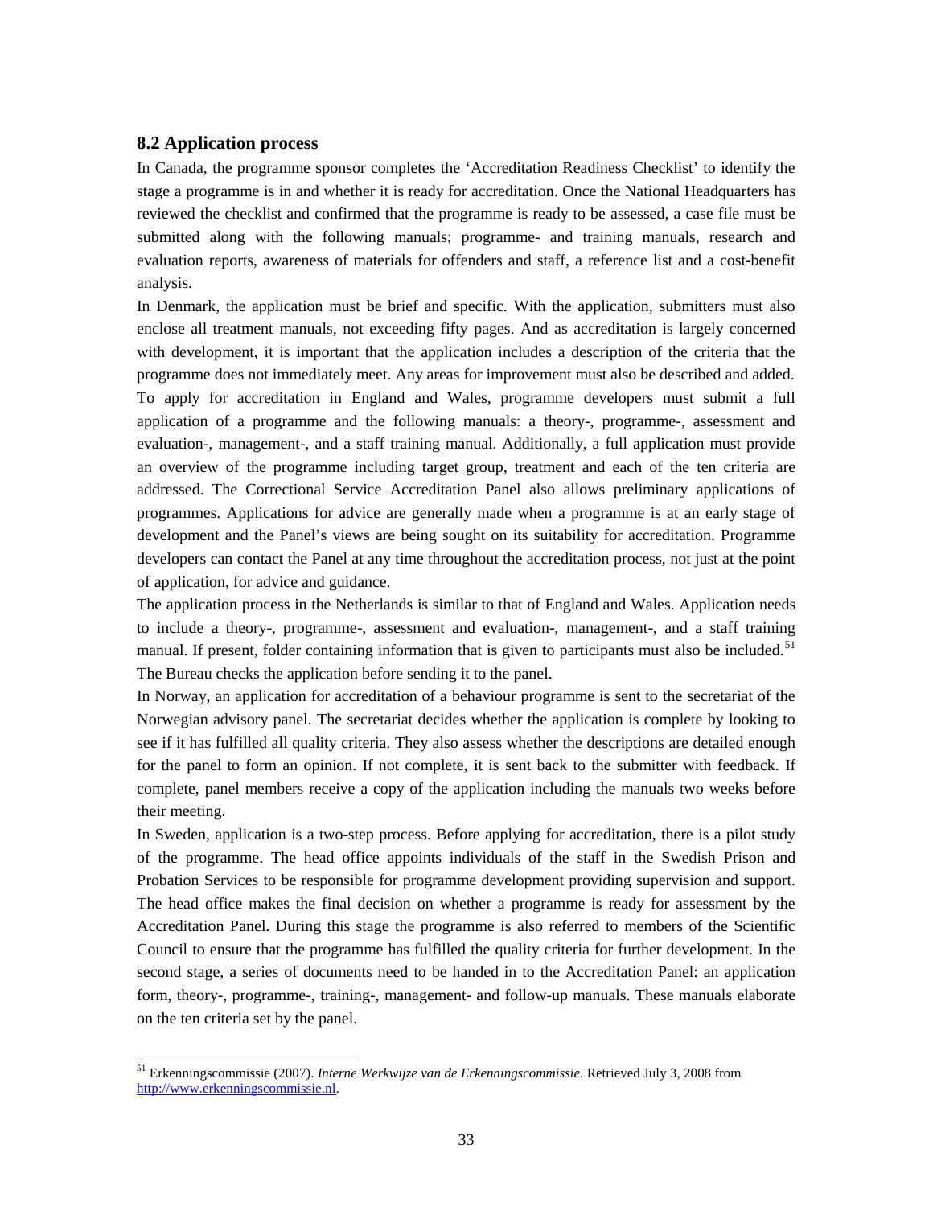### 8.2 Application process

In Canada, the programme sponsor completes the 'Accreditation Readiness Checklist' to identify the stage a programme is in and whether it is ready for accreditation. Once the National Headquarters has reviewed the checklist and confirmed that the programme is ready to be assessed, a case file must be submitted along with the following manuals; programme- and training manuals, research and evaluation reports, awareness of materials for offenders and staff, a reference list and a cost-benefit analysis.

In Denmark, the application must be brief and specific. With the application, submitters must also enclose all treatment manuals, not exceeding fifty pages. And as accreditation is largely concerned with development, it is important that the application includes a description of the criteria that the programme does not immediately meet. Any areas for improvement must also be described and added.

To apply for accreditation in England and Wales, programme developers must submit a full application of a programme and the following manuals: a theory-, programme-, assessment and evaluation-, management-, and a staff training manual. Additionally, a full application must provide an overview of the programme including target group, treatment and each of the ten criteria are addressed. The Correctional Service Accreditation Panel also allows preliminary applications of programmes. Applications for advice are generally made when a programme is at an early stage of development and the Panel's views are being sought on its suitability for accreditation. Programme developers can contact the Panel at any time throughout the accreditation process, not just at the point of application, for advice and guidance.

The application process in the Netherlands is similar to that of England and Wales. Application needs to include a theory-, programme-, assessment and evaluation-, management-, and a staff training manual. If present, folder containing information that is given to participants must also be included.[51] The Bureau checks the application before sending it to the panel.

In Norway, an application for accreditation of a behaviour programme is sent to the secretariat of the Norwegian advisory panel. The secretariat decides whether the application is complete by looking to see if it has fulfilled all quality criteria. They also assess whether the descriptions are detailed enough for the panel to form an opinion. If not complete, it is sent back to the submitter with feedback. If complete, panel members receive a copy of the application including the manuals two weeks before their meeting.

In Sweden, application is a two-step process. Before applying for accreditation, there is a pilot study of the programme. The head office appoints individuals of the staff in the Swedish Prison and Probation Services to be responsible for programme development providing supervision and support. The head office makes the final decision on whether a programme is ready for assessment by the Accreditation Panel. During this stage the programme is also referred to members of the Scientific Council to ensure that the programme has fulfilled the quality criteria for further development. In the second stage, a series of documents need to be handed in to the Accreditation Panel: an application form, theory-, programme-, training-, management- and follow-up manuals. These manuals elaborate on the ten criteria set by the panel.

---

[51] Erkenningscommissie (2007). *Interne Werkwijze van de Erkenningscommissie*. Retrieved July 3, 2008 from http://www.erkenningscommissie.nl.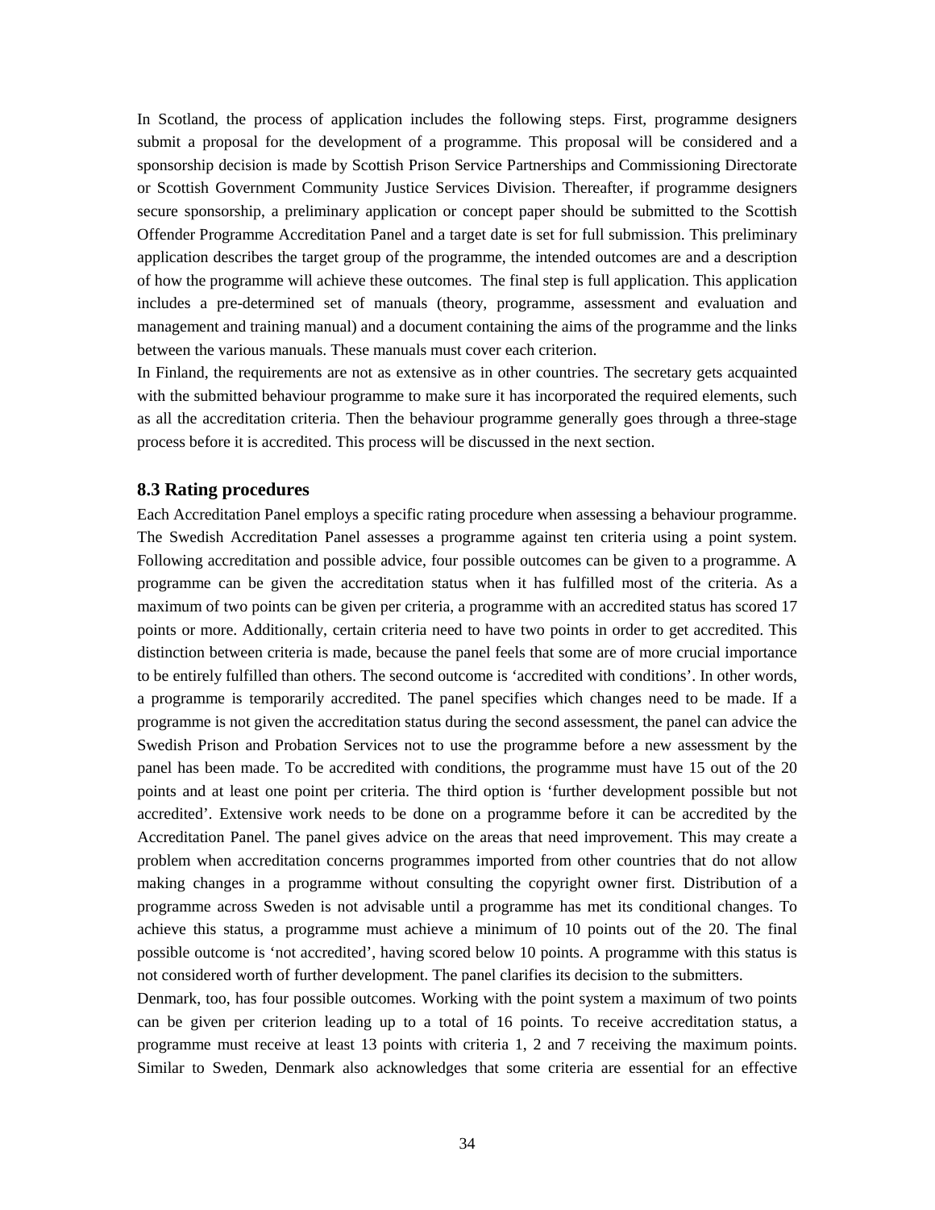In Scotland, the process of application includes the following steps. First, programme designers submit a proposal for the development of a programme. This proposal will be considered and a sponsorship decision is made by Scottish Prison Service Partnerships and Commissioning Directorate or Scottish Government Community Justice Services Division. Thereafter, if programme designers secure sponsorship, a preliminary application or concept paper should be submitted to the Scottish Offender Programme Accreditation Panel and a target date is set for full submission. This preliminary application describes the target group of the programme, the intended outcomes are and a description of how the programme will achieve these outcomes. The final step is full application. This application includes a pre-determined set of manuals (theory, programme, assessment and evaluation and management and training manual) and a document containing the aims of the programme and the links between the various manuals. These manuals must cover each criterion.

In Finland, the requirements are not as extensive as in other countries. The secretary gets acquainted with the submitted behaviour programme to make sure it has incorporated the required elements, such as all the accreditation criteria. Then the behaviour programme generally goes through a three-stage process before it is accredited. This process will be discussed in the next section.

### 8.3 Rating procedures

Each Accreditation Panel employs a specific rating procedure when assessing a behaviour programme. The Swedish Accreditation Panel assesses a programme against ten criteria using a point system. Following accreditation and possible advice, four possible outcomes can be given to a programme. A programme can be given the accreditation status when it has fulfilled most of the criteria. As a maximum of two points can be given per criteria, a programme with an accredited status has scored 17 points or more. Additionally, certain criteria need to have two points in order to get accredited. This distinction between criteria is made, because the panel feels that some are of more crucial importance to be entirely fulfilled than others. The second outcome is 'accredited with conditions'. In other words, a programme is temporarily accredited. The panel specifies which changes need to be made. If a programme is not given the accreditation status during the second assessment, the panel can advice the Swedish Prison and Probation Services not to use the programme before a new assessment by the panel has been made. To be accredited with conditions, the programme must have 15 out of the 20 points and at least one point per criteria. The third option is 'further development possible but not accredited'. Extensive work needs to be done on a programme before it can be accredited by the Accreditation Panel. The panel gives advice on the areas that need improvement. This may create a problem when accreditation concerns programmes imported from other countries that do not allow making changes in a programme without consulting the copyright owner first. Distribution of a programme across Sweden is not advisable until a programme has met its conditional changes. To achieve this status, a programme must achieve a minimum of 10 points out of the 20. The final possible outcome is 'not accredited', having scored below 10 points. A programme with this status is not considered worth of further development. The panel clarifies its decision to the submitters.

Denmark, too, has four possible outcomes. Working with the point system a maximum of two points can be given per criterion leading up to a total of 16 points. To receive accreditation status, a programme must receive at least 13 points with criteria 1, 2 and 7 receiving the maximum points. Similar to Sweden, Denmark also acknowledges that some criteria are essential for an effective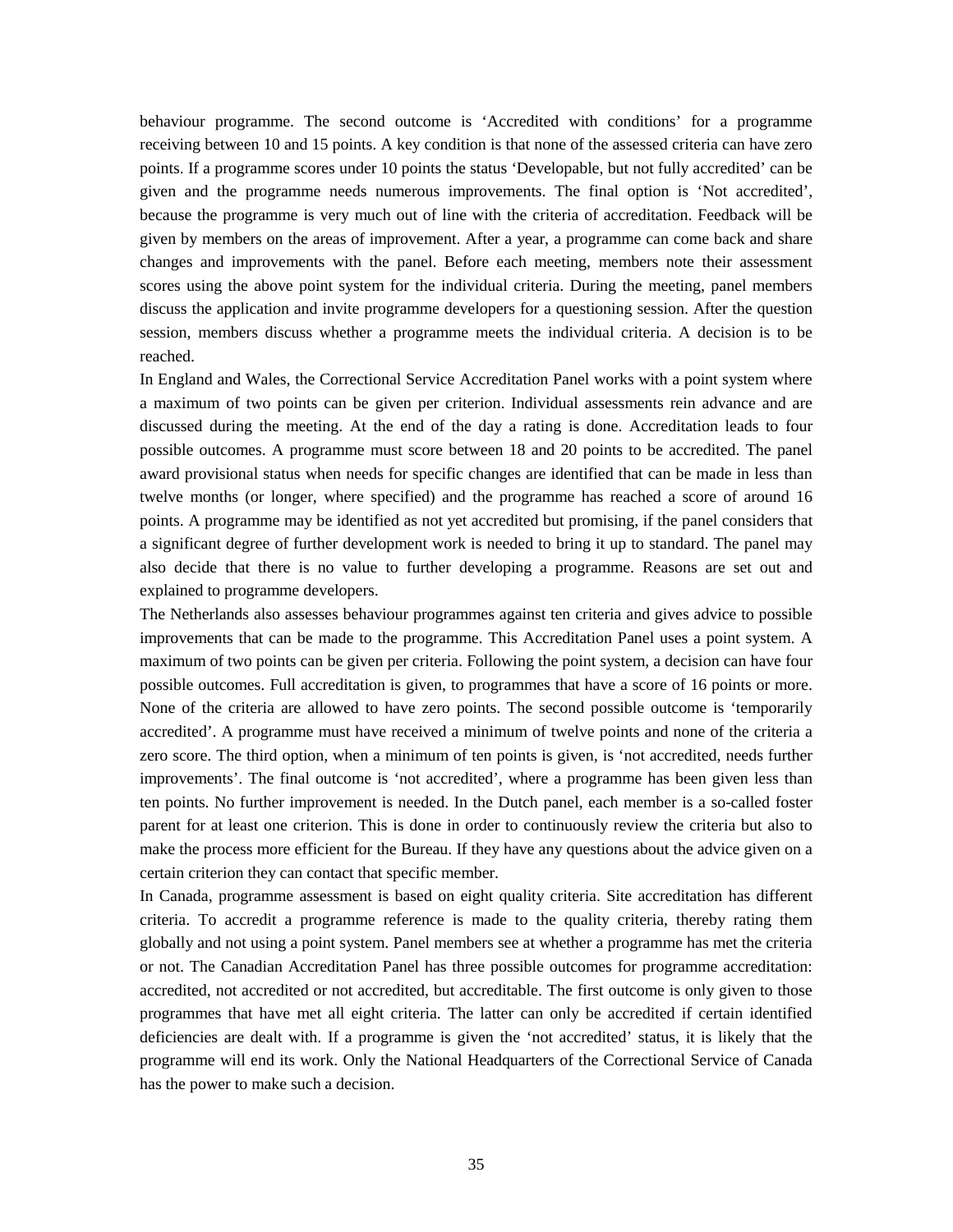behaviour programme. The second outcome is 'Accredited with conditions' for a programme receiving between 10 and 15 points. A key condition is that none of the assessed criteria can have zero points. If a programme scores under 10 points the status 'Developable, but not fully accredited' can be given and the programme needs numerous improvements. The final option is 'Not accredited', because the programme is very much out of line with the criteria of accreditation. Feedback will be given by members on the areas of improvement. After a year, a programme can come back and share changes and improvements with the panel. Before each meeting, members note their assessment scores using the above point system for the individual criteria. During the meeting, panel members discuss the application and invite programme developers for a questioning session. After the question session, members discuss whether a programme meets the individual criteria. A decision is to be reached.

In England and Wales, the Correctional Service Accreditation Panel works with a point system where a maximum of two points can be given per criterion. Individual assessments rein advance and are discussed during the meeting. At the end of the day a rating is done. Accreditation leads to four possible outcomes. A programme must score between 18 and 20 points to be accredited. The panel award provisional status when needs for specific changes are identified that can be made in less than twelve months (or longer, where specified) and the programme has reached a score of around 16 points. A programme may be identified as not yet accredited but promising, if the panel considers that a significant degree of further development work is needed to bring it up to standard. The panel may also decide that there is no value to further developing a programme. Reasons are set out and explained to programme developers.

The Netherlands also assesses behaviour programmes against ten criteria and gives advice to possible improvements that can be made to the programme. This Accreditation Panel uses a point system. A maximum of two points can be given per criteria. Following the point system, a decision can have four possible outcomes. Full accreditation is given, to programmes that have a score of 16 points or more. None of the criteria are allowed to have zero points. The second possible outcome is 'temporarily accredited'. A programme must have received a minimum of twelve points and none of the criteria a zero score. The third option, when a minimum of ten points is given, is 'not accredited, needs further improvements'. The final outcome is 'not accredited', where a programme has been given less than ten points. No further improvement is needed. In the Dutch panel, each member is a so-called foster parent for at least one criterion. This is done in order to continuously review the criteria but also to make the process more efficient for the Bureau. If they have any questions about the advice given on a certain criterion they can contact that specific member.

In Canada, programme assessment is based on eight quality criteria. Site accreditation has different criteria. To accredit a programme reference is made to the quality criteria, thereby rating them globally and not using a point system. Panel members see at whether a programme has met the criteria or not. The Canadian Accreditation Panel has three possible outcomes for programme accreditation: accredited, not accredited or not accredited, but accreditable. The first outcome is only given to those programmes that have met all eight criteria. The latter can only be accredited if certain identified deficiencies are dealt with. If a programme is given the 'not accredited' status, it is likely that the programme will end its work. Only the National Headquarters of the Correctional Service of Canada has the power to make such a decision.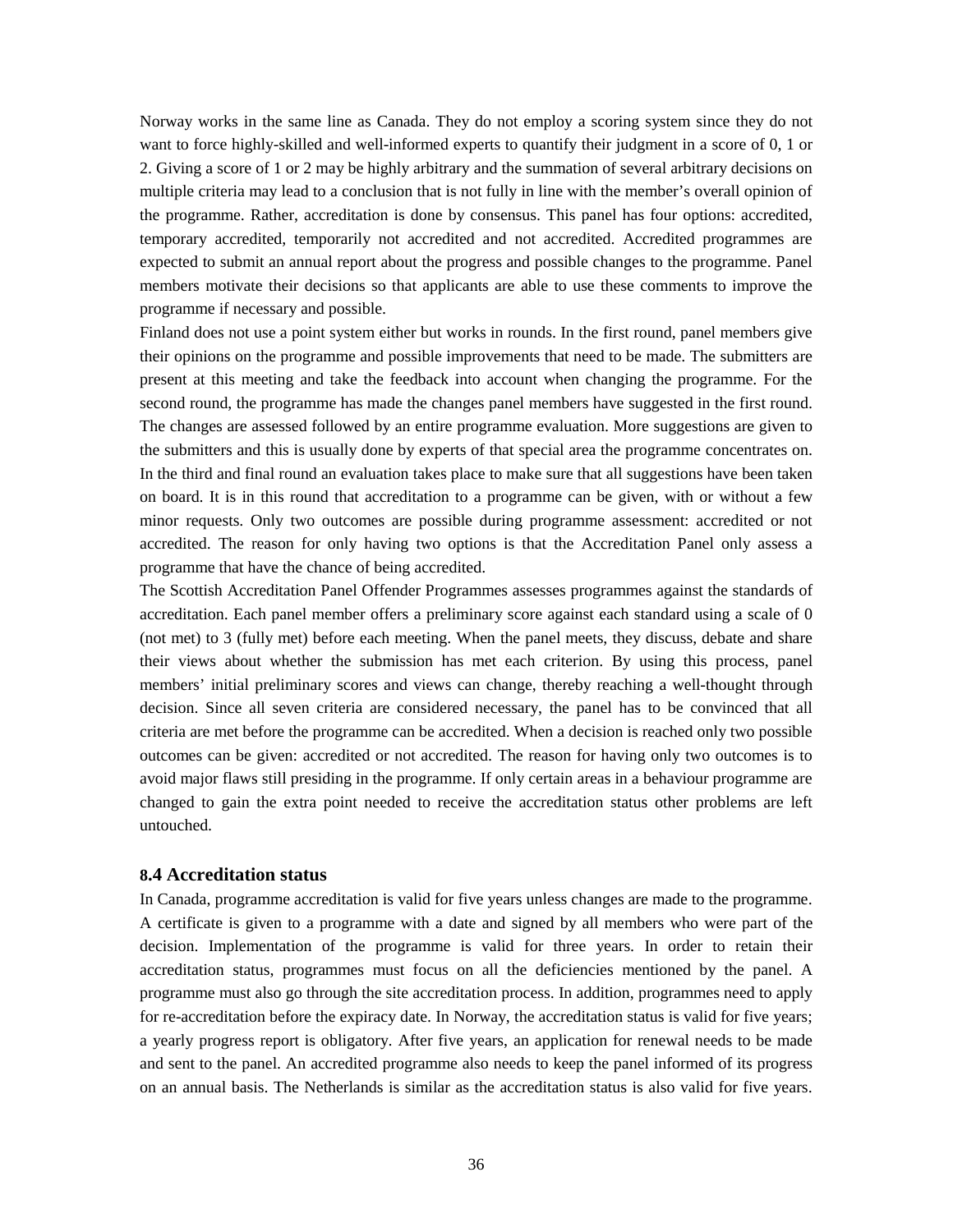Norway works in the same line as Canada. They do not employ a scoring system since they do not want to force highly-skilled and well-informed experts to quantify their judgment in a score of 0, 1 or 2. Giving a score of 1 or 2 may be highly arbitrary and the summation of several arbitrary decisions on multiple criteria may lead to a conclusion that is not fully in line with the member's overall opinion of the programme. Rather, accreditation is done by consensus. This panel has four options: accredited, temporary accredited, temporarily not accredited and not accredited. Accredited programmes are expected to submit an annual report about the progress and possible changes to the programme. Panel members motivate their decisions so that applicants are able to use these comments to improve the programme if necessary and possible.

Finland does not use a point system either but works in rounds. In the first round, panel members give their opinions on the programme and possible improvements that need to be made. The submitters are present at this meeting and take the feedback into account when changing the programme. For the second round, the programme has made the changes panel members have suggested in the first round. The changes are assessed followed by an entire programme evaluation. More suggestions are given to the submitters and this is usually done by experts of that special area the programme concentrates on. In the third and final round an evaluation takes place to make sure that all suggestions have been taken on board. It is in this round that accreditation to a programme can be given, with or without a few minor requests. Only two outcomes are possible during programme assessment: accredited or not accredited. The reason for only having two options is that the Accreditation Panel only assess a programme that have the chance of being accredited.

The Scottish Accreditation Panel Offender Programmes assesses programmes against the standards of accreditation. Each panel member offers a preliminary score against each standard using a scale of 0 (not met) to 3 (fully met) before each meeting. When the panel meets, they discuss, debate and share their views about whether the submission has met each criterion. By using this process, panel members' initial preliminary scores and views can change, thereby reaching a well-thought through decision. Since all seven criteria are considered necessary, the panel has to be convinced that all criteria are met before the programme can be accredited. When a decision is reached only two possible outcomes can be given: accredited or not accredited. The reason for having only two outcomes is to avoid major flaws still presiding in the programme. If only certain areas in a behaviour programme are changed to gain the extra point needed to receive the accreditation status other problems are left untouched.

### 8.4 Accreditation status

In Canada, programme accreditation is valid for five years unless changes are made to the programme. A certificate is given to a programme with a date and signed by all members who were part of the decision. Implementation of the programme is valid for three years. In order to retain their accreditation status, programmes must focus on all the deficiencies mentioned by the panel. A programme must also go through the site accreditation process. In addition, programmes need to apply for re-accreditation before the expiracy date. In Norway, the accreditation status is valid for five years; a yearly progress report is obligatory. After five years, an application for renewal needs to be made and sent to the panel. An accredited programme also needs to keep the panel informed of its progress on an annual basis. The Netherlands is similar as the accreditation status is also valid for five years.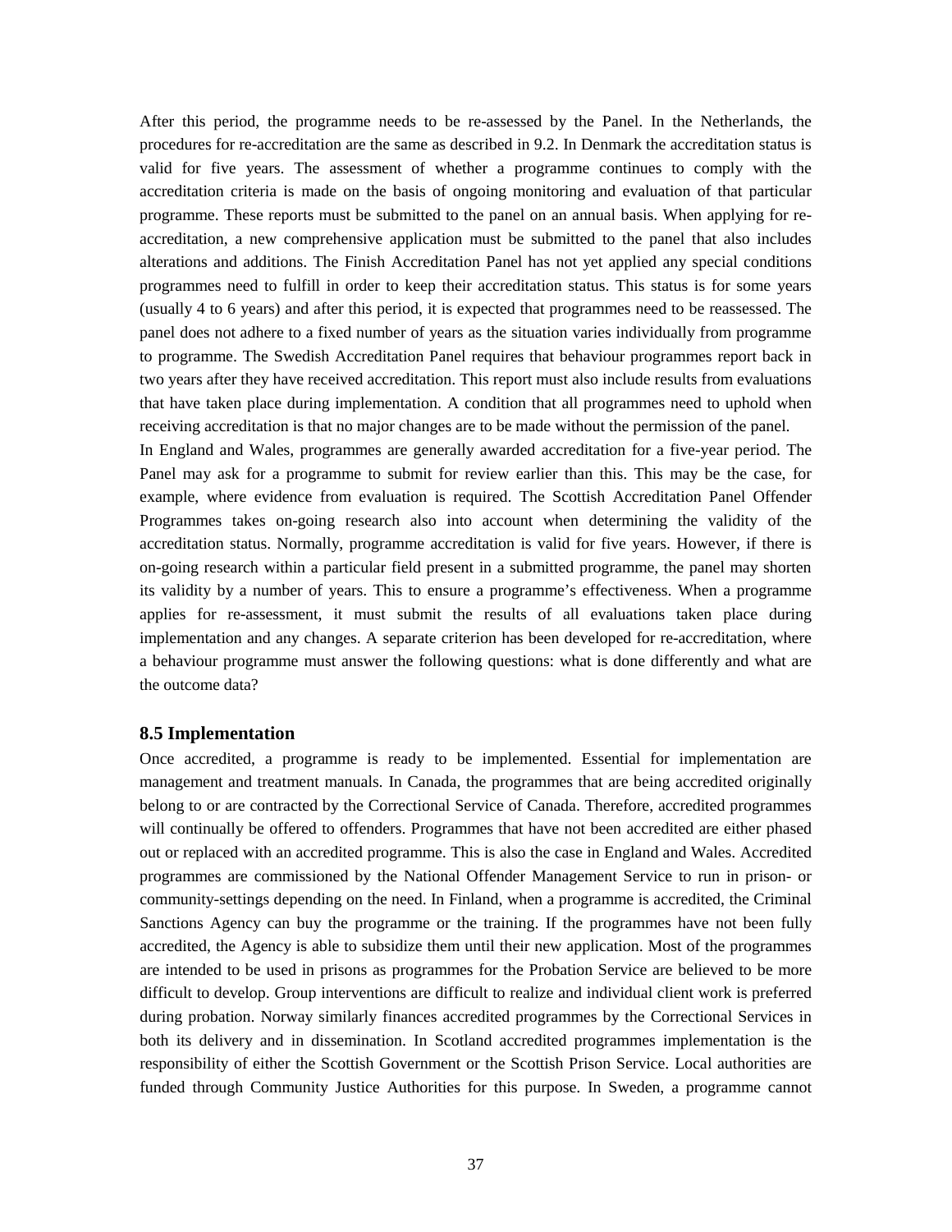After this period, the programme needs to be re-assessed by the Panel. In the Netherlands, the procedures for re-accreditation are the same as described in 9.2. In Denmark the accreditation status is valid for five years. The assessment of whether a programme continues to comply with the accreditation criteria is made on the basis of ongoing monitoring and evaluation of that particular programme. These reports must be submitted to the panel on an annual basis. When applying for re-accreditation, a new comprehensive application must be submitted to the panel that also includes alterations and additions. The Finish Accreditation Panel has not yet applied any special conditions programmes need to fulfill in order to keep their accreditation status. This status is for some years (usually 4 to 6 years) and after this period, it is expected that programmes need to be reassessed. The panel does not adhere to a fixed number of years as the situation varies individually from programme to programme. The Swedish Accreditation Panel requires that behaviour programmes report back in two years after they have received accreditation. This report must also include results from evaluations that have taken place during implementation. A condition that all programmes need to uphold when receiving accreditation is that no major changes are to be made without the permission of the panel.

In England and Wales, programmes are generally awarded accreditation for a five-year period. The Panel may ask for a programme to submit for review earlier than this. This may be the case, for example, where evidence from evaluation is required. The Scottish Accreditation Panel Offender Programmes takes on-going research also into account when determining the validity of the accreditation status. Normally, programme accreditation is valid for five years. However, if there is on-going research within a particular field present in a submitted programme, the panel may shorten its validity by a number of years. This to ensure a programme's effectiveness. When a programme applies for re-assessment, it must submit the results of all evaluations taken place during implementation and any changes. A separate criterion has been developed for re-accreditation, where a behaviour programme must answer the following questions: what is done differently and what are the outcome data?

### 8.5 Implementation

Once accredited, a programme is ready to be implemented. Essential for implementation are management and treatment manuals. In Canada, the programmes that are being accredited originally belong to or are contracted by the Correctional Service of Canada. Therefore, accredited programmes will continually be offered to offenders. Programmes that have not been accredited are either phased out or replaced with an accredited programme. This is also the case in England and Wales. Accredited programmes are commissioned by the National Offender Management Service to run in prison- or community-settings depending on the need. In Finland, when a programme is accredited, the Criminal Sanctions Agency can buy the programme or the training. If the programmes have not been fully accredited, the Agency is able to subsidize them until their new application. Most of the programmes are intended to be used in prisons as programmes for the Probation Service are believed to be more difficult to develop. Group interventions are difficult to realize and individual client work is preferred during probation. Norway similarly finances accredited programmes by the Correctional Services in both its delivery and in dissemination. In Scotland accredited programmes implementation is the responsibility of either the Scottish Government or the Scottish Prison Service. Local authorities are funded through Community Justice Authorities for this purpose. In Sweden, a programme cannot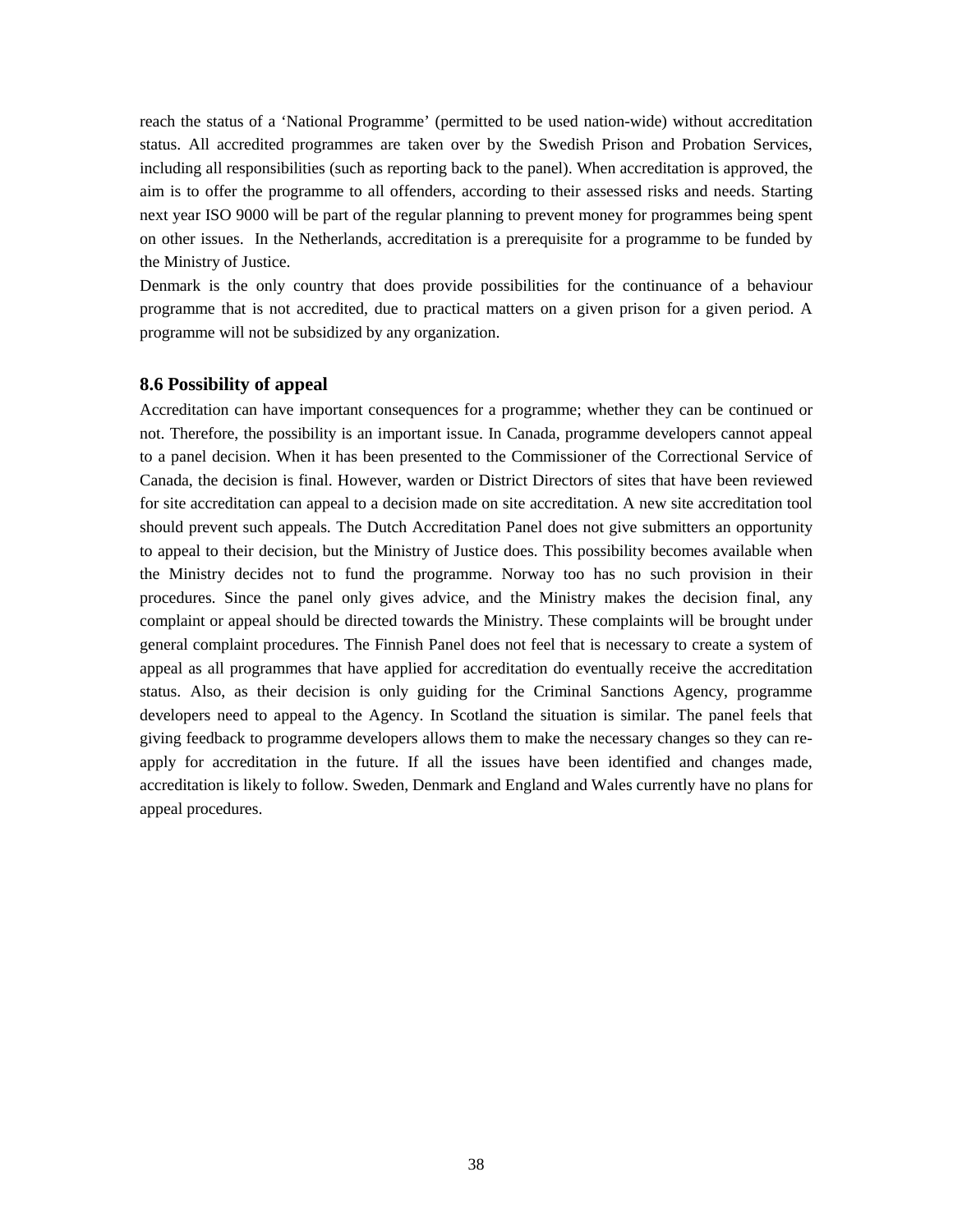reach the status of a 'National Programme' (permitted to be used nation-wide) without accreditation status. All accredited programmes are taken over by the Swedish Prison and Probation Services, including all responsibilities (such as reporting back to the panel). When accreditation is approved, the aim is to offer the programme to all offenders, according to their assessed risks and needs. Starting next year ISO 9000 will be part of the regular planning to prevent money for programmes being spent on other issues.  In the Netherlands, accreditation is a prerequisite for a programme to be funded by the Ministry of Justice.

Denmark is the only country that does provide possibilities for the continuance of a behaviour programme that is not accredited, due to practical matters on a given prison for a given period. A programme will not be subsidized by any organization.

### 8.6 Possibility of appeal

Accreditation can have important consequences for a programme; whether they can be continued or not. Therefore, the possibility is an important issue. In Canada, programme developers cannot appeal to a panel decision. When it has been presented to the Commissioner of the Correctional Service of Canada, the decision is final. However, warden or District Directors of sites that have been reviewed for site accreditation can appeal to a decision made on site accreditation. A new site accreditation tool should prevent such appeals. The Dutch Accreditation Panel does not give submitters an opportunity to appeal to their decision, but the Ministry of Justice does. This possibility becomes available when the Ministry decides not to fund the programme. Norway too has no such provision in their procedures. Since the panel only gives advice, and the Ministry makes the decision final, any complaint or appeal should be directed towards the Ministry. These complaints will be brought under general complaint procedures. The Finnish Panel does not feel that is necessary to create a system of appeal as all programmes that have applied for accreditation do eventually receive the accreditation status. Also, as their decision is only guiding for the Criminal Sanctions Agency, programme developers need to appeal to the Agency. In Scotland the situation is similar. The panel feels that giving feedback to programme developers allows them to make the necessary changes so they can re-apply for accreditation in the future. If all the issues have been identified and changes made, accreditation is likely to follow. Sweden, Denmark and England and Wales currently have no plans for appeal procedures.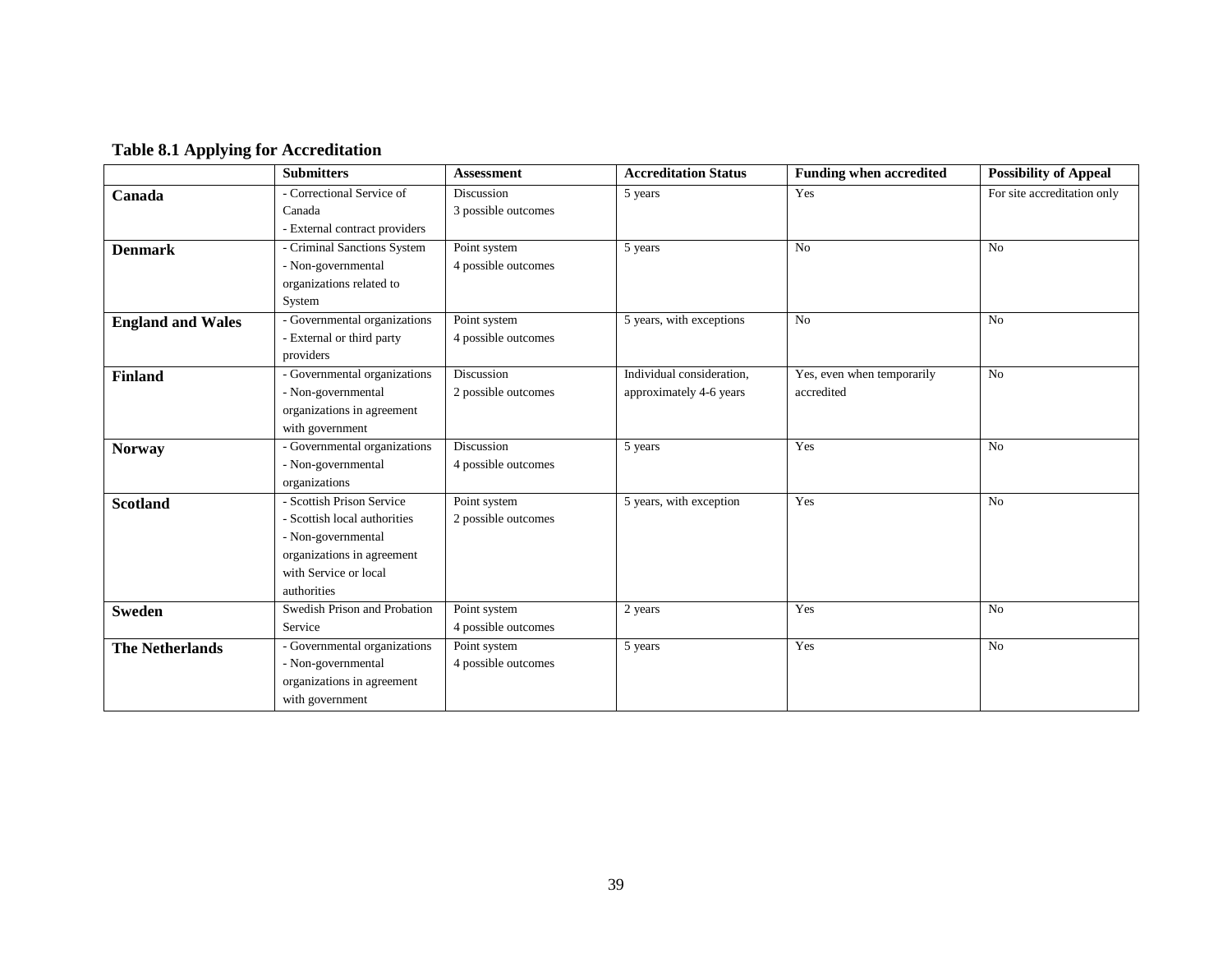**Table 8.1 Applying for Accreditation**

| | Submitters | Assessment | Accreditation Status | Funding when accredited | Possibility of Appeal |
|---|---|---|---|---|---|
| **Canada** | - Correctional Service of Canada<br>- External contract providers | Discussion<br>3 possible outcomes | 5 years | Yes | For site accreditation only |
| **Denmark** | - Criminal Sanctions System<br>- Non-governmental organizations related to System | Point system<br>4 possible outcomes | 5 years | No | No |
| **England and Wales** | - Governmental organizations<br>- External or third party providers | Point system<br>4 possible outcomes | 5 years, with exceptions | No | No |
| **Finland** | - Governmental organizations<br>- Non-governmental organizations in agreement with government | Discussion<br>2 possible outcomes | Individual consideration, approximately 4-6 years | Yes, even when temporarily accredited | No |
| **Norway** | - Governmental organizations<br>- Non-governmental organizations | Discussion<br>4 possible outcomes | 5 years | Yes | No |
| **Scotland** | - Scottish Prison Service<br>- Scottish local authorities<br>- Non-governmental organizations in agreement with Service or local authorities | Point system<br>2 possible outcomes | 5 years, with exception | Yes | No |
| **Sweden** | Swedish Prison and Probation Service | Point system<br>4 possible outcomes | 2 years | Yes | No |
| **The Netherlands** | - Governmental organizations<br>- Non-governmental organizations in agreement with government | Point system<br>4 possible outcomes | 5 years | Yes | No |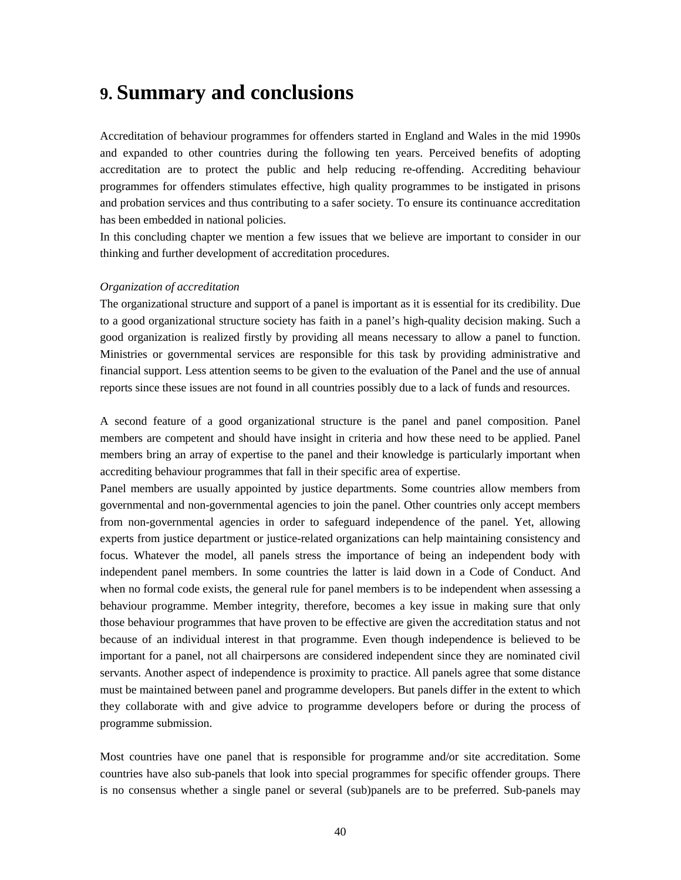# 9. Summary and conclusions

Accreditation of behaviour programmes for offenders started in England and Wales in the mid 1990s and expanded to other countries during the following ten years. Perceived benefits of adopting accreditation are to protect the public and help reducing re-offending. Accrediting behaviour programmes for offenders stimulates effective, high quality programmes to be instigated in prisons and probation services and thus contributing to a safer society. To ensure its continuance accreditation has been embedded in national policies.

In this concluding chapter we mention a few issues that we believe are important to consider in our thinking and further development of accreditation procedures.

*Organization of accreditation*

The organizational structure and support of a panel is important as it is essential for its credibility. Due to a good organizational structure society has faith in a panel's high-quality decision making. Such a good organization is realized firstly by providing all means necessary to allow a panel to function. Ministries or governmental services are responsible for this task by providing administrative and financial support. Less attention seems to be given to the evaluation of the Panel and the use of annual reports since these issues are not found in all countries possibly due to a lack of funds and resources.

A second feature of a good organizational structure is the panel and panel composition. Panel members are competent and should have insight in criteria and how these need to be applied. Panel members bring an array of expertise to the panel and their knowledge is particularly important when accrediting behaviour programmes that fall in their specific area of expertise.

Panel members are usually appointed by justice departments. Some countries allow members from governmental and non-governmental agencies to join the panel. Other countries only accept members from non-governmental agencies in order to safeguard independence of the panel. Yet, allowing experts from justice department or justice-related organizations can help maintaining consistency and focus. Whatever the model, all panels stress the importance of being an independent body with independent panel members. In some countries the latter is laid down in a Code of Conduct. And when no formal code exists, the general rule for panel members is to be independent when assessing a behaviour programme. Member integrity, therefore, becomes a key issue in making sure that only those behaviour programmes that have proven to be effective are given the accreditation status and not because of an individual interest in that programme. Even though independence is believed to be important for a panel, not all chairpersons are considered independent since they are nominated civil servants. Another aspect of independence is proximity to practice. All panels agree that some distance must be maintained between panel and programme developers. But panels differ in the extent to which they collaborate with and give advice to programme developers before or during the process of programme submission.

Most countries have one panel that is responsible for programme and/or site accreditation. Some countries have also sub-panels that look into special programmes for specific offender groups. There is no consensus whether a single panel or several (sub)panels are to be preferred. Sub-panels may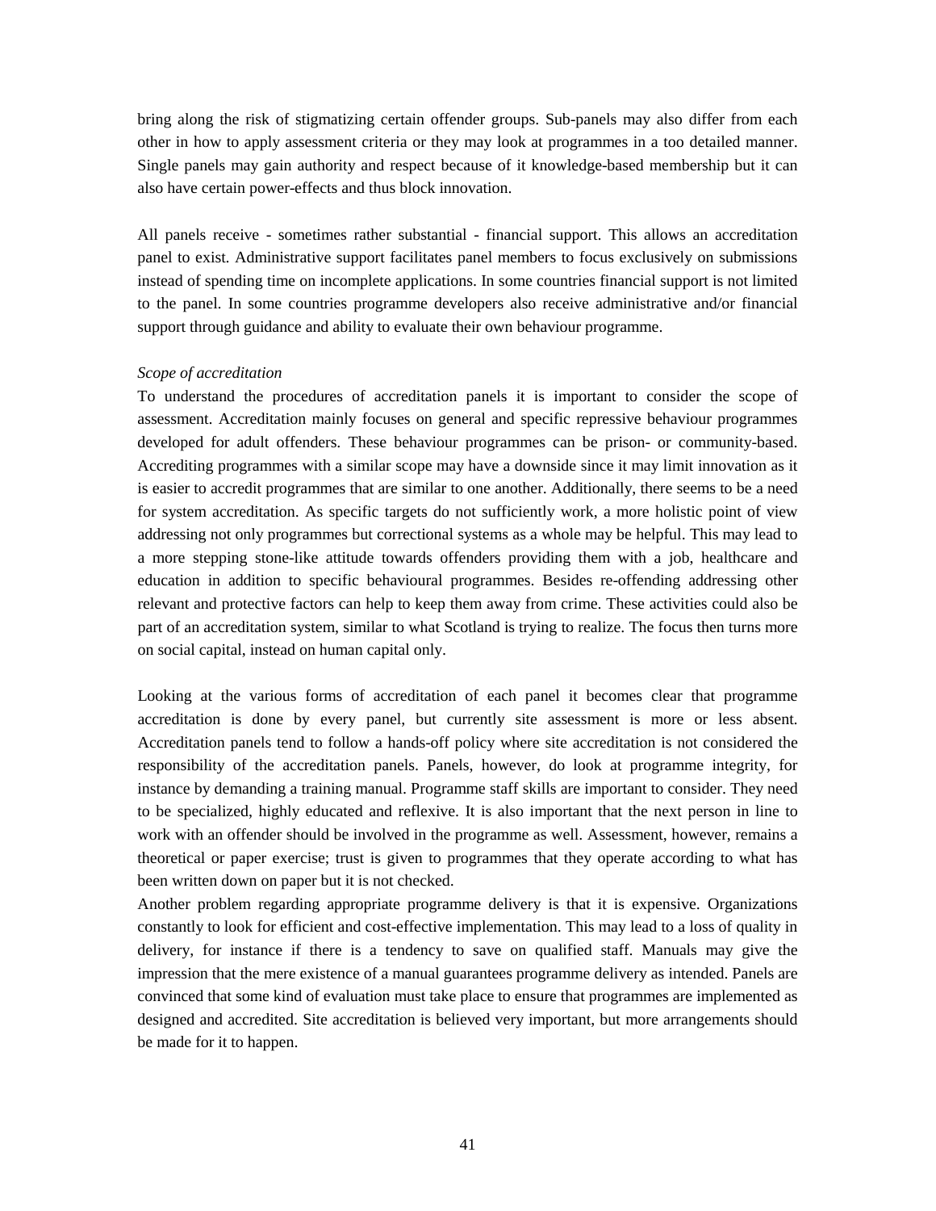bring along the risk of stigmatizing certain offender groups. Sub-panels may also differ from each other in how to apply assessment criteria or they may look at programmes in a too detailed manner. Single panels may gain authority and respect because of it knowledge-based membership but it can also have certain power-effects and thus block innovation.

All panels receive - sometimes rather substantial - financial support. This allows an accreditation panel to exist. Administrative support facilitates panel members to focus exclusively on submissions instead of spending time on incomplete applications. In some countries financial support is not limited to the panel. In some countries programme developers also receive administrative and/or financial support through guidance and ability to evaluate their own behaviour programme.

*Scope of accreditation*

To understand the procedures of accreditation panels it is important to consider the scope of assessment. Accreditation mainly focuses on general and specific repressive behaviour programmes developed for adult offenders. These behaviour programmes can be prison- or community-based. Accrediting programmes with a similar scope may have a downside since it may limit innovation as it is easier to accredit programmes that are similar to one another. Additionally, there seems to be a need for system accreditation. As specific targets do not sufficiently work, a more holistic point of view addressing not only programmes but correctional systems as a whole may be helpful. This may lead to a more stepping stone-like attitude towards offenders providing them with a job, healthcare and education in addition to specific behavioural programmes. Besides re-offending addressing other relevant and protective factors can help to keep them away from crime. These activities could also be part of an accreditation system, similar to what Scotland is trying to realize. The focus then turns more on social capital, instead on human capital only.

Looking at the various forms of accreditation of each panel it becomes clear that programme accreditation is done by every panel, but currently site assessment is more or less absent. Accreditation panels tend to follow a hands-off policy where site accreditation is not considered the responsibility of the accreditation panels. Panels, however, do look at programme integrity, for instance by demanding a training manual. Programme staff skills are important to consider. They need to be specialized, highly educated and reflexive. It is also important that the next person in line to work with an offender should be involved in the programme as well. Assessment, however, remains a theoretical or paper exercise; trust is given to programmes that they operate according to what has been written down on paper but it is not checked.

Another problem regarding appropriate programme delivery is that it is expensive. Organizations constantly to look for efficient and cost-effective implementation. This may lead to a loss of quality in delivery, for instance if there is a tendency to save on qualified staff. Manuals may give the impression that the mere existence of a manual guarantees programme delivery as intended. Panels are convinced that some kind of evaluation must take place to ensure that programmes are implemented as designed and accredited. Site accreditation is believed very important, but more arrangements should be made for it to happen.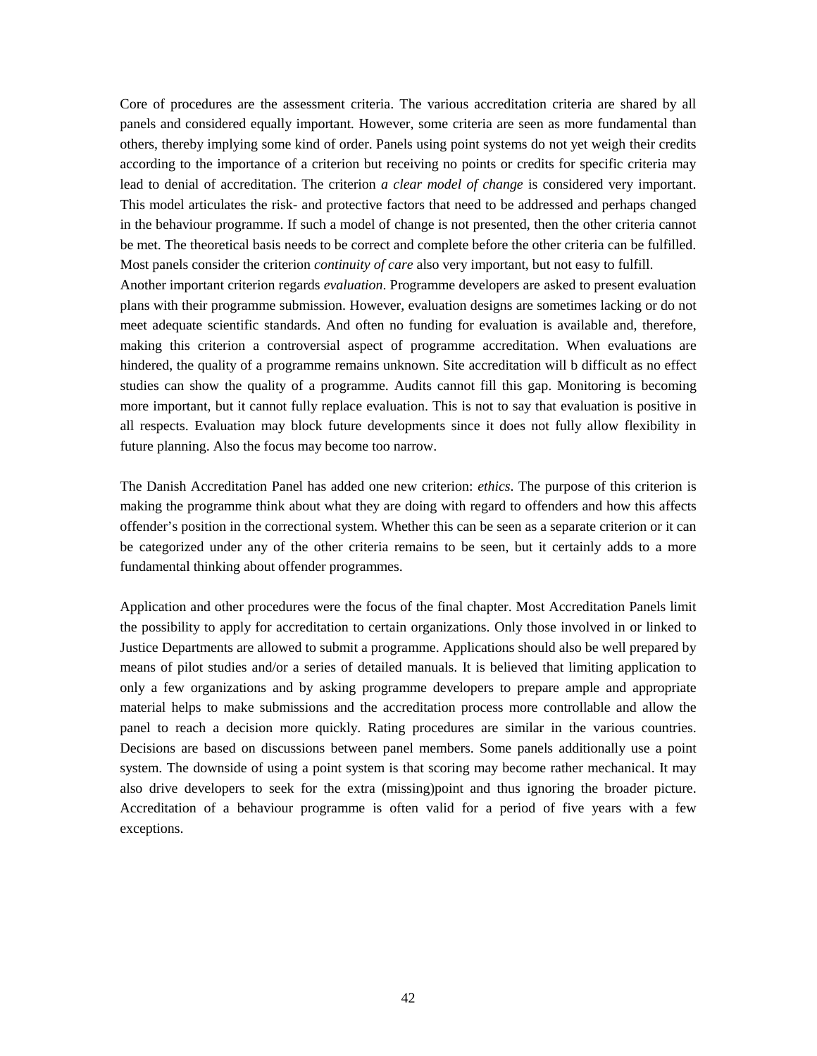Core of procedures are the assessment criteria. The various accreditation criteria are shared by all panels and considered equally important. However, some criteria are seen as more fundamental than others, thereby implying some kind of order. Panels using point systems do not yet weigh their credits according to the importance of a criterion but receiving no points or credits for specific criteria may lead to denial of accreditation. The criterion *a clear model of change* is considered very important. This model articulates the risk- and protective factors that need to be addressed and perhaps changed in the behaviour programme. If such a model of change is not presented, then the other criteria cannot be met. The theoretical basis needs to be correct and complete before the other criteria can be fulfilled. Most panels consider the criterion *continuity of care* also very important, but not easy to fulfill.
Another important criterion regards *evaluation*. Programme developers are asked to present evaluation plans with their programme submission. However, evaluation designs are sometimes lacking or do not meet adequate scientific standards. And often no funding for evaluation is available and, therefore, making this criterion a controversial aspect of programme accreditation. When evaluations are hindered, the quality of a programme remains unknown. Site accreditation will b difficult as no effect studies can show the quality of a programme. Audits cannot fill this gap. Monitoring is becoming more important, but it cannot fully replace evaluation. This is not to say that evaluation is positive in all respects. Evaluation may block future developments since it does not fully allow flexibility in future planning. Also the focus may become too narrow.

The Danish Accreditation Panel has added one new criterion: *ethics*. The purpose of this criterion is making the programme think about what they are doing with regard to offenders and how this affects offender's position in the correctional system. Whether this can be seen as a separate criterion or it can be categorized under any of the other criteria remains to be seen, but it certainly adds to a more fundamental thinking about offender programmes.

Application and other procedures were the focus of the final chapter. Most Accreditation Panels limit the possibility to apply for accreditation to certain organizations. Only those involved in or linked to Justice Departments are allowed to submit a programme. Applications should also be well prepared by means of pilot studies and/or a series of detailed manuals. It is believed that limiting application to only a few organizations and by asking programme developers to prepare ample and appropriate material helps to make submissions and the accreditation process more controllable and allow the panel to reach a decision more quickly. Rating procedures are similar in the various countries. Decisions are based on discussions between panel members. Some panels additionally use a point system. The downside of using a point system is that scoring may become rather mechanical. It may also drive developers to seek for the extra (missing)point and thus ignoring the broader picture. Accreditation of a behaviour programme is often valid for a period of five years with a few exceptions.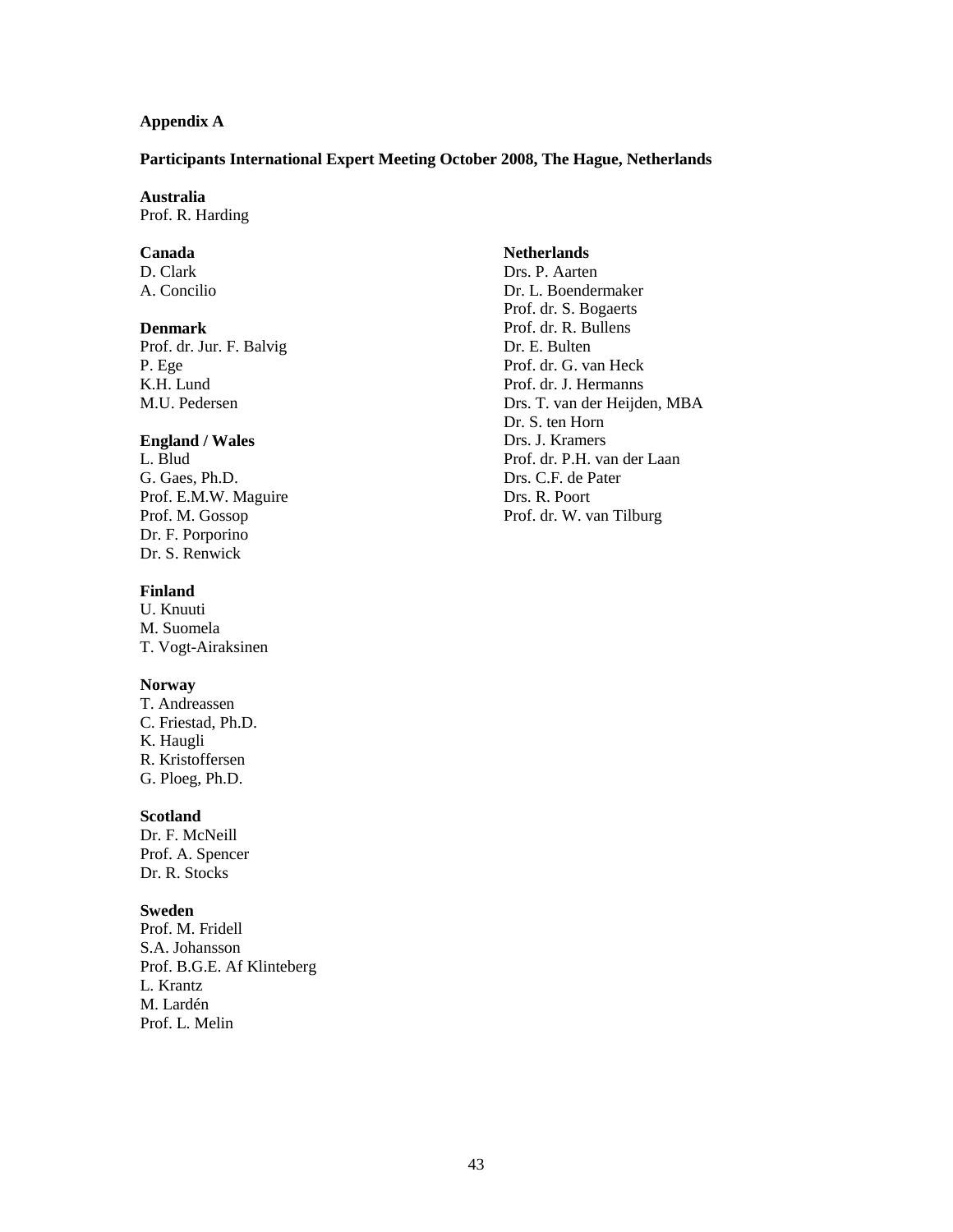**Appendix A**

**Participants International Expert Meeting October 2008, The Hague, Netherlands**

**Australia**
Prof. R. Harding

**Canada**
D. Clark
A. Concilio

**Denmark**
Prof. dr. Jur. F. Balvig
P. Ege
K.H. Lund
M.U. Pedersen

**England / Wales**
L. Blud
G. Gaes, Ph.D.
Prof. E.M.W. Maguire
Prof. M. Gossop
Dr. F. Porporino
Dr. S. Renwick

**Finland**
U. Knuuti
M. Suomela
T. Vogt-Airaksinen

**Norway**
T. Andreassen
C. Friestad, Ph.D.
K. Haugli
R. Kristoffersen
G. Ploeg, Ph.D.

**Scotland**
Dr. F. McNeill
Prof. A. Spencer
Dr. R. Stocks

**Sweden**
Prof. M. Fridell
S.A. Johansson
Prof. B.G.E. Af Klinteberg
L. Krantz
M. Lardén
Prof. L. Melin

**Netherlands**
Drs. P. Aarten
Dr. L. Boendermaker
Prof. dr. S. Bogaerts
Prof. dr. R. Bullens
Dr. E. Bulten
Prof. dr. G. van Heck
Prof. dr. J. Hermanns
Drs. T. van der Heijden, MBA
Dr. S. ten Horn
Drs. J. Kramers
Prof. dr. P.H. van der Laan
Drs. C.F. de Pater
Drs. R. Poort
Prof. dr. W. van Tilburg